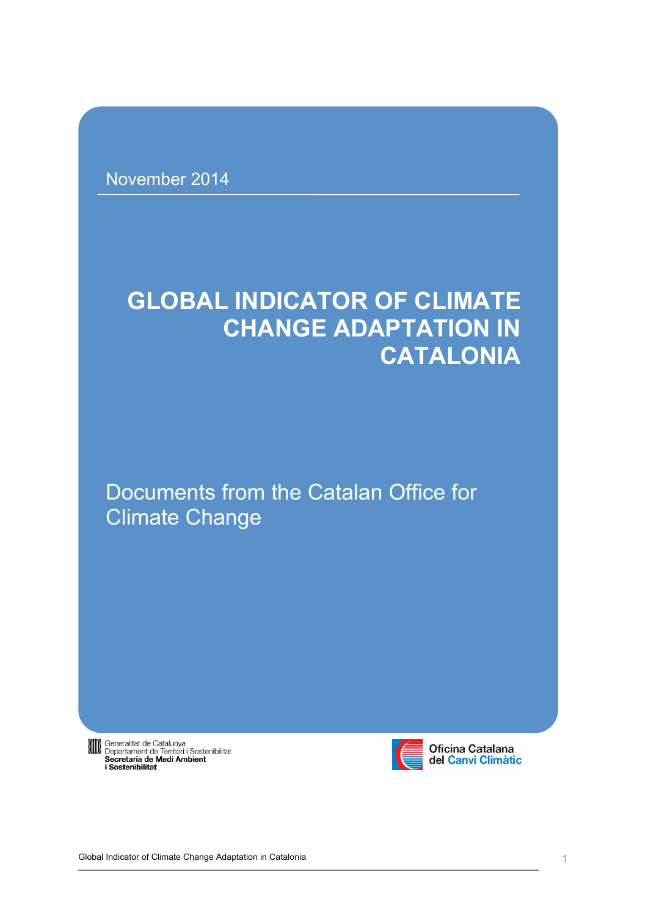November 2014

# GLOBAL INDICATOR OF CLIMATE CHANGE ADAPTATION IN CATALONIA

Documents from the Catalan Office for Climate Change

Generalitat de Catalunya
Departament de Territori i Sostenibilitat
**Secretaria de Medi Ambient i Sostenibilitat**

**Oficina Catalana del Canvi Climàtic**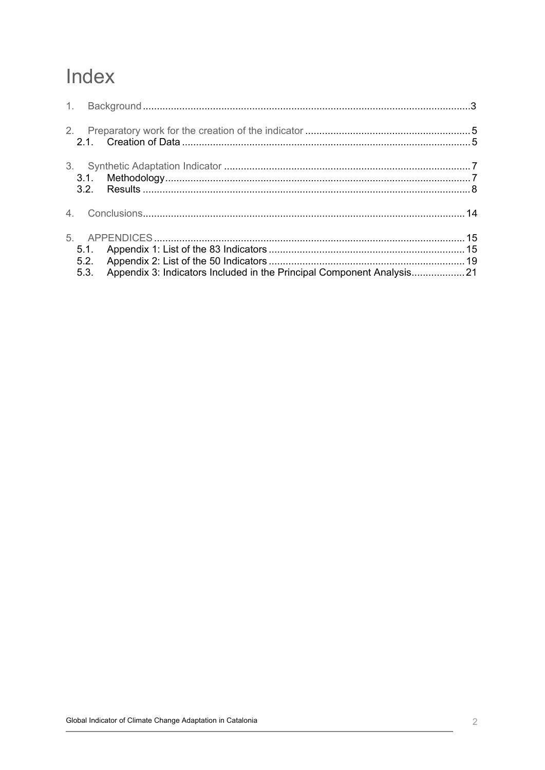# Index

1. Background ....................................................................................................................3

2. Preparatory work for the creation of the indicator ..........................................................5
   - 2.1. Creation of Data ......................................................................................................5

3. Synthetic Adaptation Indicator .......................................................................................7
   - 3.1. Methodology............................................................................................................7
   - 3.2. Results ....................................................................................................................8

4. Conclusions..................................................................................................................14

5. APPENDICES..............................................................................................................15
   - 5.1. Appendix 1: List of the 83 Indicators .....................................................................15
   - 5.2. Appendix 2: List of the 50 Indicators .....................................................................19
   - 5.3. Appendix 3: Indicators Included in the Principal Component Analysis...................21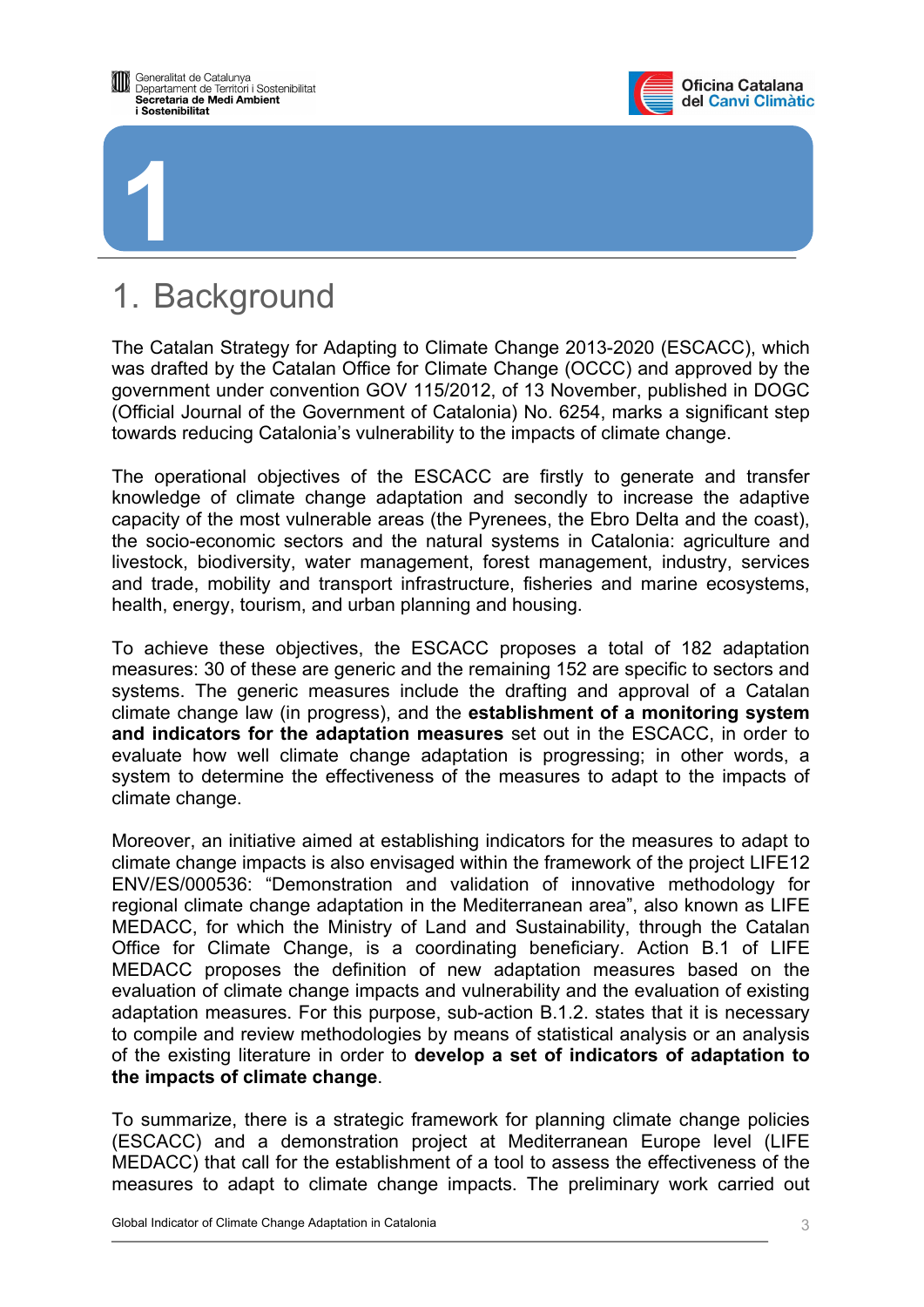# 1. Background

The Catalan Strategy for Adapting to Climate Change 2013-2020 (ESCACC), which was drafted by the Catalan Office for Climate Change (OCCC) and approved by the government under convention GOV 115/2012, of 13 November, published in DOGC (Official Journal of the Government of Catalonia) No. 6254, marks a significant step towards reducing Catalonia's vulnerability to the impacts of climate change.

The operational objectives of the ESCACC are firstly to generate and transfer knowledge of climate change adaptation and secondly to increase the adaptive capacity of the most vulnerable areas (the Pyrenees, the Ebro Delta and the coast), the socio-economic sectors and the natural systems in Catalonia: agriculture and livestock, biodiversity, water management, forest management, industry, services and trade, mobility and transport infrastructure, fisheries and marine ecosystems, health, energy, tourism, and urban planning and housing.

To achieve these objectives, the ESCACC proposes a total of 182 adaptation measures: 30 of these are generic and the remaining 152 are specific to sectors and systems. The generic measures include the drafting and approval of a Catalan climate change law (in progress), and the **establishment of a monitoring system and indicators for the adaptation measures** set out in the ESCACC, in order to evaluate how well climate change adaptation is progressing; in other words, a system to determine the effectiveness of the measures to adapt to the impacts of climate change.

Moreover, an initiative aimed at establishing indicators for the measures to adapt to climate change impacts is also envisaged within the framework of the project LIFE12 ENV/ES/000536: "Demonstration and validation of innovative methodology for regional climate change adaptation in the Mediterranean area", also known as LIFE MEDACC, for which the Ministry of Land and Sustainability, through the Catalan Office for Climate Change, is a coordinating beneficiary. Action B.1 of LIFE MEDACC proposes the definition of new adaptation measures based on the evaluation of climate change impacts and vulnerability and the evaluation of existing adaptation measures. For this purpose, sub-action B.1.2. states that it is necessary to compile and review methodologies by means of statistical analysis or an analysis of the existing literature in order to **develop a set of indicators of adaptation to the impacts of climate change**.

To summarize, there is a strategic framework for planning climate change policies (ESCACC) and a demonstration project at Mediterranean Europe level (LIFE MEDACC) that call for the establishment of a tool to assess the effectiveness of the measures to adapt to climate change impacts. The preliminary work carried out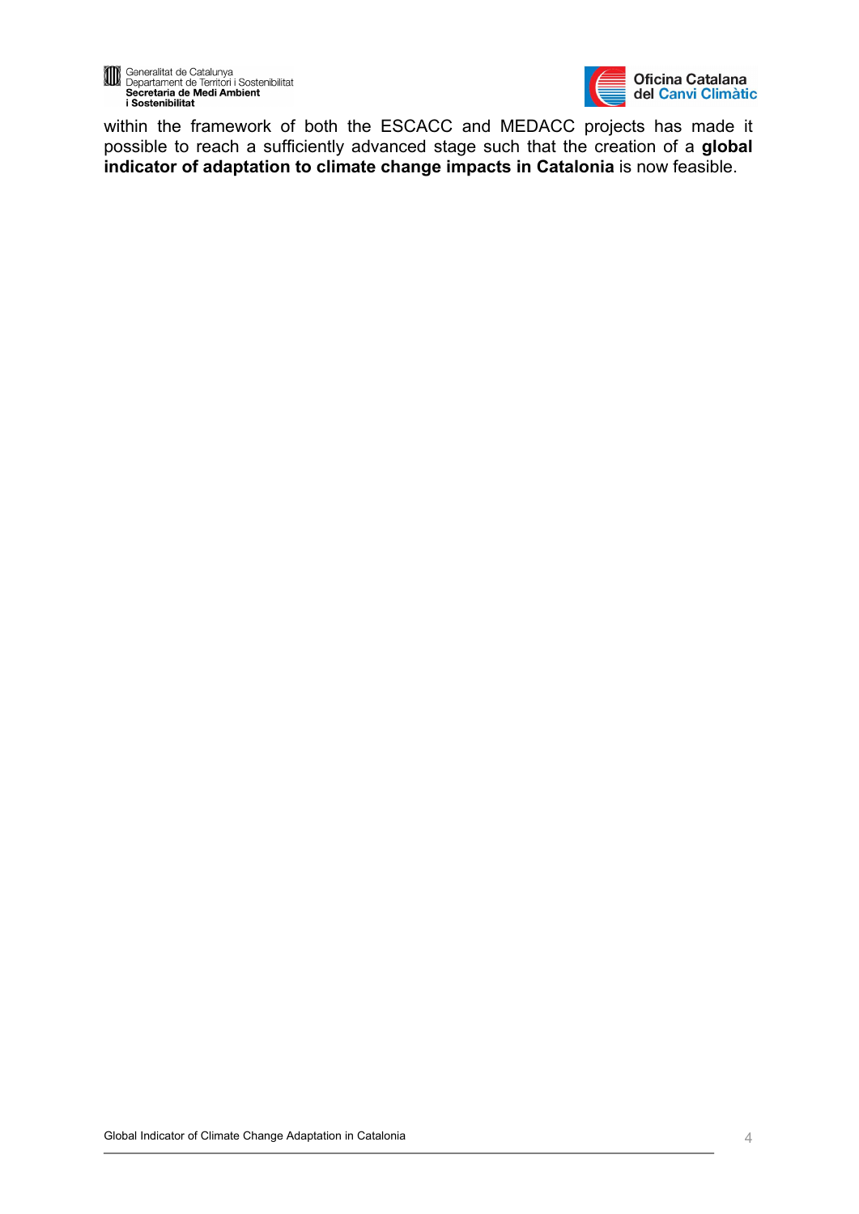within the framework of both the ESCACC and MEDACC projects has made it possible to reach a sufficiently advanced stage such that the creation of a **global indicator of adaptation to climate change impacts in Catalonia** is now feasible.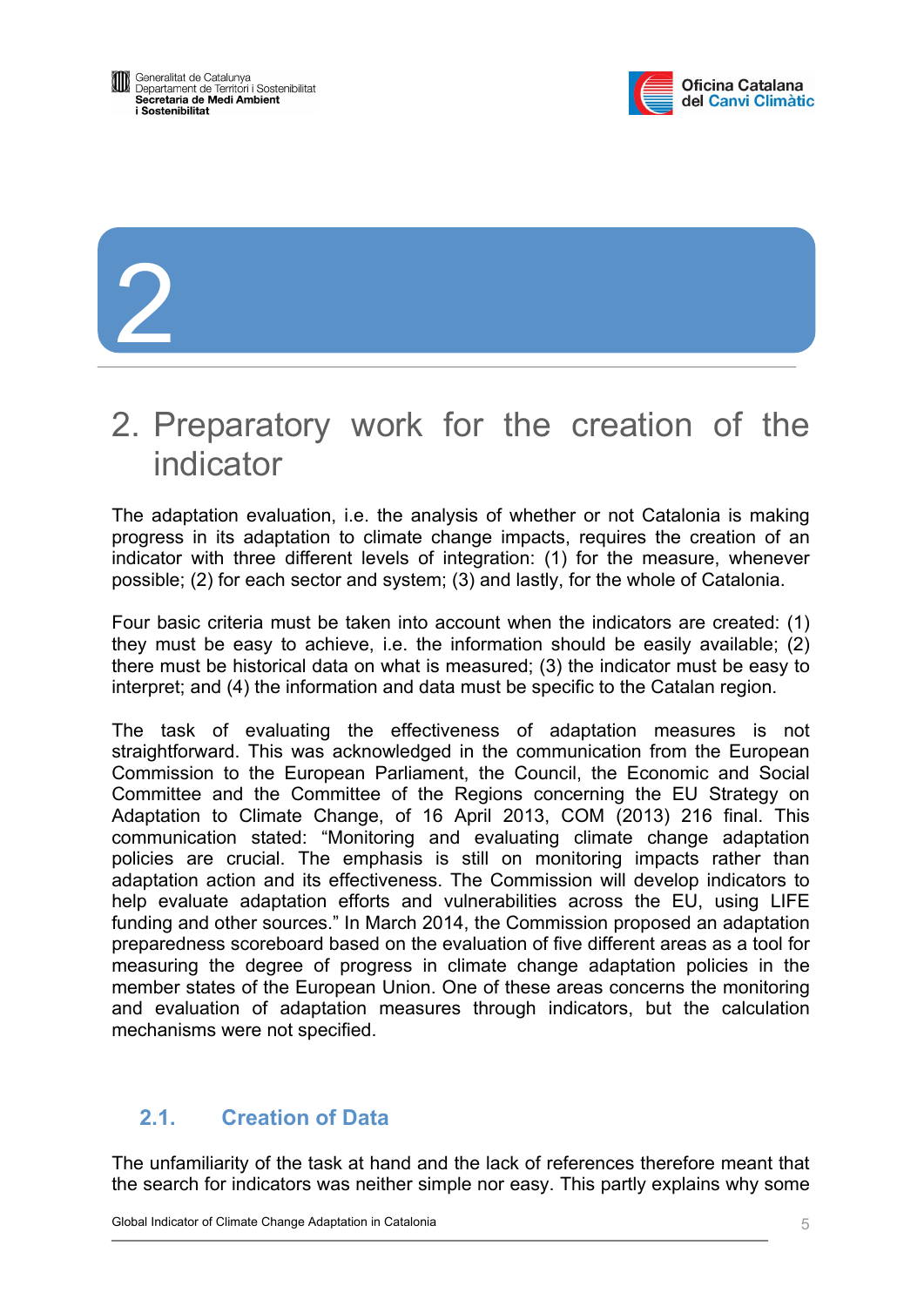# 2. Preparatory work for the creation of the indicator

The adaptation evaluation, i.e. the analysis of whether or not Catalonia is making progress in its adaptation to climate change impacts, requires the creation of an indicator with three different levels of integration: (1) for the measure, whenever possible; (2) for each sector and system; (3) and lastly, for the whole of Catalonia.

Four basic criteria must be taken into account when the indicators are created: (1) they must be easy to achieve, i.e. the information should be easily available; (2) there must be historical data on what is measured; (3) the indicator must be easy to interpret; and (4) the information and data must be specific to the Catalan region.

The task of evaluating the effectiveness of adaptation measures is not straightforward. This was acknowledged in the communication from the European Commission to the European Parliament, the Council, the Economic and Social Committee and the Committee of the Regions concerning the EU Strategy on Adaptation to Climate Change, of 16 April 2013, COM (2013) 216 final. This communication stated: "Monitoring and evaluating climate change adaptation policies are crucial. The emphasis is still on monitoring impacts rather than adaptation action and its effectiveness. The Commission will develop indicators to help evaluate adaptation efforts and vulnerabilities across the EU, using LIFE funding and other sources." In March 2014, the Commission proposed an adaptation preparedness scoreboard based on the evaluation of five different areas as a tool for measuring the degree of progress in climate change adaptation policies in the member states of the European Union. One of these areas concerns the monitoring and evaluation of adaptation measures through indicators, but the calculation mechanisms were not specified.

## 2.1. Creation of Data

The unfamiliarity of the task at hand and the lack of references therefore meant that the search for indicators was neither simple nor easy. This partly explains why some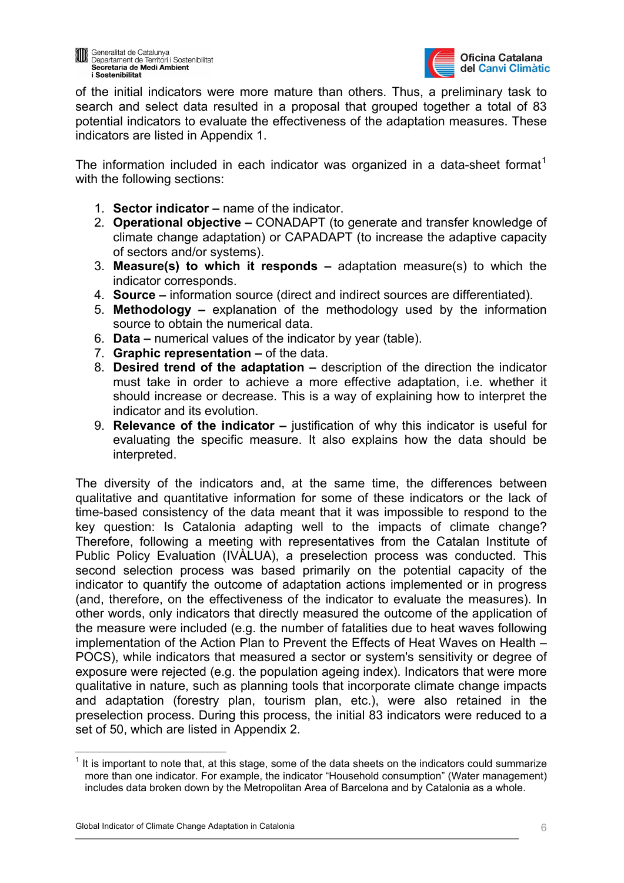of the initial indicators were more mature than others. Thus, a preliminary task to search and select data resulted in a proposal that grouped together a total of 83 potential indicators to evaluate the effectiveness of the adaptation measures. These indicators are listed in Appendix 1.

The information included in each indicator was organized in a data-sheet format[1] with the following sections:

1. **Sector indicator –** name of the indicator.
2. **Operational objective –** CONADAPT (to generate and transfer knowledge of climate change adaptation) or CAPADAPT (to increase the adaptive capacity of sectors and/or systems).
3. **Measure(s) to which it responds –** adaptation measure(s) to which the indicator corresponds.
4. **Source –** information source (direct and indirect sources are differentiated).
5. **Methodology –** explanation of the methodology used by the information source to obtain the numerical data.
6. **Data –** numerical values of the indicator by year (table).
7. **Graphic representation –** of the data.
8. **Desired trend of the adaptation –** description of the direction the indicator must take in order to achieve a more effective adaptation, i.e. whether it should increase or decrease. This is a way of explaining how to interpret the indicator and its evolution.
9. **Relevance of the indicator –** justification of why this indicator is useful for evaluating the specific measure. It also explains how the data should be interpreted.

The diversity of the indicators and, at the same time, the differences between qualitative and quantitative information for some of these indicators or the lack of time-based consistency of the data meant that it was impossible to respond to the key question: Is Catalonia adapting well to the impacts of climate change? Therefore, following a meeting with representatives from the Catalan Institute of Public Policy Evaluation (IVÀLUA), a preselection process was conducted. This second selection process was based primarily on the potential capacity of the indicator to quantify the outcome of adaptation actions implemented or in progress (and, therefore, on the effectiveness of the indicator to evaluate the measures). In other words, only indicators that directly measured the outcome of the application of the measure were included (e.g. the number of fatalities due to heat waves following implementation of the Action Plan to Prevent the Effects of Heat Waves on Health – POCS), while indicators that measured a sector or system's sensitivity or degree of exposure were rejected (e.g. the population ageing index). Indicators that were more qualitative in nature, such as planning tools that incorporate climate change impacts and adaptation (forestry plan, tourism plan, etc.), were also retained in the preselection process. During this process, the initial 83 indicators were reduced to a set of 50, which are listed in Appendix 2.

[1] It is important to note that, at this stage, some of the data sheets on the indicators could summarize more than one indicator. For example, the indicator "Household consumption" (Water management) includes data broken down by the Metropolitan Area of Barcelona and by Catalonia as a whole.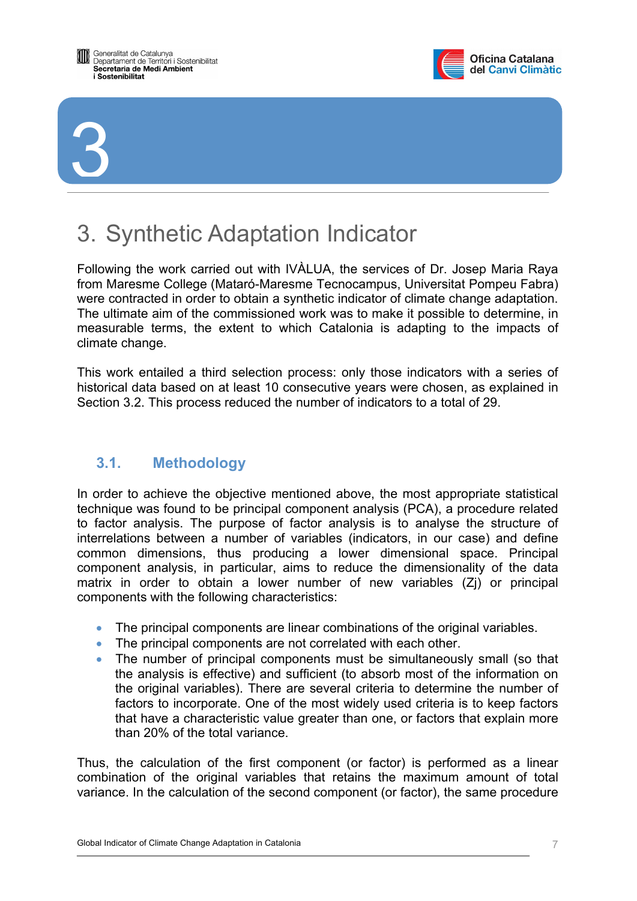# 3. Synthetic Adaptation Indicator

Following the work carried out with IVÀLUA, the services of Dr. Josep Maria Raya from Maresme College (Mataró-Maresme Tecnocampus, Universitat Pompeu Fabra) were contracted in order to obtain a synthetic indicator of climate change adaptation. The ultimate aim of the commissioned work was to make it possible to determine, in measurable terms, the extent to which Catalonia is adapting to the impacts of climate change.

This work entailed a third selection process: only those indicators with a series of historical data based on at least 10 consecutive years were chosen, as explained in Section 3.2. This process reduced the number of indicators to a total of 29.

## 3.1. Methodology

In order to achieve the objective mentioned above, the most appropriate statistical technique was found to be principal component analysis (PCA), a procedure related to factor analysis. The purpose of factor analysis is to analyse the structure of interrelations between a number of variables (indicators, in our case) and define common dimensions, thus producing a lower dimensional space. Principal component analysis, in particular, aims to reduce the dimensionality of the data matrix in order to obtain a lower number of new variables ($Z_j$) or principal components with the following characteristics:

- The principal components are linear combinations of the original variables.
- The principal components are not correlated with each other.
- The number of principal components must be simultaneously small (so that the analysis is effective) and sufficient (to absorb most of the information on the original variables). There are several criteria to determine the number of factors to incorporate. One of the most widely used criteria is to keep factors that have a characteristic value greater than one, or factors that explain more than 20% of the total variance.

Thus, the calculation of the first component (or factor) is performed as a linear combination of the original variables that retains the maximum amount of total variance. In the calculation of the second component (or factor), the same procedure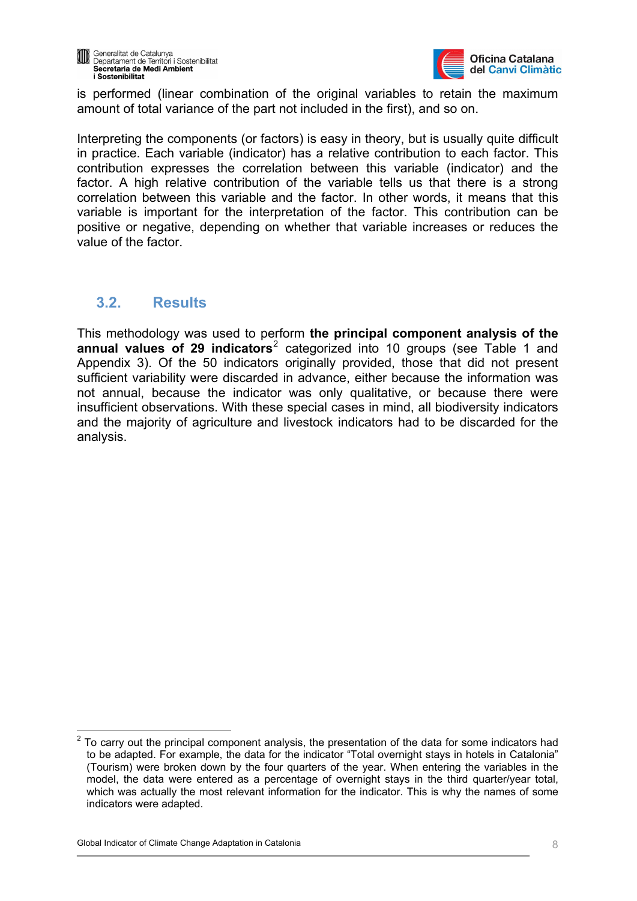is performed (linear combination of the original variables to retain the maximum amount of total variance of the part not included in the first), and so on.

Interpreting the components (or factors) is easy in theory, but is usually quite difficult in practice. Each variable (indicator) has a relative contribution to each factor. This contribution expresses the correlation between this variable (indicator) and the factor. A high relative contribution of the variable tells us that there is a strong correlation between this variable and the factor. In other words, it means that this variable is important for the interpretation of the factor. This contribution can be positive or negative, depending on whether that variable increases or reduces the value of the factor.

## 3.2. Results

This methodology was used to perform **the principal component analysis of the annual values of 29 indicators**[2] categorized into 10 groups (see Table 1 and Appendix 3). Of the 50 indicators originally provided, those that did not present sufficient variability were discarded in advance, either because the information was not annual, because the indicator was only qualitative, or because there were insufficient observations. With these special cases in mind, all biodiversity indicators and the majority of agriculture and livestock indicators had to be discarded for the analysis.

---

[2] To carry out the principal component analysis, the presentation of the data for some indicators had to be adapted. For example, the data for the indicator "Total overnight stays in hotels in Catalonia" (Tourism) were broken down by the four quarters of the year. When entering the variables in the model, the data were entered as a percentage of overnight stays in the third quarter/year total, which was actually the most relevant information for the indicator. This is why the names of some indicators were adapted.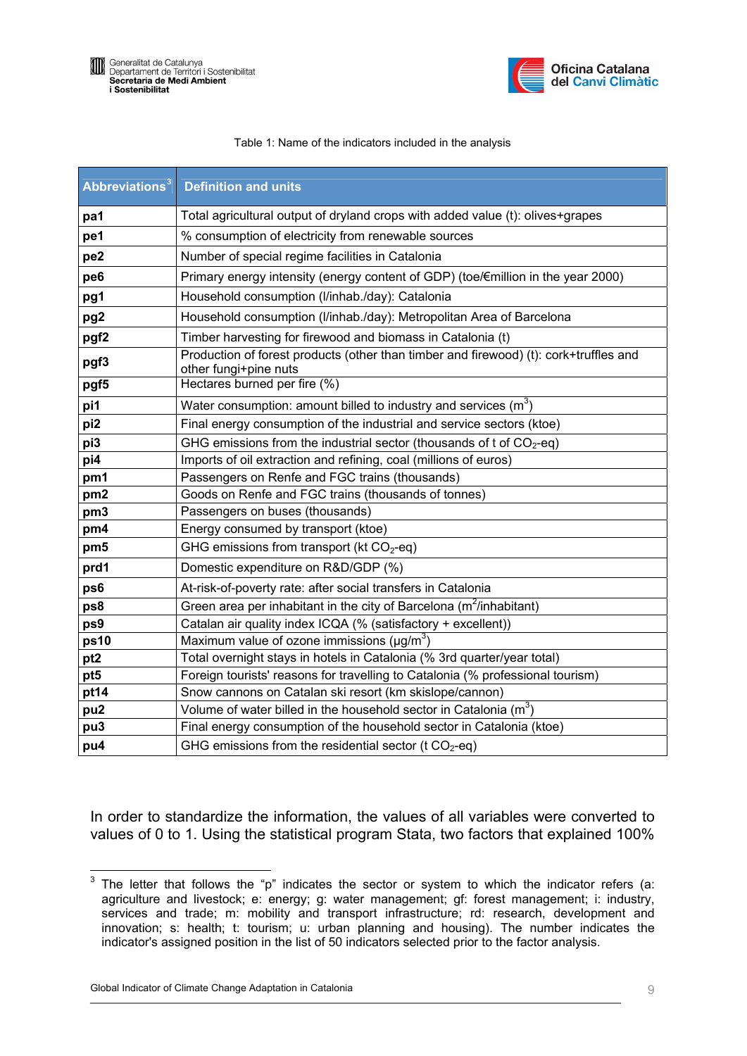Table 1: Name of the indicators included in the analysis

| Abbreviations[3] | Definition and units |
|---|---|
| **pa1** | Total agricultural output of dryland crops with added value (t): olives+grapes |
| **pe1** | % consumption of electricity from renewable sources |
| **pe2** | Number of special regime facilities in Catalonia |
| **pe6** | Primary energy intensity (energy content of GDP) (toe/€million in the year 2000) |
| **pg1** | Household consumption (l/inhab./day): Catalonia |
| **pg2** | Household consumption (l/inhab./day): Metropolitan Area of Barcelona |
| **pgf2** | Timber harvesting for firewood and biomass in Catalonia (t) |
| **pgf3** | Production of forest products (other than timber and firewood) (t): cork+truffles and other fungi+pine nuts |
| **pgf5** | Hectares burned per fire (%) |
| **pi1** | Water consumption: amount billed to industry and services ($m^3$) |
| **pi2** | Final energy consumption of the industrial and service sectors (ktoe) |
| **pi3** | GHG emissions from the industrial sector (thousands of t of $CO_2$-eq) |
| **pi4** | Imports of oil extraction and refining, coal (millions of euros) |
| **pm1** | Passengers on Renfe and FGC trains (thousands) |
| **pm2** | Goods on Renfe and FGC trains (thousands of tonnes) |
| **pm3** | Passengers on buses (thousands) |
| **pm4** | Energy consumed by transport (ktoe) |
| **pm5** | GHG emissions from transport (kt $CO_2$-eq) |
| **prd1** | Domestic expenditure on R&D/GDP (%) |
| **ps6** | At-risk-of-poverty rate: after social transfers in Catalonia |
| **ps8** | Green area per inhabitant in the city of Barcelona ($m^2$/inhabitant) |
| **ps9** | Catalan air quality index ICQA (% (satisfactory + excellent)) |
| **ps10** | Maximum value of ozone immissions (μg/$m^3$) |
| **pt2** | Total overnight stays in hotels in Catalonia (% 3rd quarter/year total) |
| **pt5** | Foreign tourists' reasons for travelling to Catalonia (% professional tourism) |
| **pt14** | Snow cannons on Catalan ski resort (km skislope/cannon) |
| **pu2** | Volume of water billed in the household sector in Catalonia ($m^3$) |
| **pu3** | Final energy consumption of the household sector in Catalonia (ktoe) |
| **pu4** | GHG emissions from the residential sector (t $CO_2$-eq) |

In order to standardize the information, the values of all variables were converted to values of 0 to 1. Using the statistical program Stata, two factors that explained 100%

[3] The letter that follows the "p" indicates the sector or system to which the indicator refers (a: agriculture and livestock; e: energy; g: water management; gf: forest management; i: industry, services and trade; m: mobility and transport infrastructure; rd: research, development and innovation; s: health; t: tourism; u: urban planning and housing). The number indicates the indicator's assigned position in the list of 50 indicators selected prior to the factor analysis.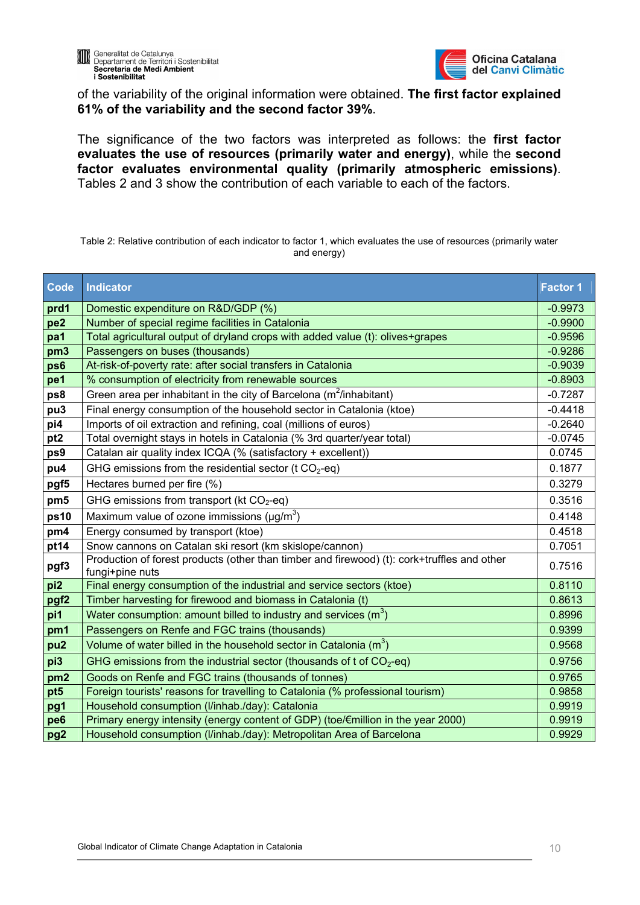of the variability of the original information were obtained. **The first factor explained 61% of the variability and the second factor 39%**.

The significance of the two factors was interpreted as follows: the **first factor evaluates the use of resources (primarily water and energy)**, while the **second factor evaluates environmental quality (primarily atmospheric emissions)**. Tables 2 and 3 show the contribution of each variable to each of the factors.

Table 2: Relative contribution of each indicator to factor 1, which evaluates the use of resources (primarily water and energy)

| Code | Indicator | Factor 1 |
|---|---|---|
| **prd1** | Domestic expenditure on R&D/GDP (%) | -0.9973 |
| **pe2** | Number of special regime facilities in Catalonia | -0.9900 |
| **pa1** | Total agricultural output of dryland crops with added value (t): olives+grapes | -0.9596 |
| **pm3** | Passengers on buses (thousands) | -0.9286 |
| **ps6** | At-risk-of-poverty rate: after social transfers in Catalonia | -0.9039 |
| **pe1** | % consumption of electricity from renewable sources | -0.8903 |
| **ps8** | Green area per inhabitant in the city of Barcelona ($m^2$/inhabitant) | -0.7287 |
| **pu3** | Final energy consumption of the household sector in Catalonia (ktoe) | -0.4418 |
| **pi4** | Imports of oil extraction and refining, coal (millions of euros) | -0.2640 |
| **pt2** | Total overnight stays in hotels in Catalonia (% 3rd quarter/year total) | -0.0745 |
| **ps9** | Catalan air quality index ICQA (% (satisfactory + excellent)) | 0.0745 |
| **pu4** | GHG emissions from the residential sector (t $CO_2$-eq) | 0.1877 |
| **pgf5** | Hectares burned per fire (%) | 0.3279 |
| **pm5** | GHG emissions from transport (kt $CO_2$-eq) | 0.3516 |
| **ps10** | Maximum value of ozone immissions (μg/$m^3$) | 0.4148 |
| **pm4** | Energy consumed by transport (ktoe) | 0.4518 |
| **pt14** | Snow cannons on Catalan ski resort (km skislope/cannon) | 0.7051 |
| **pgf3** | Production of forest products (other than timber and firewood) (t): cork+truffles and other fungi+pine nuts | 0.7516 |
| **pi2** | Final energy consumption of the industrial and service sectors (ktoe) | 0.8110 |
| **pgf2** | Timber harvesting for firewood and biomass in Catalonia (t) | 0.8613 |
| **pi1** | Water consumption: amount billed to industry and services ($m^3$) | 0.8996 |
| **pm1** | Passengers on Renfe and FGC trains (thousands) | 0.9399 |
| **pu2** | Volume of water billed in the household sector in Catalonia ($m^3$) | 0.9568 |
| **pi3** | GHG emissions from the industrial sector (thousands of t of $CO_2$-eq) | 0.9756 |
| **pm2** | Goods on Renfe and FGC trains (thousands of tonnes) | 0.9765 |
| **pt5** | Foreign tourists' reasons for travelling to Catalonia (% professional tourism) | 0.9858 |
| **pg1** | Household consumption (l/inhab./day): Catalonia | 0.9919 |
| **pe6** | Primary energy intensity (energy content of GDP) (toe/€million in the year 2000) | 0.9919 |
| **pg2** | Household consumption (l/inhab./day): Metropolitan Area of Barcelona | 0.9929 |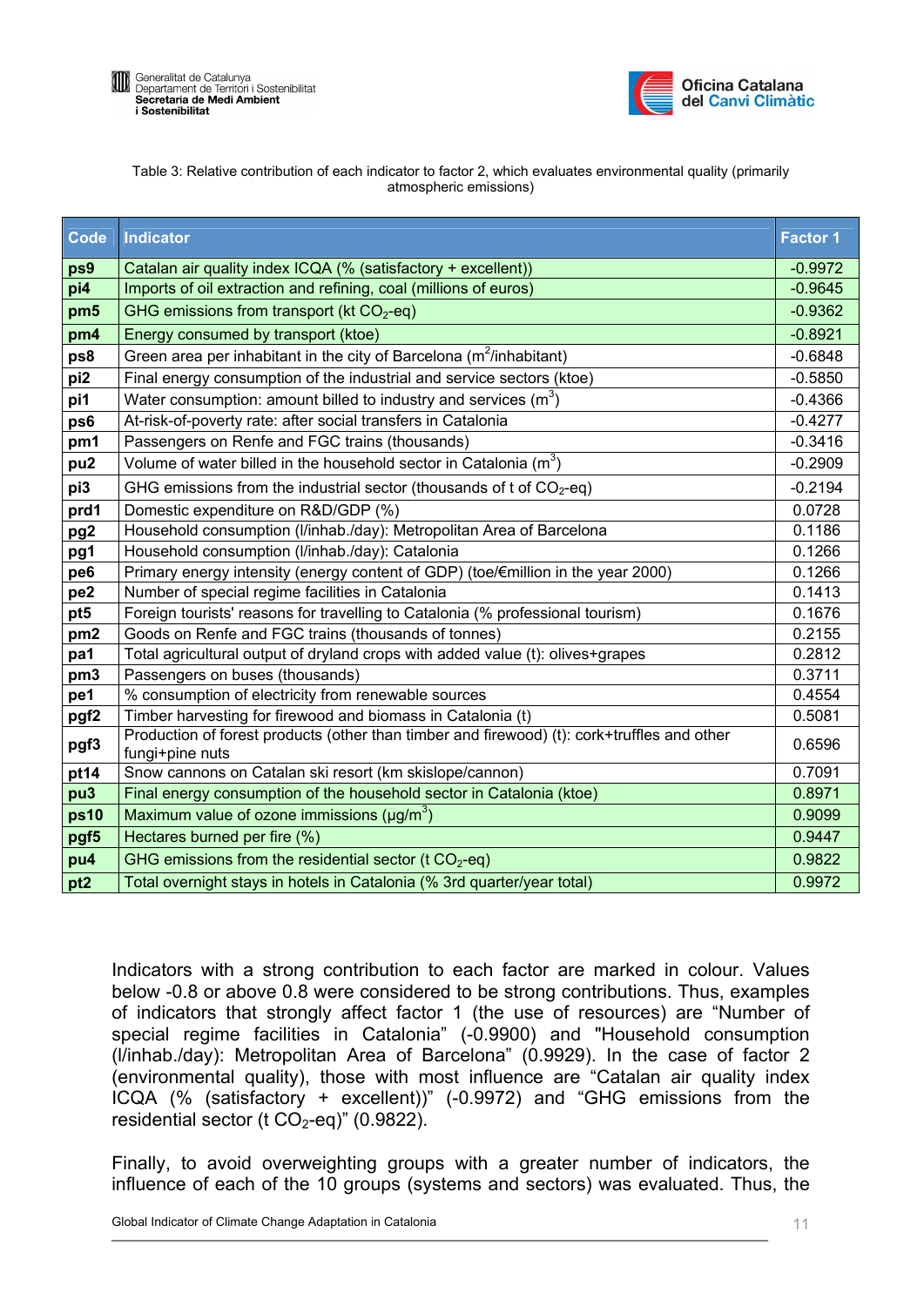Table 3: Relative contribution of each indicator to factor 2, which evaluates environmental quality (primarily atmospheric emissions)

| Code | Indicator | Factor 1 |
|---|---|---|
| **ps9** | Catalan air quality index ICQA (% (satisfactory + excellent)) | -0.9972 |
| **pi4** | Imports of oil extraction and refining, coal (millions of euros) | -0.9645 |
| **pm5** | GHG emissions from transport (kt $CO_2$-eq) | -0.9362 |
| **pm4** | Energy consumed by transport (ktoe) | -0.8921 |
| **ps8** | Green area per inhabitant in the city of Barcelona ($m^2$/inhabitant) | -0.6848 |
| **pi2** | Final energy consumption of the industrial and service sectors (ktoe) | -0.5850 |
| **pi1** | Water consumption: amount billed to industry and services ($m^3$) | -0.4366 |
| **ps6** | At-risk-of-poverty rate: after social transfers in Catalonia | -0.4277 |
| **pm1** | Passengers on Renfe and FGC trains (thousands) | -0.3416 |
| **pu2** | Volume of water billed in the household sector in Catalonia ($m^3$) | -0.2909 |
| **pi3** | GHG emissions from the industrial sector (thousands of t of $CO_2$-eq) | -0.2194 |
| **prd1** | Domestic expenditure on R&D/GDP (%) | 0.0728 |
| **pg2** | Household consumption (l/inhab./day): Metropolitan Area of Barcelona | 0.1186 |
| **pg1** | Household consumption (l/inhab./day): Catalonia | 0.1266 |
| **pe6** | Primary energy intensity (energy content of GDP) (toe/€million in the year 2000) | 0.1266 |
| **pe2** | Number of special regime facilities in Catalonia | 0.1413 |
| **pt5** | Foreign tourists' reasons for travelling to Catalonia (% professional tourism) | 0.1676 |
| **pm2** | Goods on Renfe and FGC trains (thousands of tonnes) | 0.2155 |
| **pa1** | Total agricultural output of dryland crops with added value (t): olives+grapes | 0.2812 |
| **pm3** | Passengers on buses (thousands) | 0.3711 |
| **pe1** | % consumption of electricity from renewable sources | 0.4554 |
| **pgf2** | Timber harvesting for firewood and biomass in Catalonia (t) | 0.5081 |
| **pgf3** | Production of forest products (other than timber and firewood) (t): cork+truffles and other fungi+pine nuts | 0.6596 |
| **pt14** | Snow cannons on Catalan ski resort (km skislope/cannon) | 0.7091 |
| **pu3** | Final energy consumption of the household sector in Catalonia (ktoe) | 0.8971 |
| **ps10** | Maximum value of ozone immissions (µg/$m^3$) | 0.9099 |
| **pgf5** | Hectares burned per fire (%) | 0.9447 |
| **pu4** | GHG emissions from the residential sector (t $CO_2$-eq) | 0.9822 |
| **pt2** | Total overnight stays in hotels in Catalonia (% 3rd quarter/year total) | 0.9972 |

Indicators with a strong contribution to each factor are marked in colour. Values below -0.8 or above 0.8 were considered to be strong contributions. Thus, examples of indicators that strongly affect factor 1 (the use of resources) are "Number of special regime facilities in Catalonia" (-0.9900) and "Household consumption (l/inhab./day): Metropolitan Area of Barcelona" (0.9929). In the case of factor 2 (environmental quality), those with most influence are "Catalan air quality index ICQA (% (satisfactory + excellent))" (-0.9972) and "GHG emissions from the residential sector (t $CO_2$-eq)" (0.9822).

Finally, to avoid overweighting groups with a greater number of indicators, the influence of each of the 10 groups (systems and sectors) was evaluated. Thus, the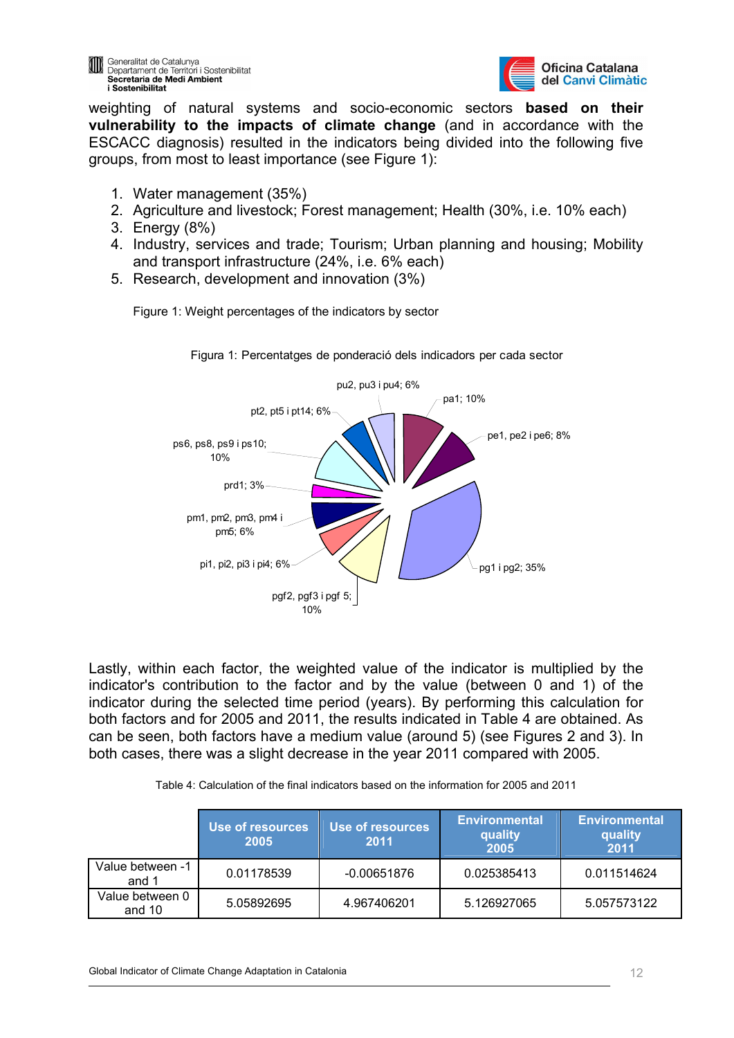weighting of natural systems and socio-economic sectors **based on their vulnerability to the impacts of climate change** (and in accordance with the ESCACC diagnosis) resulted in the indicators being divided into the following five groups, from most to least importance (see Figure 1):

1. Water management (35%)
2. Agriculture and livestock; Forest management; Health (30%, i.e. 10% each)
3. Energy (8%)
4. Industry, services and trade; Tourism; Urban planning and housing; Mobility and transport infrastructure (24%, i.e. 6% each)
5. Research, development and innovation (3%)

Figure 1: Weight percentages of the indicators by sector

Figura 1: Percentatges de ponderació dels indicadors per cada sector

pu2, pu3 i pu4; 6%
pa1; 10%
pt2, pt5 i pt14; 6%
pe1, pe2 i pe6; 8%
ps6, ps8, ps9 i ps10; 10%
prd1; 3%
pm1, pm2, pm3, pm4 i pm5; 6%
pi1, pi2, pi3 i pi4; 6%
pg1 i pg2; 35%
pgf2, pgf3 i pgf 5; 10%

Lastly, within each factor, the weighted value of the indicator is multiplied by the indicator's contribution to the factor and by the value (between 0 and 1) of the indicator during the selected time period (years). By performing this calculation for both factors and for 2005 and 2011, the results indicated in Table 4 are obtained. As can be seen, both factors have a medium value (around 5) (see Figures 2 and 3). In both cases, there was a slight decrease in the year 2011 compared with 2005.

Table 4: Calculation of the final indicators based on the information for 2005 and 2011

| | Use of resources 2005 | Use of resources 2011 | Environmental quality 2005 | Environmental quality 2011 |
|---|---|---|---|---|
| Value between -1 and 1 | 0.01178539 | -0.00651876 | 0.025385413 | 0.011514624 |
| Value between 0 and 10 | 5.05892695 | 4.967406201 | 5.126927065 | 5.057573122 |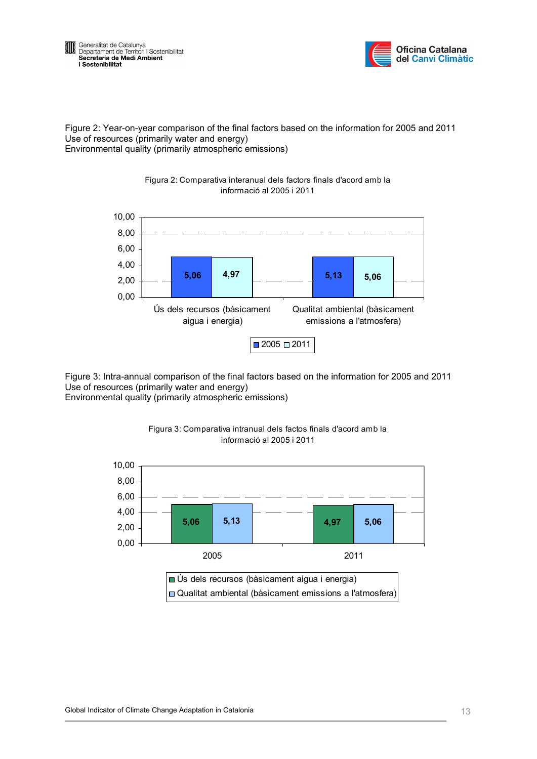Figure 2: Year-on-year comparison of the final factors based on the information for 2005 and 2011
Use of resources (primarily water and energy)
Environmental quality (primarily atmospheric emissions)

Figura 2: Comparativa interanual dels factors finals d'acord amb la informació al 2005 i 2011

| | 2005 | 2011 |
|---|---|---|
| Ús dels recursos (bàsicament aigua i energia) | 5,06 | 4,97 |
| Qualitat ambiental (bàsicament emissions a l'atmosfera) | 5,13 | 5,06 |

Figure 3: Intra-annual comparison of the final factors based on the information for 2005 and 2011
Use of resources (primarily water and energy)
Environmental quality (primarily atmospheric emissions)

Figura 3: Comparativa intranual dels factos finals d'acord amb la informació al 2005 i 2011

| | Ús dels recursos (bàsicament aigua i energia) | Qualitat ambiental (bàsicament emissions a l'atmosfera) |
|---|---|---|
| 2005 | 5,06 | 5,13 |
| 2011 | 4,97 | 5,06 |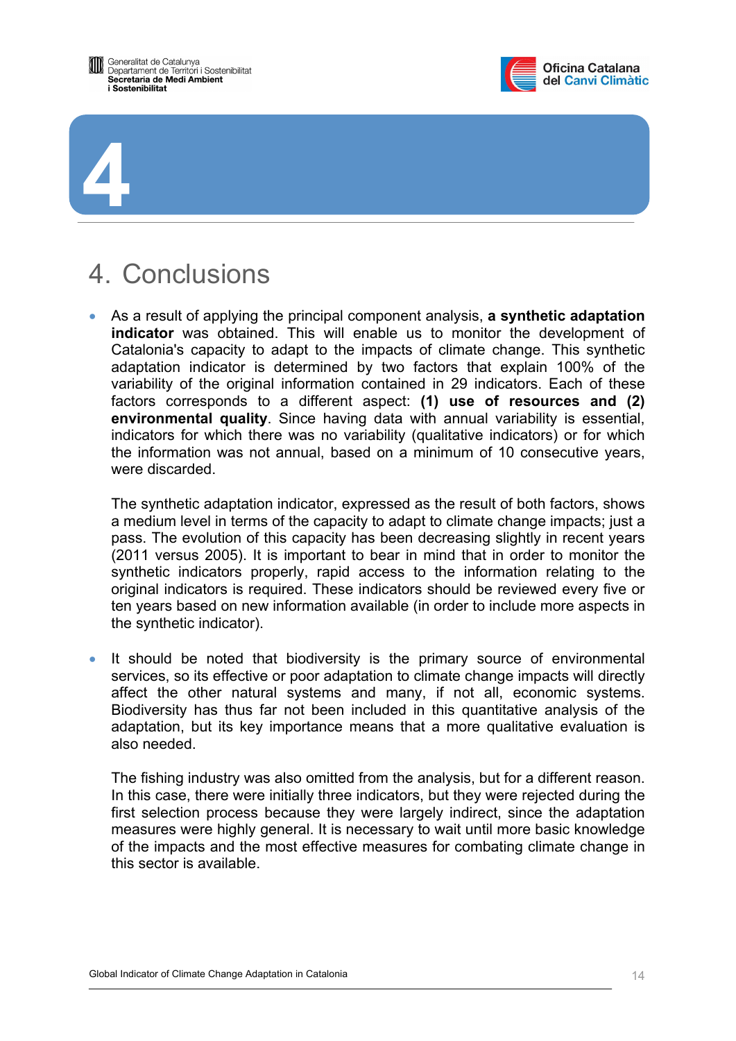# 4. Conclusions

- As a result of applying the principal component analysis, **a synthetic adaptation indicator** was obtained. This will enable us to monitor the development of Catalonia's capacity to adapt to the impacts of climate change. This synthetic adaptation indicator is determined by two factors that explain 100% of the variability of the original information contained in 29 indicators. Each of these factors corresponds to a different aspect: **(1) use of resources and (2) environmental quality**. Since having data with annual variability is essential, indicators for which there was no variability (qualitative indicators) or for which the information was not annual, based on a minimum of 10 consecutive years, were discarded.

  The synthetic adaptation indicator, expressed as the result of both factors, shows a medium level in terms of the capacity to adapt to climate change impacts; just a pass. The evolution of this capacity has been decreasing slightly in recent years (2011 versus 2005). It is important to bear in mind that in order to monitor the synthetic indicators properly, rapid access to the information relating to the original indicators is required. These indicators should be reviewed every five or ten years based on new information available (in order to include more aspects in the synthetic indicator).

- It should be noted that biodiversity is the primary source of environmental services, so its effective or poor adaptation to climate change impacts will directly affect the other natural systems and many, if not all, economic systems. Biodiversity has thus far not been included in this quantitative analysis of the adaptation, but its key importance means that a more qualitative evaluation is also needed.

  The fishing industry was also omitted from the analysis, but for a different reason. In this case, there were initially three indicators, but they were rejected during the first selection process because they were largely indirect, since the adaptation measures were highly general. It is necessary to wait until more basic knowledge of the impacts and the most effective measures for combating climate change in this sector is available.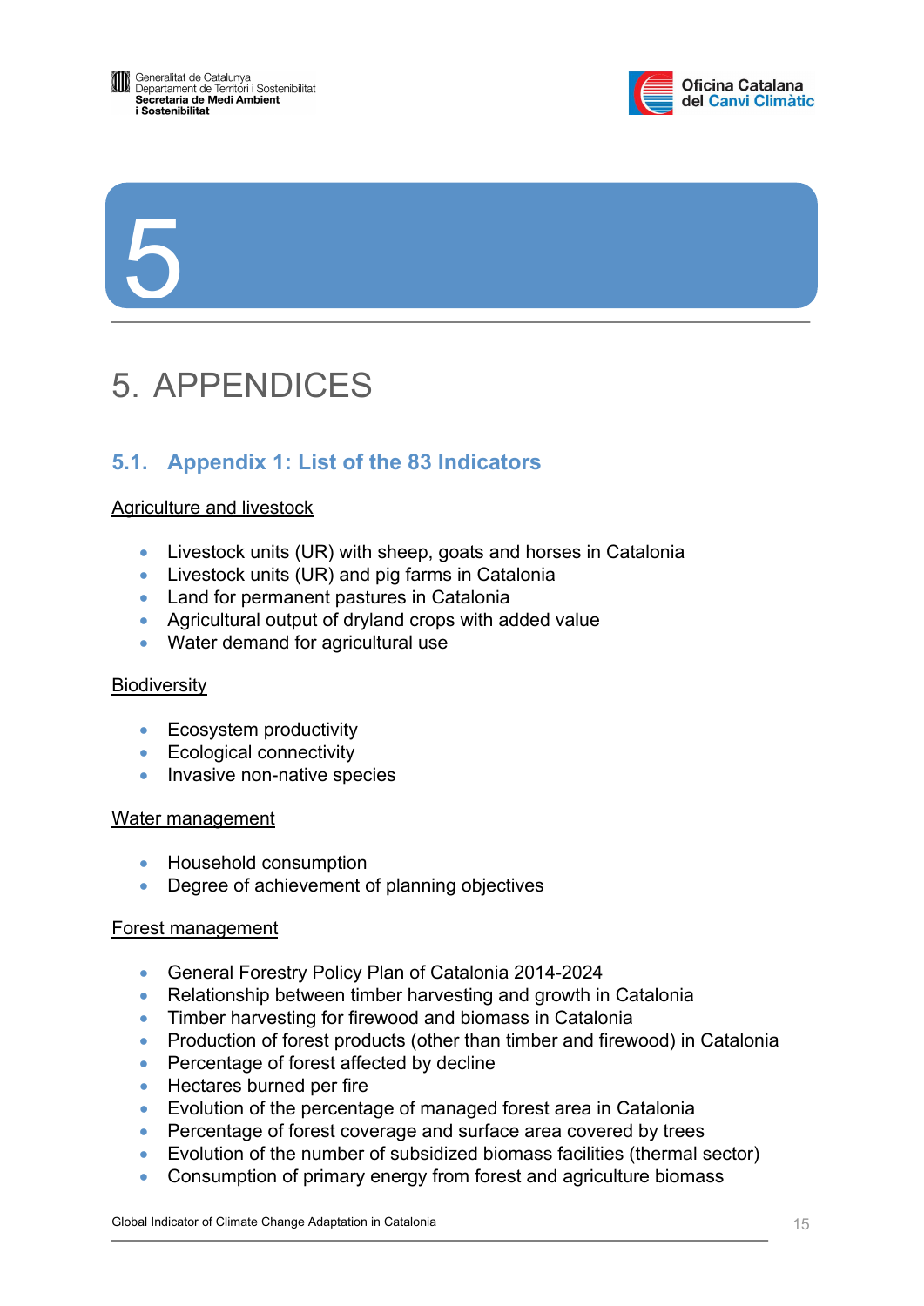# 5. APPENDICES

## 5.1. Appendix 1: List of the 83 Indicators

Agriculture and livestock

- Livestock units (UR) with sheep, goats and horses in Catalonia
- Livestock units (UR) and pig farms in Catalonia
- Land for permanent pastures in Catalonia
- Agricultural output of dryland crops with added value
- Water demand for agricultural use

Biodiversity

- Ecosystem productivity
- Ecological connectivity
- Invasive non-native species

Water management

- Household consumption
- Degree of achievement of planning objectives

Forest management

- General Forestry Policy Plan of Catalonia 2014-2024
- Relationship between timber harvesting and growth in Catalonia
- Timber harvesting for firewood and biomass in Catalonia
- Production of forest products (other than timber and firewood) in Catalonia
- Percentage of forest affected by decline
- Hectares burned per fire
- Evolution of the percentage of managed forest area in Catalonia
- Percentage of forest coverage and surface area covered by trees
- Evolution of the number of subsidized biomass facilities (thermal sector)
- Consumption of primary energy from forest and agriculture biomass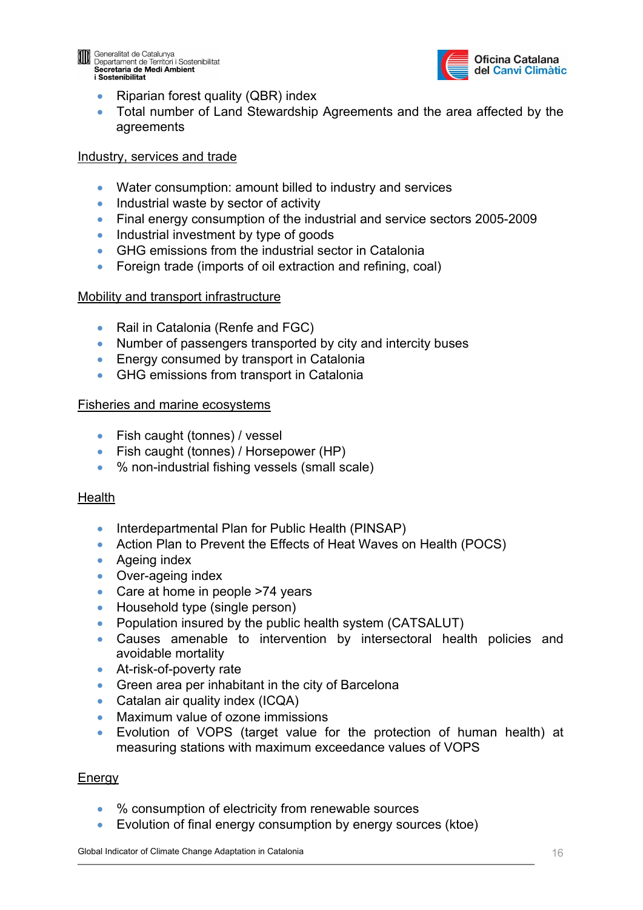- Riparian forest quality (QBR) index
- Total number of Land Stewardship Agreements and the area affected by the agreements

Industry, services and trade

- Water consumption: amount billed to industry and services
- Industrial waste by sector of activity
- Final energy consumption of the industrial and service sectors 2005-2009
- Industrial investment by type of goods
- GHG emissions from the industrial sector in Catalonia
- Foreign trade (imports of oil extraction and refining, coal)

Mobility and transport infrastructure

- Rail in Catalonia (Renfe and FGC)
- Number of passengers transported by city and intercity buses
- Energy consumed by transport in Catalonia
- GHG emissions from transport in Catalonia

Fisheries and marine ecosystems

- Fish caught (tonnes) / vessel
- Fish caught (tonnes) / Horsepower (HP)
- % non-industrial fishing vessels (small scale)

Health

- Interdepartmental Plan for Public Health (PINSAP)
- Action Plan to Prevent the Effects of Heat Waves on Health (POCS)
- Ageing index
- Over-ageing index
- Care at home in people >74 years
- Household type (single person)
- Population insured by the public health system (CATSALUT)
- Causes amenable to intervention by intersectoral health policies and avoidable mortality
- At-risk-of-poverty rate
- Green area per inhabitant in the city of Barcelona
- Catalan air quality index (ICQA)
- Maximum value of ozone immissions
- Evolution of VOPS (target value for the protection of human health) at measuring stations with maximum exceedance values of VOPS

Energy

- % consumption of electricity from renewable sources
- Evolution of final energy consumption by energy sources (ktoe)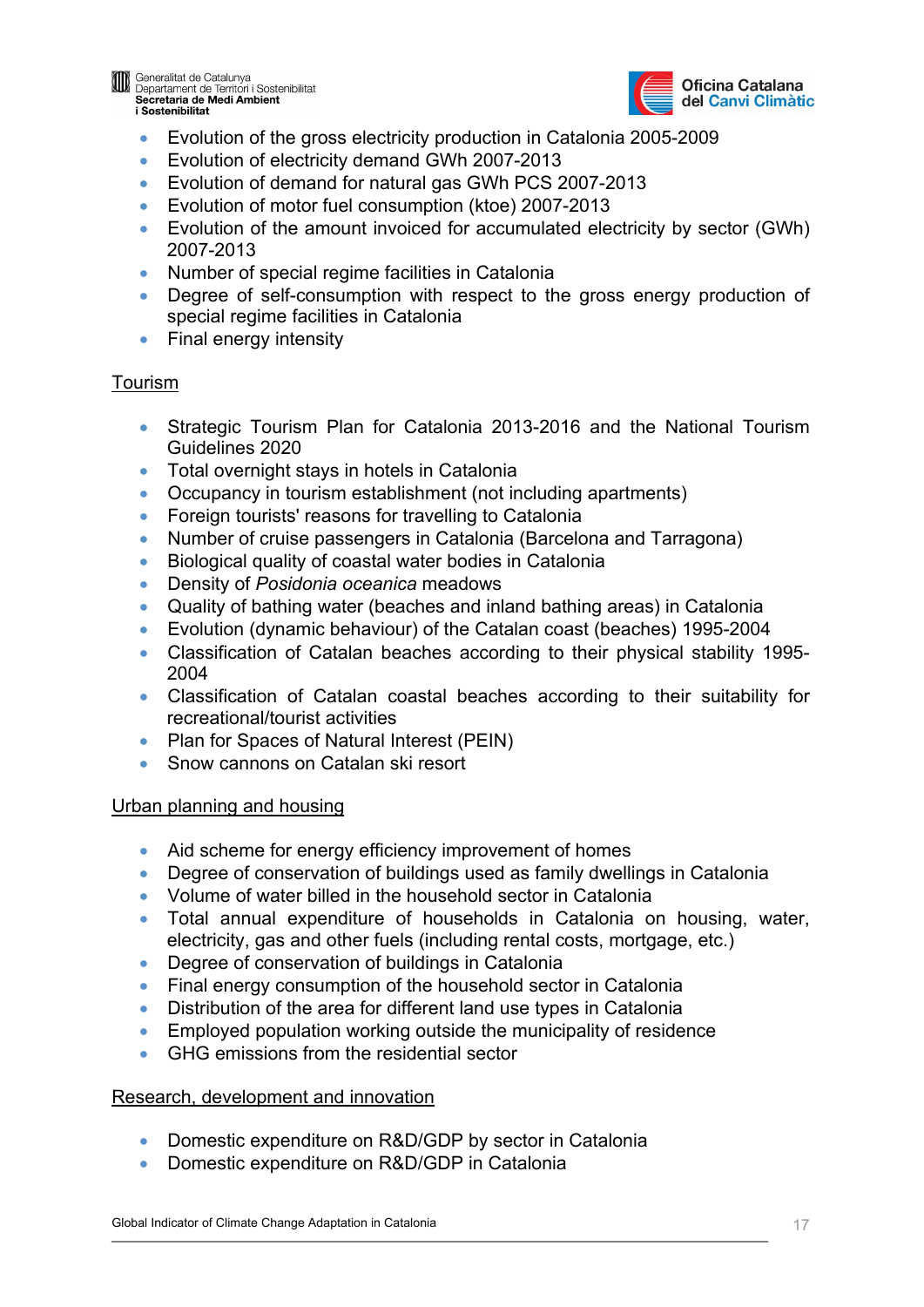- Evolution of the gross electricity production in Catalonia 2005-2009
- Evolution of electricity demand GWh 2007-2013
- Evolution of demand for natural gas GWh PCS 2007-2013
- Evolution of motor fuel consumption (ktoe) 2007-2013
- Evolution of the amount invoiced for accumulated electricity by sector (GWh) 2007-2013
- Number of special regime facilities in Catalonia
- Degree of self-consumption with respect to the gross energy production of special regime facilities in Catalonia
- Final energy intensity

<u>Tourism</u>

- Strategic Tourism Plan for Catalonia 2013-2016 and the National Tourism Guidelines 2020
- Total overnight stays in hotels in Catalonia
- Occupancy in tourism establishment (not including apartments)
- Foreign tourists' reasons for travelling to Catalonia
- Number of cruise passengers in Catalonia (Barcelona and Tarragona)
- Biological quality of coastal water bodies in Catalonia
- Density of *Posidonia oceanica* meadows
- Quality of bathing water (beaches and inland bathing areas) in Catalonia
- Evolution (dynamic behaviour) of the Catalan coast (beaches) 1995-2004
- Classification of Catalan beaches according to their physical stability 1995-2004
- Classification of Catalan coastal beaches according to their suitability for recreational/tourist activities
- Plan for Spaces of Natural Interest (PEIN)
- Snow cannons on Catalan ski resort

<u>Urban planning and housing</u>

- Aid scheme for energy efficiency improvement of homes
- Degree of conservation of buildings used as family dwellings in Catalonia
- Volume of water billed in the household sector in Catalonia
- Total annual expenditure of households in Catalonia on housing, water, electricity, gas and other fuels (including rental costs, mortgage, etc.)
- Degree of conservation of buildings in Catalonia
- Final energy consumption of the household sector in Catalonia
- Distribution of the area for different land use types in Catalonia
- Employed population working outside the municipality of residence
- GHG emissions from the residential sector

<u>Research, development and innovation</u>

- Domestic expenditure on R&D/GDP by sector in Catalonia
- Domestic expenditure on R&D/GDP in Catalonia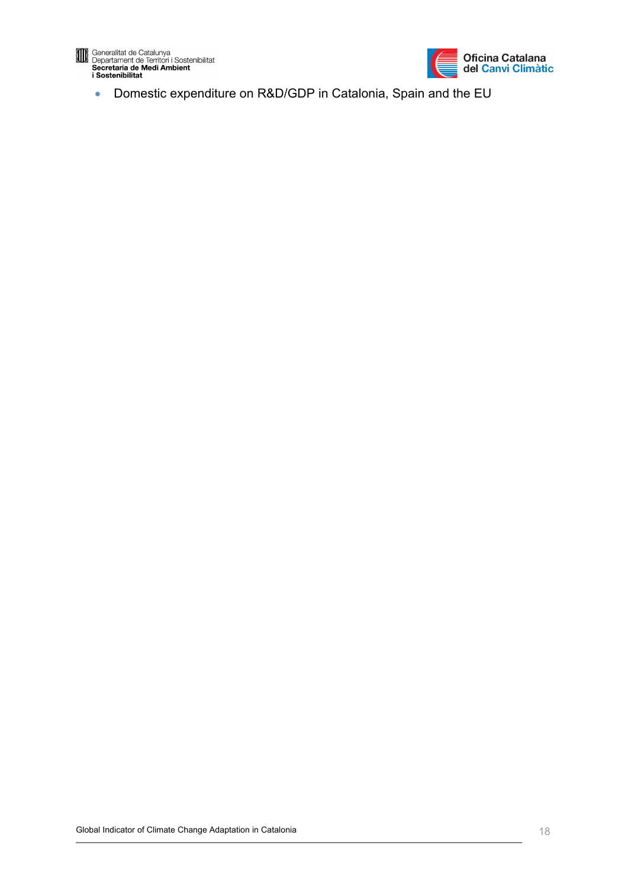- Domestic expenditure on R&D/GDP in Catalonia, Spain and the EU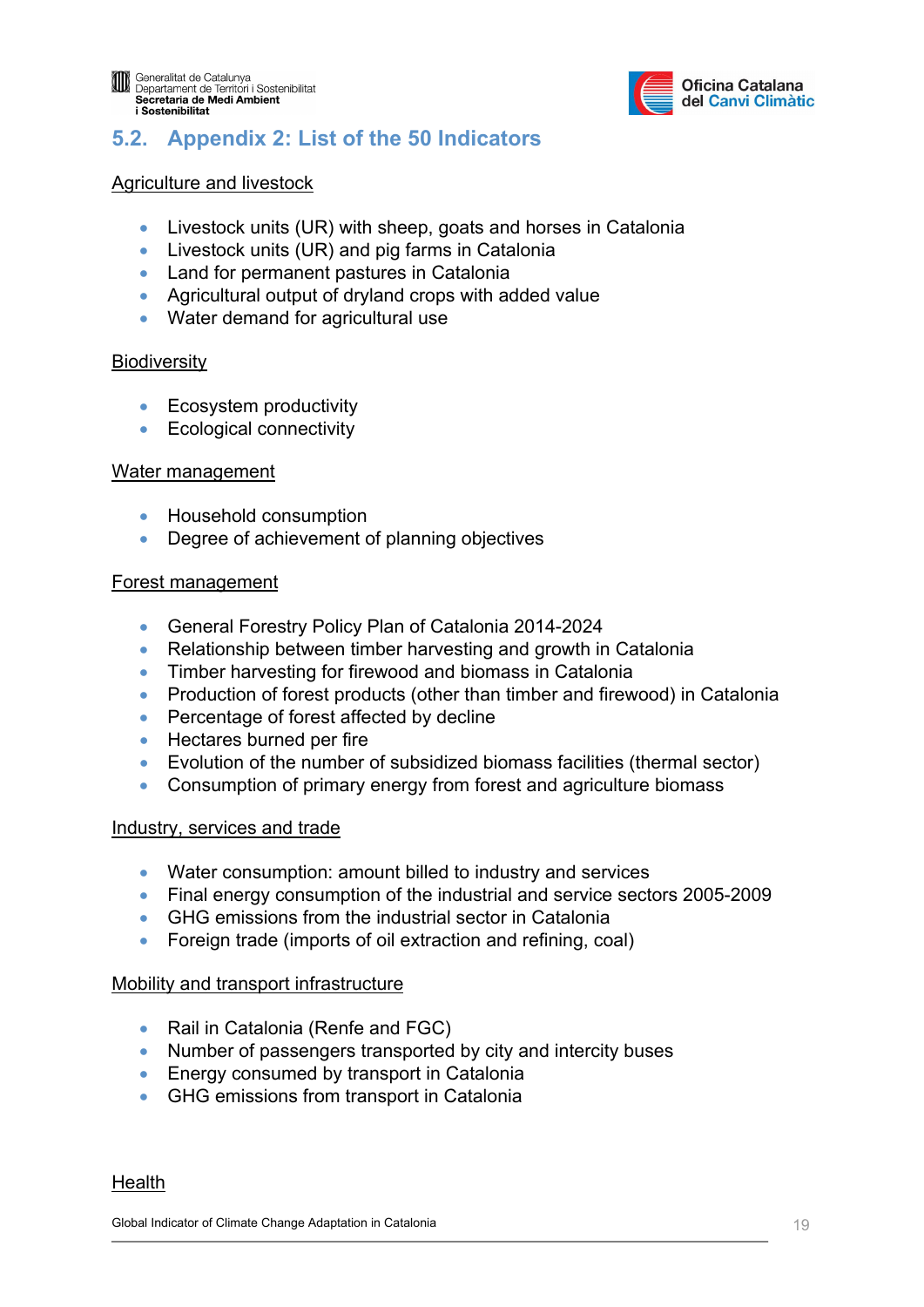## 5.2. Appendix 2: List of the 50 Indicators

Agriculture and livestock

- Livestock units (UR) with sheep, goats and horses in Catalonia
- Livestock units (UR) and pig farms in Catalonia
- Land for permanent pastures in Catalonia
- Agricultural output of dryland crops with added value
- Water demand for agricultural use

Biodiversity

- Ecosystem productivity
- Ecological connectivity

Water management

- Household consumption
- Degree of achievement of planning objectives

Forest management

- General Forestry Policy Plan of Catalonia 2014-2024
- Relationship between timber harvesting and growth in Catalonia
- Timber harvesting for firewood and biomass in Catalonia
- Production of forest products (other than timber and firewood) in Catalonia
- Percentage of forest affected by decline
- Hectares burned per fire
- Evolution of the number of subsidized biomass facilities (thermal sector)
- Consumption of primary energy from forest and agriculture biomass

Industry, services and trade

- Water consumption: amount billed to industry and services
- Final energy consumption of the industrial and service sectors 2005-2009
- GHG emissions from the industrial sector in Catalonia
- Foreign trade (imports of oil extraction and refining, coal)

Mobility and transport infrastructure

- Rail in Catalonia (Renfe and FGC)
- Number of passengers transported by city and intercity buses
- Energy consumed by transport in Catalonia
- GHG emissions from transport in Catalonia

Health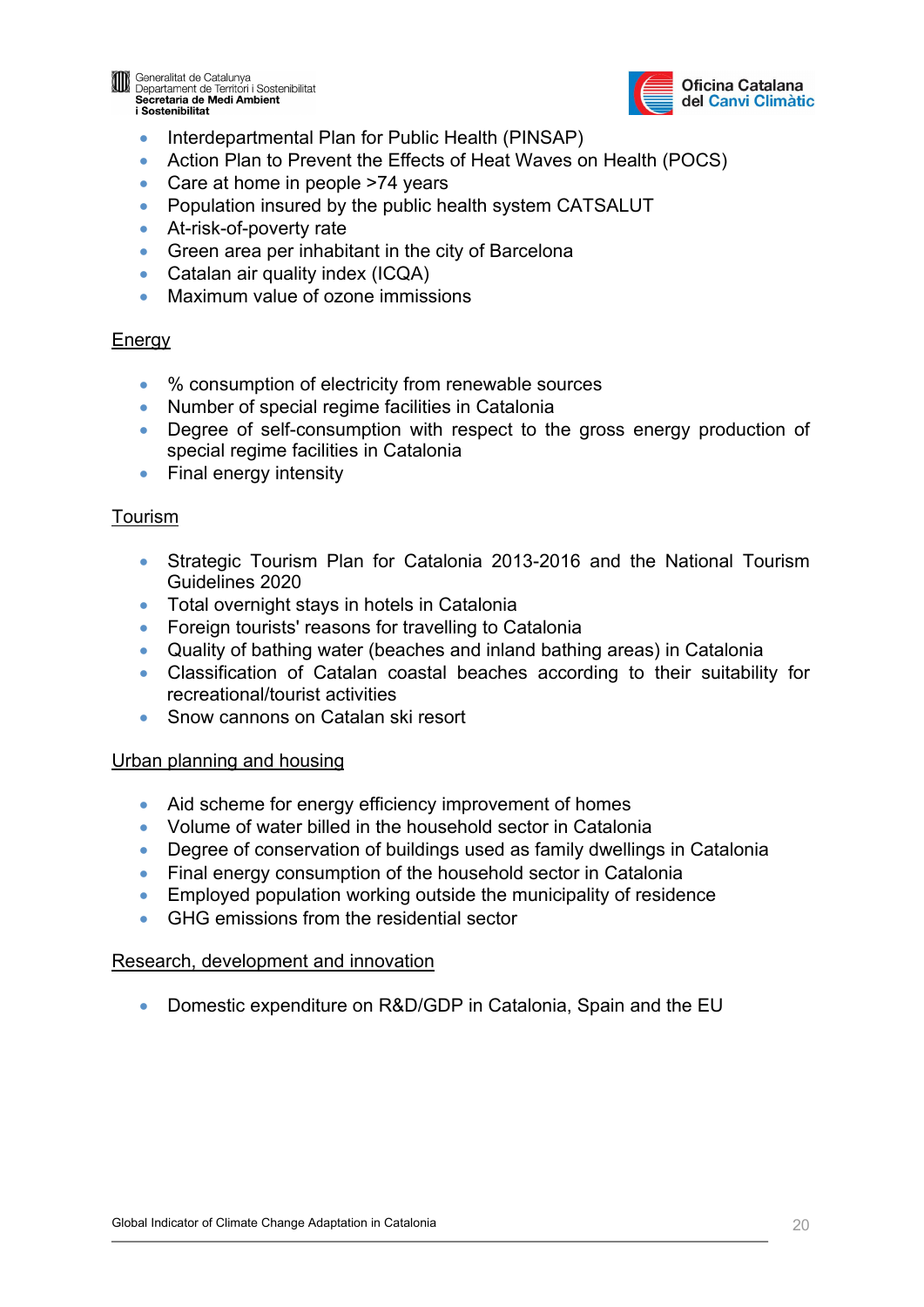- Interdepartmental Plan for Public Health (PINSAP)
- Action Plan to Prevent the Effects of Heat Waves on Health (POCS)
- Care at home in people >74 years
- Population insured by the public health system CATSALUT
- At-risk-of-poverty rate
- Green area per inhabitant in the city of Barcelona
- Catalan air quality index (ICQA)
- Maximum value of ozone immissions

<u>Energy</u>

- % consumption of electricity from renewable sources
- Number of special regime facilities in Catalonia
- Degree of self-consumption with respect to the gross energy production of special regime facilities in Catalonia
- Final energy intensity

<u>Tourism</u>

- Strategic Tourism Plan for Catalonia 2013-2016 and the National Tourism Guidelines 2020
- Total overnight stays in hotels in Catalonia
- Foreign tourists' reasons for travelling to Catalonia
- Quality of bathing water (beaches and inland bathing areas) in Catalonia
- Classification of Catalan coastal beaches according to their suitability for recreational/tourist activities
- Snow cannons on Catalan ski resort

<u>Urban planning and housing</u>

- Aid scheme for energy efficiency improvement of homes
- Volume of water billed in the household sector in Catalonia
- Degree of conservation of buildings used as family dwellings in Catalonia
- Final energy consumption of the household sector in Catalonia
- Employed population working outside the municipality of residence
- GHG emissions from the residential sector

<u>Research, development and innovation</u>

- Domestic expenditure on R&D/GDP in Catalonia, Spain and the EU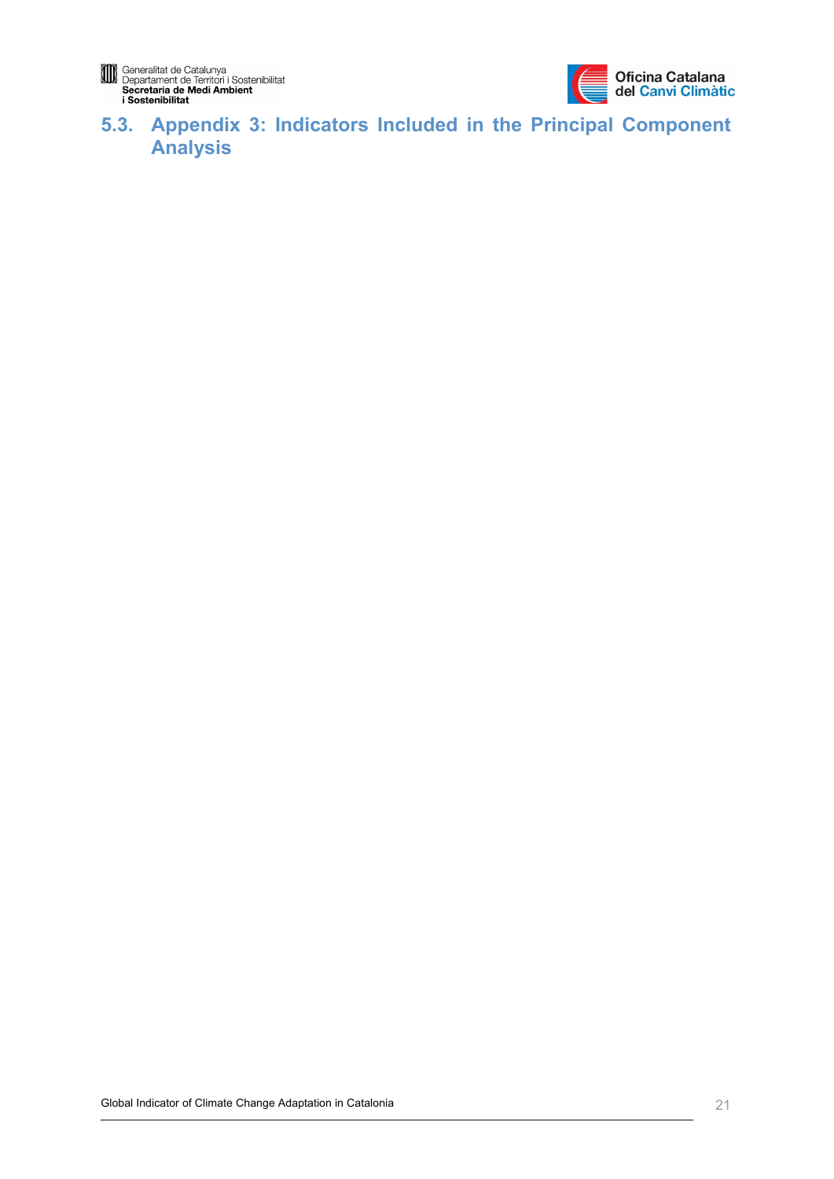## 5.3. Appendix 3: Indicators Included in the Principal Component Analysis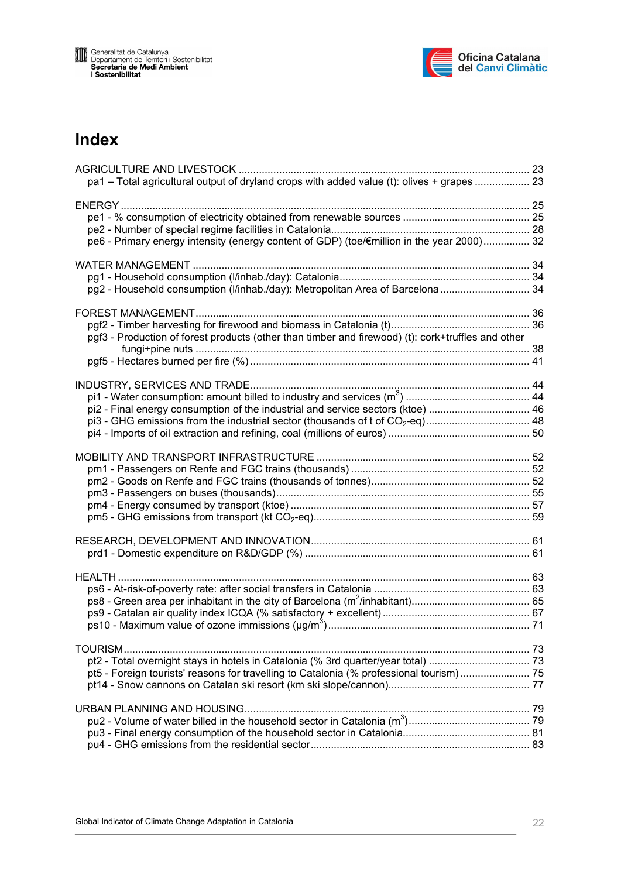# Index

AGRICULTURE AND LIVESTOCK ..................................................................................................... 23
- pa1 – Total agricultural output of dryland crops with added value (t): olives + grapes ................... 23

ENERGY ............................................................................................................................................ 25
- pe1 - % consumption of electricity obtained from renewable sources ............................................ 25
- pe2 - Number of special regime facilities in Catalonia.................................................................... 28
- pe6 - Primary energy intensity (energy content of GDP) (toe/€million in the year 2000)................ 32

WATER MANAGEMENT .................................................................................................................... 34
- pg1 - Household consumption (l/inhab./day): Catalonia................................................................. 34
- pg2 - Household consumption (l/inhab./day): Metropolitan Area of Barcelona ............................... 34

FOREST MANAGEMENT................................................................................................................... 36
- pgf2 - Timber harvesting for firewood and biomass in Catalonia (t)................................................ 36
- pgf3 - Production of forest products (other than timber and firewood) (t): cork+truffles and other fungi+pine nuts .................................................................................................................................. 38
- pgf5 - Hectares burned per fire (%) ................................................................................................ 41

INDUSTRY, SERVICES AND TRADE................................................................................................ 44
- pi1 - Water consumption: amount billed to industry and services ($m^3$) ........................................... 44
- pi2 - Final energy consumption of the industrial and service sectors (ktoe) ................................... 46
- pi3 - GHG emissions from the industrial sector (thousands of t of $CO_2$-eq).................................... 48
- pi4 - Imports of oil extraction and refining, coal (millions of euros) ................................................ 50

MOBILITY AND TRANSPORT INFRASTRUCTURE ......................................................................... 52
- pm1 - Passengers on Renfe and FGC trains (thousands) ............................................................. 52
- pm2 - Goods on Renfe and FGC trains (thousands of tonnes)....................................................... 52
- pm3 - Passengers on buses (thousands)....................................................................................... 55
- pm4 - Energy consumed by transport (ktoe) .................................................................................. 57
- pm5 - GHG emissions from transport (kt $CO_2$-eq).......................................................................... 59

RESEARCH, DEVELOPMENT AND INNOVATION........................................................................... 61
- prd1 - Domestic expenditure on R&D/GDP (%) ............................................................................. 61

HEALTH .............................................................................................................................................. 63
- ps6 - At-risk-of-poverty rate: after social transfers in Catalonia ..................................................... 63
- ps8 - Green area per inhabitant in the city of Barcelona ($m^2$/inhabitant)......................................... 65
- ps9 - Catalan air quality index ICQA (% satisfactory + excellent) .................................................. 67
- ps10 - Maximum value of ozone immissions ($\mu g/m^3$)..................................................................... 71

TOURISM............................................................................................................................................ 73
- pt2 - Total overnight stays in hotels in Catalonia (% 3rd quarter/year total) ................................... 73
- pt5 - Foreign tourists' reasons for travelling to Catalonia (% professional tourism) ........................ 75
- pt14 - Snow cannons on Catalan ski resort (km ski slope/cannon)................................................. 77

URBAN PLANNING AND HOUSING.................................................................................................. 79
- pu2 - Volume of water billed in the household sector in Catalonia ($m^3$).......................................... 79
- pu3 - Final energy consumption of the household sector in Catalonia............................................ 81
- pu4 - GHG emissions from the residential sector........................................................................... 83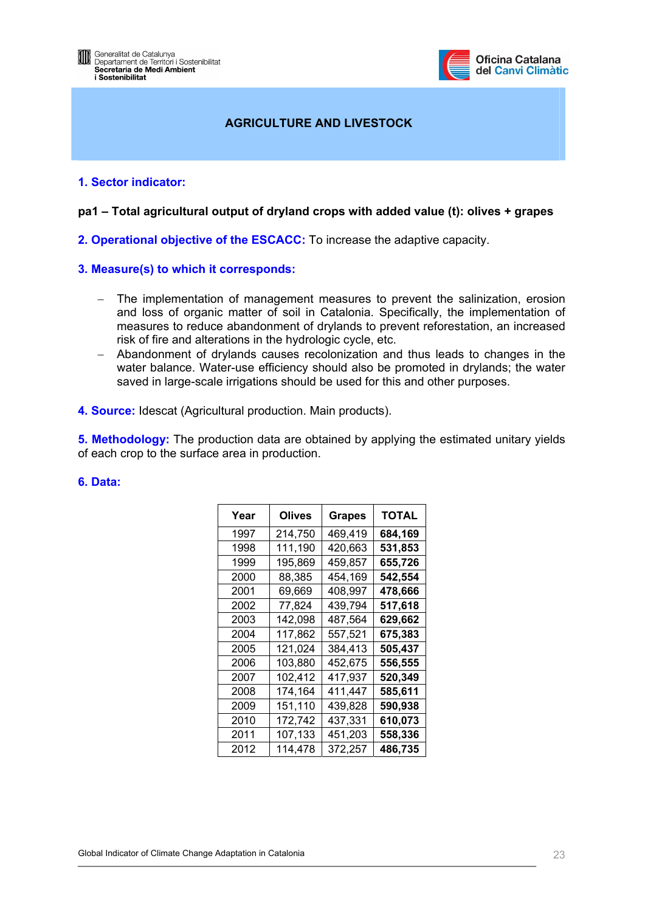# AGRICULTURE AND LIVESTOCK

## 1. Sector indicator:

**pa1 – Total agricultural output of dryland crops with added value (t): olives + grapes**

## 2. Operational objective of the ESCACC: To increase the adaptive capacity.

## 3. Measure(s) to which it corresponds:

- The implementation of management measures to prevent the salinization, erosion and loss of organic matter of soil in Catalonia. Specifically, the implementation of measures to reduce abandonment of drylands to prevent reforestation, an increased risk of fire and alterations in the hydrologic cycle, etc.
- Abandonment of drylands causes recolonization and thus leads to changes in the water balance. Water-use efficiency should also be promoted in drylands; the water saved in large-scale irrigations should be used for this and other purposes.

## 4. Source: Idescat (Agricultural production. Main products).

## 5. Methodology: The production data are obtained by applying the estimated unitary yields of each crop to the surface area in production.

## 6. Data:

| Year | Olives | Grapes | TOTAL |
|---|---|---|---|
| 1997 | 214,750 | 469,419 | **684,169** |
| 1998 | 111,190 | 420,663 | **531,853** |
| 1999 | 195,869 | 459,857 | **655,726** |
| 2000 | 88,385 | 454,169 | **542,554** |
| 2001 | 69,669 | 408,997 | **478,666** |
| 2002 | 77,824 | 439,794 | **517,618** |
| 2003 | 142,098 | 487,564 | **629,662** |
| 2004 | 117,862 | 557,521 | **675,383** |
| 2005 | 121,024 | 384,413 | **505,437** |
| 2006 | 103,880 | 452,675 | **556,555** |
| 2007 | 102,412 | 417,937 | **520,349** |
| 2008 | 174,164 | 411,447 | **585,611** |
| 2009 | 151,110 | 439,828 | **590,938** |
| 2010 | 172,742 | 437,331 | **610,073** |
| 2011 | 107,133 | 451,203 | **558,336** |
| 2012 | 114,478 | 372,257 | **486,735** |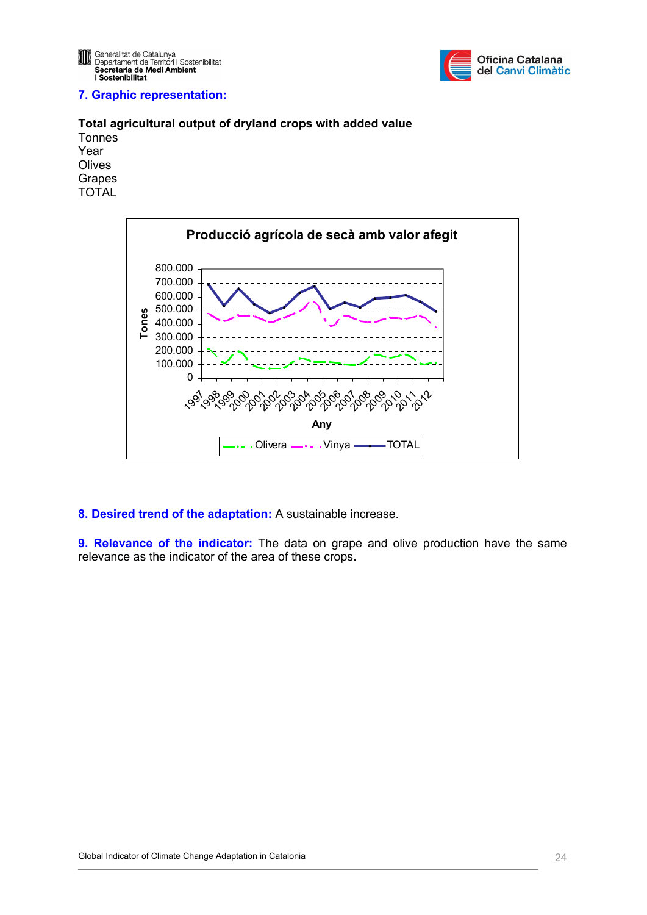## 7. Graphic representation:

**Total agricultural output of dryland crops with added value**

Tonnes

Year

Olives

Grapes

TOTAL

**Producció agrícola de secà amb valor afegit**

Tones

800.000
700.000
600.000
500.000
400.000
300.000
200.000
100.000
0

1997 1998 1999 2000 2001 2002 2003 2004 2005 2006 2007 2008 2009 2010 2011 2012

**Any**

Olivera   Vinya   TOTAL

**8. Desired trend of the adaptation:** A sustainable increase.

**9. Relevance of the indicator:** The data on grape and olive production have the same relevance as the indicator of the area of these crops.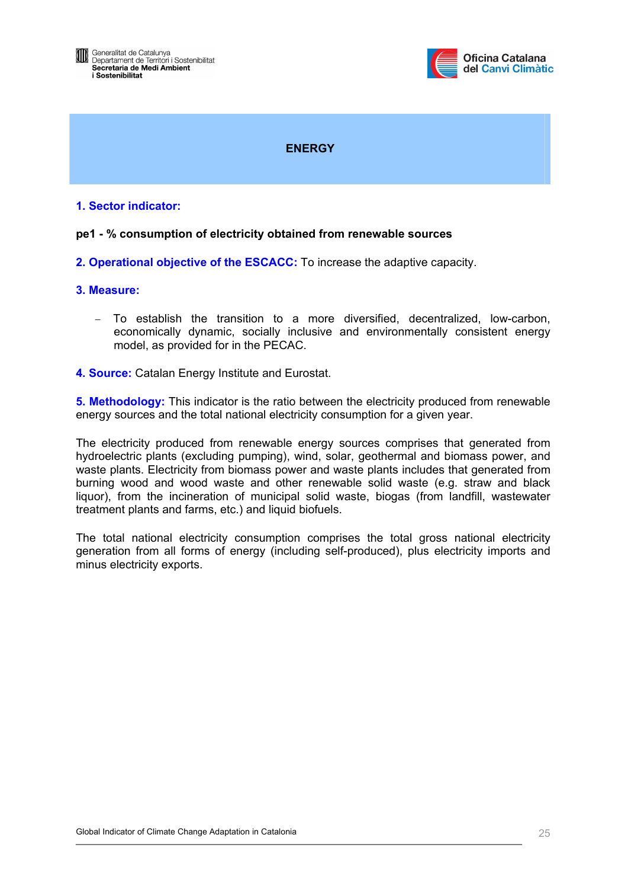# ENERGY

**1. Sector indicator:**

**pe1 - % consumption of electricity obtained from renewable sources**

**2. Operational objective of the ESCACC:** To increase the adaptive capacity.

**3. Measure:**

- To establish the transition to a more diversified, decentralized, low-carbon, economically dynamic, socially inclusive and environmentally consistent energy model, as provided for in the PECAC.

**4. Source:** Catalan Energy Institute and Eurostat.

**5. Methodology:** This indicator is the ratio between the electricity produced from renewable energy sources and the total national electricity consumption for a given year.

The electricity produced from renewable energy sources comprises that generated from hydroelectric plants (excluding pumping), wind, solar, geothermal and biomass power, and waste plants. Electricity from biomass power and waste plants includes that generated from burning wood and wood waste and other renewable solid waste (e.g. straw and black liquor), from the incineration of municipal solid waste, biogas (from landfill, wastewater treatment plants and farms, etc.) and liquid biofuels.

The total national electricity consumption comprises the total gross national electricity generation from all forms of energy (including self-produced), plus electricity imports and minus electricity exports.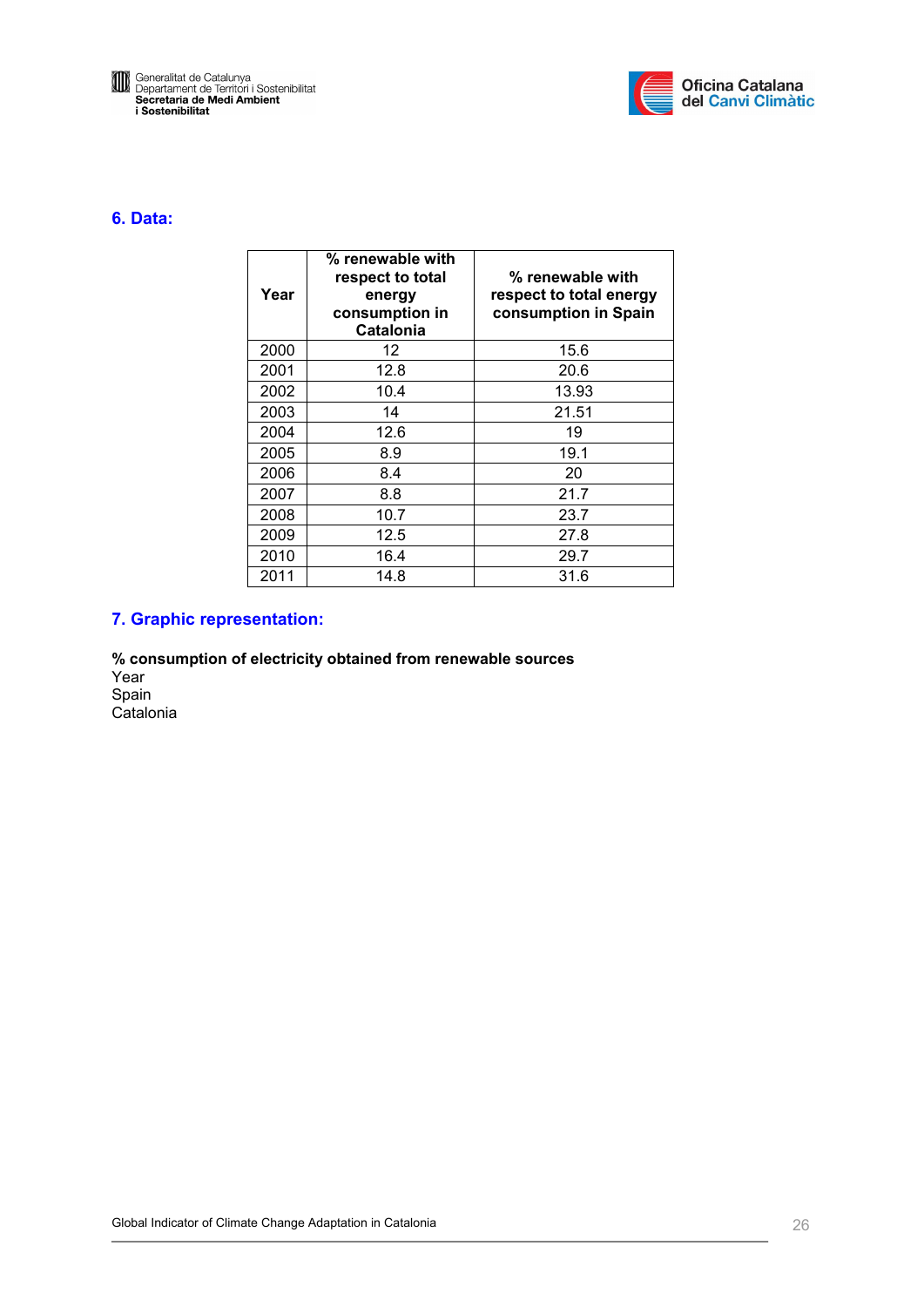## 6. Data:

| Year | % renewable with respect to total energy consumption in Catalonia | % renewable with respect to total energy consumption in Spain |
|---|---|---|
| 2000 | 12 | 15.6 |
| 2001 | 12.8 | 20.6 |
| 2002 | 10.4 | 13.93 |
| 2003 | 14 | 21.51 |
| 2004 | 12.6 | 19 |
| 2005 | 8.9 | 19.1 |
| 2006 | 8.4 | 20 |
| 2007 | 8.8 | 21.7 |
| 2008 | 10.7 | 23.7 |
| 2009 | 12.5 | 27.8 |
| 2010 | 16.4 | 29.7 |
| 2011 | 14.8 | 31.6 |

## 7. Graphic representation:

**% consumption of electricity obtained from renewable sources**

Year

Spain

Catalonia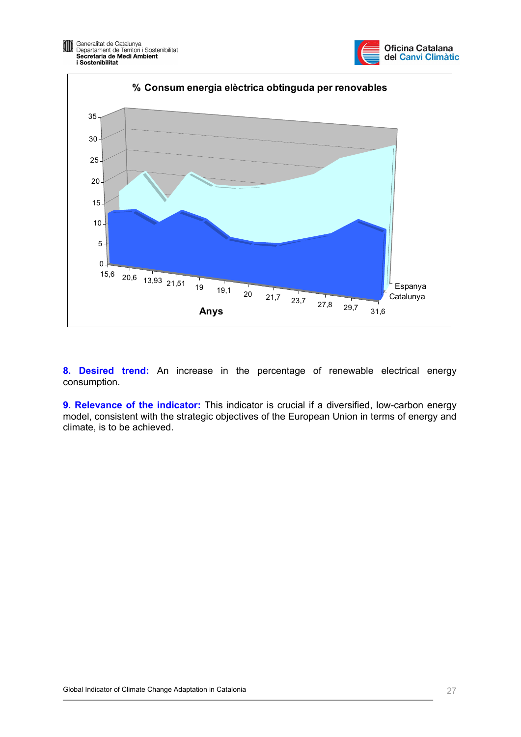**% Consum energia elèctrica obtinguda per renovables**

Anys: 15,6 | 20,6 | 13,93 | 21,51 | 19 | 19,1 | 20 | 21,7 | 23,7 | 27,8 | 29,7 | 31,6

Series: Espanya, Catalunya

**8. Desired trend:** An increase in the percentage of renewable electrical energy consumption.

**9. Relevance of the indicator:** This indicator is crucial if a diversified, low-carbon energy model, consistent with the strategic objectives of the European Union in terms of energy and climate, is to be achieved.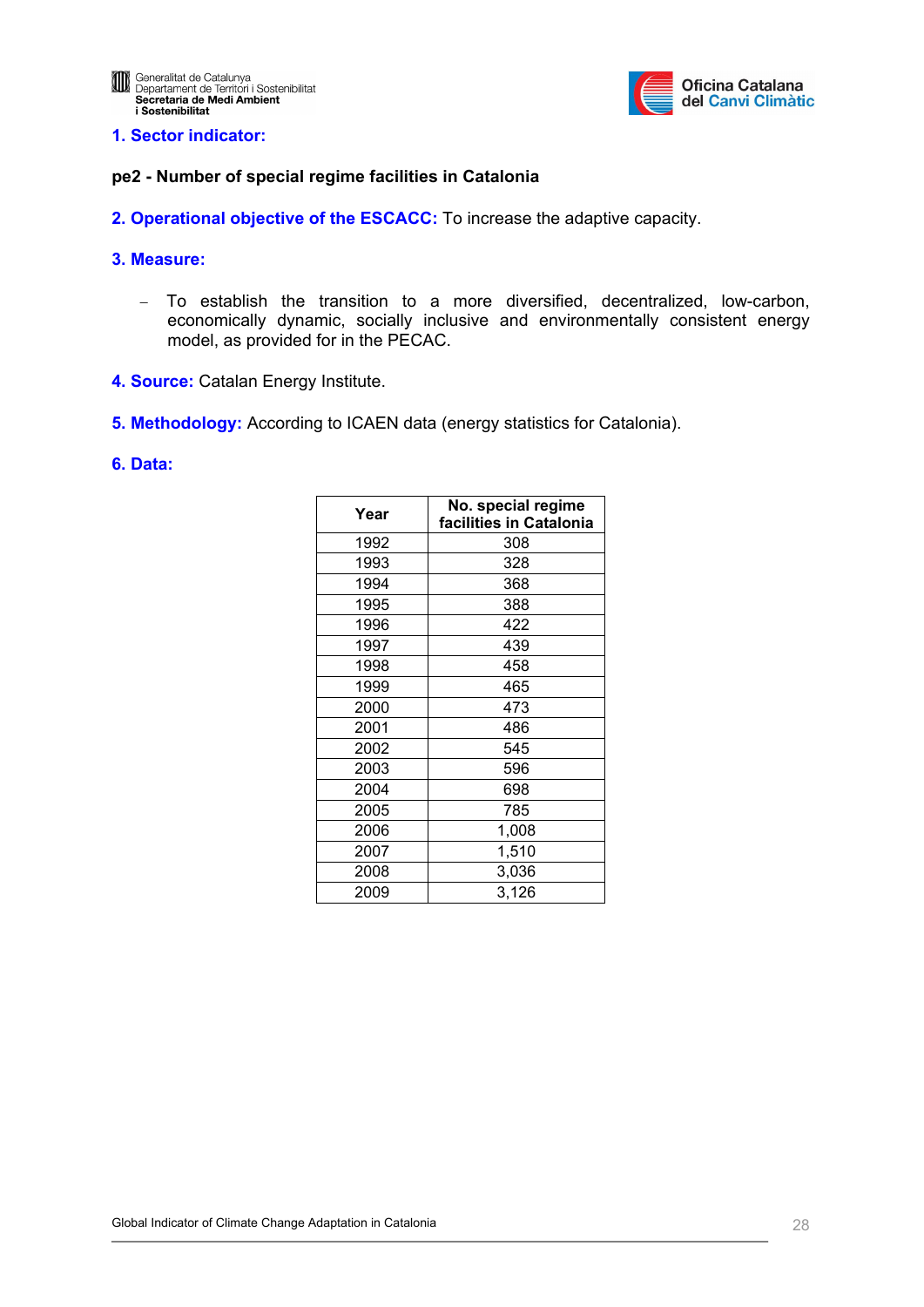## 1. Sector indicator:

**pe2 - Number of special regime facilities in Catalonia**

**2. Operational objective of the ESCACC:** To increase the adaptive capacity.

**3. Measure:**

- To establish the transition to a more diversified, decentralized, low-carbon, economically dynamic, socially inclusive and environmentally consistent energy model, as provided for in the PECAC.

**4. Source:** Catalan Energy Institute.

**5. Methodology:** According to ICAEN data (energy statistics for Catalonia).

**6. Data:**

| Year | No. special regime facilities in Catalonia |
|---|---|
| 1992 | 308 |
| 1993 | 328 |
| 1994 | 368 |
| 1995 | 388 |
| 1996 | 422 |
| 1997 | 439 |
| 1998 | 458 |
| 1999 | 465 |
| 2000 | 473 |
| 2001 | 486 |
| 2002 | 545 |
| 2003 | 596 |
| 2004 | 698 |
| 2005 | 785 |
| 2006 | 1,008 |
| 2007 | 1,510 |
| 2008 | 3,036 |
| 2009 | 3,126 |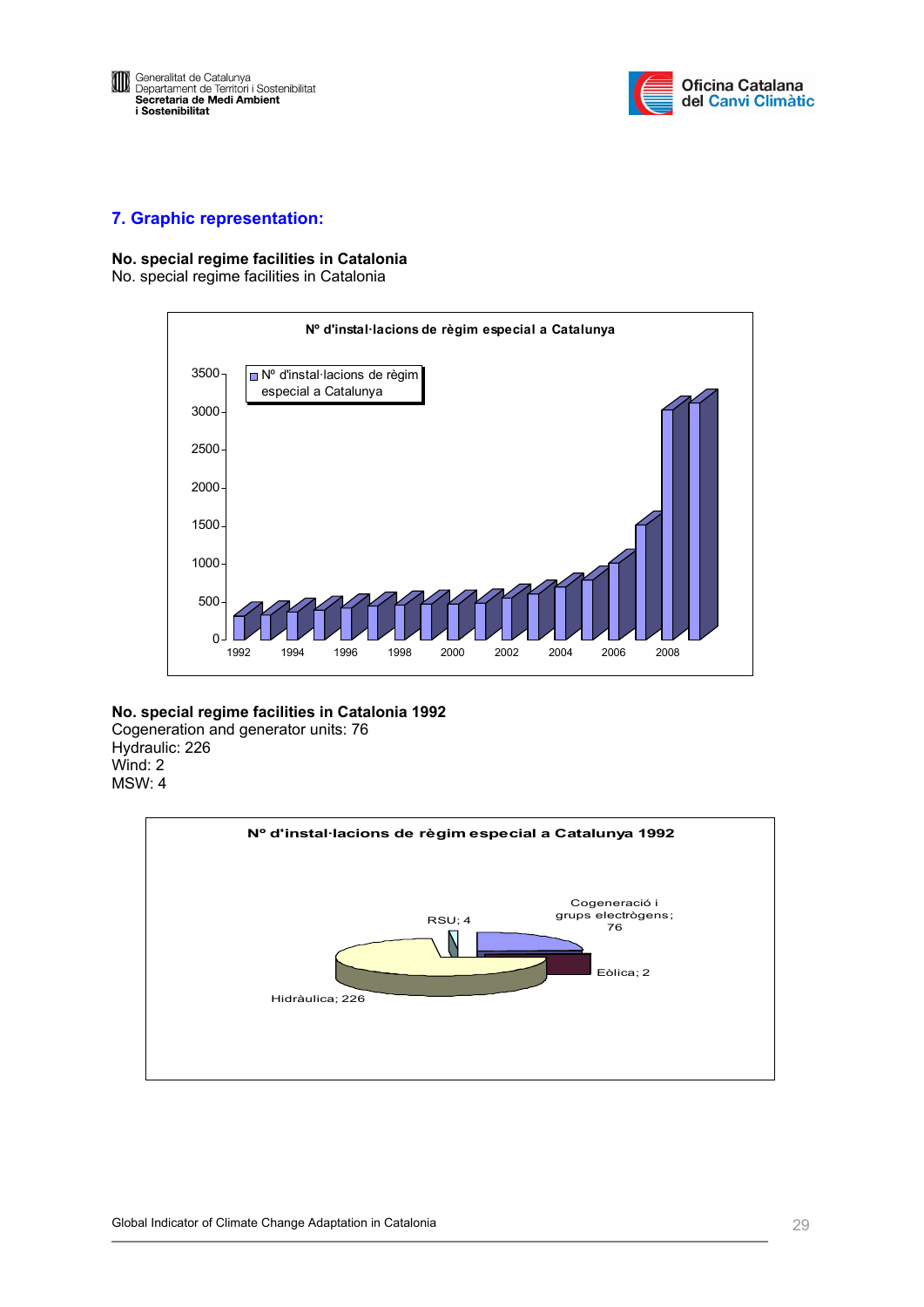## 7. Graphic representation:

**No. special regime facilities in Catalonia**

No. special regime facilities in Catalonia

**No. special regime facilities in Catalonia 1992**

Cogeneration and generator units: 76

Hydraulic: 226

Wind: 2

MSW: 4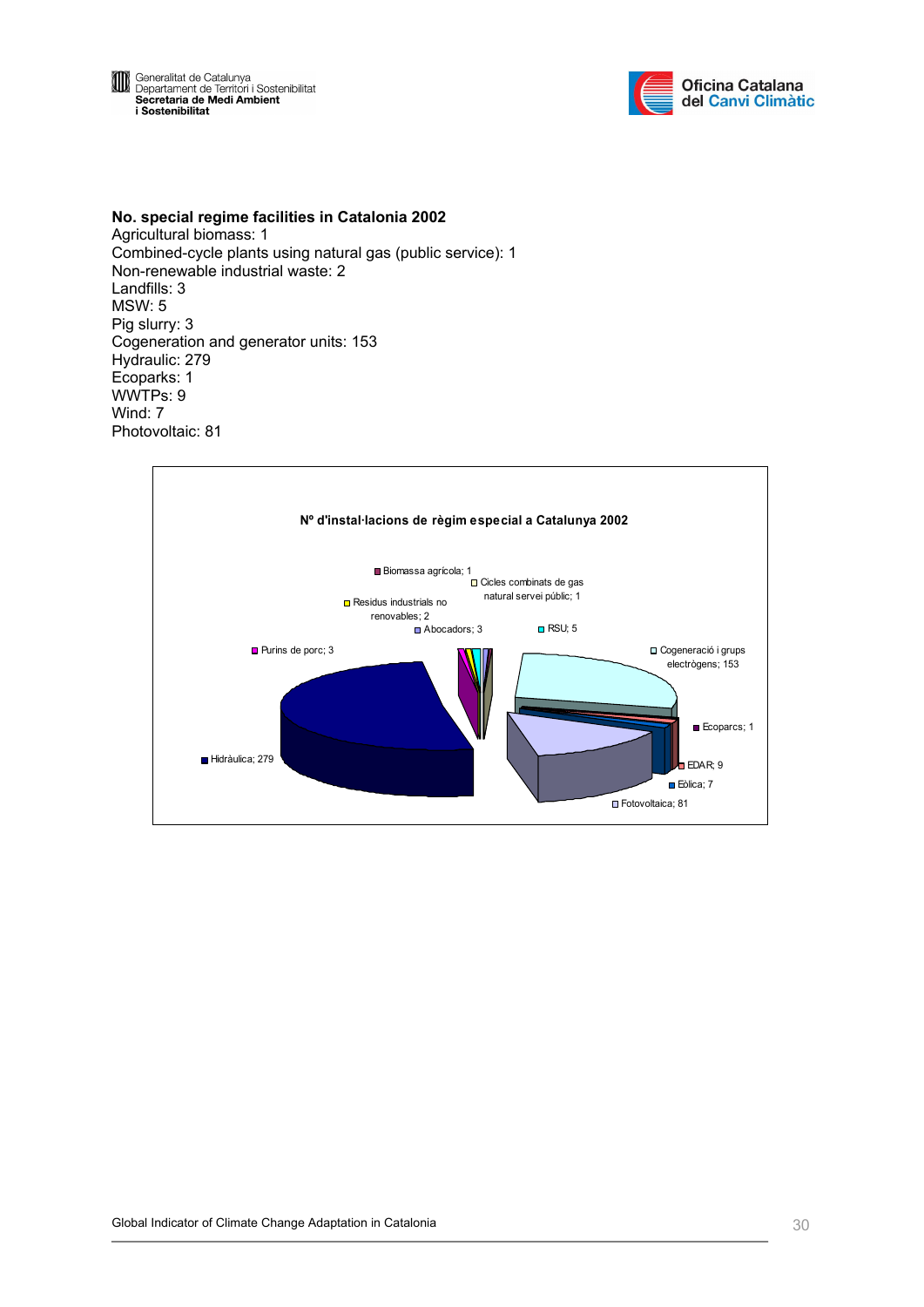**No. special regime facilities in Catalonia 2002**

Agricultural biomass: 1
Combined-cycle plants using natural gas (public service): 1
Non-renewable industrial waste: 2
Landfills: 3
MSW: 5
Pig slurry: 3
Cogeneration and generator units: 153
Hydraulic: 279
Ecoparks: 1
WWTPs: 9
Wind: 7
Photovoltaic: 81

**Nº d'instal·lacions de règim especial a Catalunya 2002**

- Biomassa agrícola; 1
- Cicles combinats de gas natural servei públic; 1
- Residus industrials no renovables; 2
- Abocadors; 3
- RSU; 5
- Purins de porc; 3
- Cogeneració i grups electrògens; 153
- Hidràulica; 279
- Ecoparcs; 1
- EDAR; 9
- Eòlica; 7
- Fotovoltaica; 81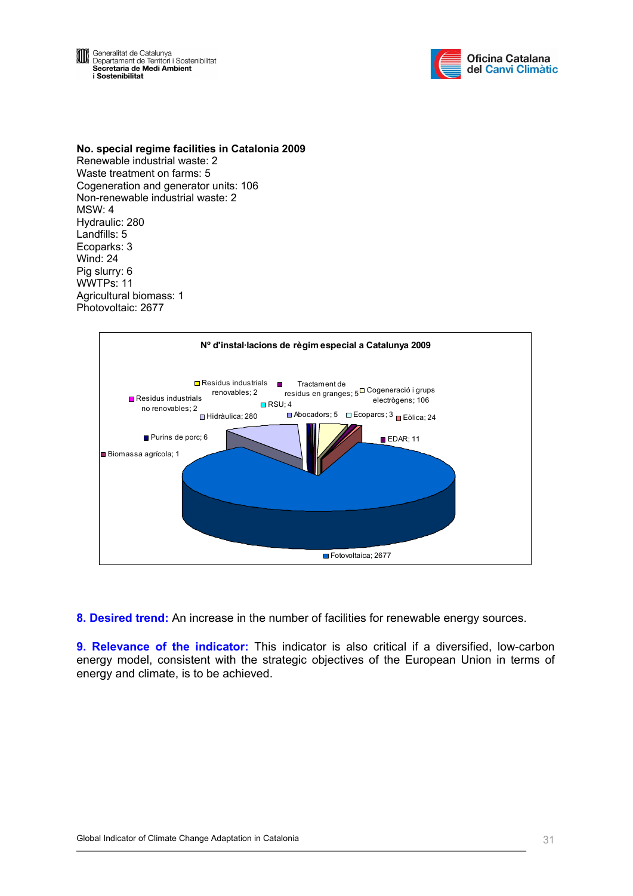**No. special regime facilities in Catalonia 2009**
Renewable industrial waste: 2
Waste treatment on farms: 5
Cogeneration and generator units: 106
Non-renewable industrial waste: 2
MSW: 4
Hydraulic: 280
Landfills: 5
Ecoparks: 3
Wind: 24
Pig slurry: 6
WWTPs: 11
Agricultural biomass: 1
Photovoltaic: 2677

**Nº d'instal·lacions de règim especial a Catalunya 2009**

**8. Desired trend:** An increase in the number of facilities for renewable energy sources.

**9. Relevance of the indicator:** This indicator is also critical if a diversified, low-carbon energy model, consistent with the strategic objectives of the European Union in terms of energy and climate, is to be achieved.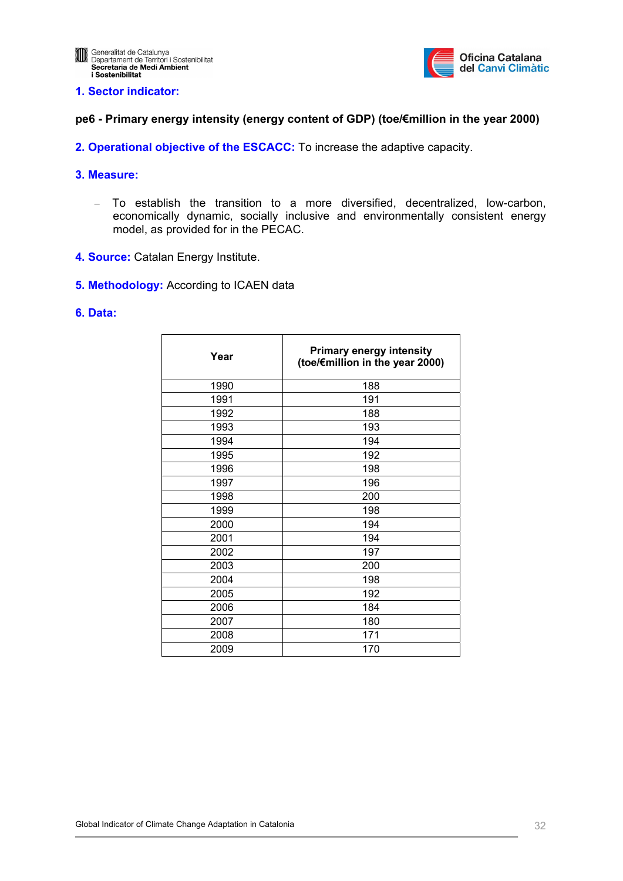## 1. Sector indicator:

**pe6 - Primary energy intensity (energy content of GDP) (toe/€million in the year 2000)**

**2. Operational objective of the ESCACC:** To increase the adaptive capacity.

**3. Measure:**

- To establish the transition to a more diversified, decentralized, low-carbon, economically dynamic, socially inclusive and environmentally consistent energy model, as provided for in the PECAC.

**4. Source:** Catalan Energy Institute.

**5. Methodology:** According to ICAEN data

**6. Data:**

| Year | Primary energy intensity (toe/€million in the year 2000) |
|---|---|
| 1990 | 188 |
| 1991 | 191 |
| 1992 | 188 |
| 1993 | 193 |
| 1994 | 194 |
| 1995 | 192 |
| 1996 | 198 |
| 1997 | 196 |
| 1998 | 200 |
| 1999 | 198 |
| 2000 | 194 |
| 2001 | 194 |
| 2002 | 197 |
| 2003 | 200 |
| 2004 | 198 |
| 2005 | 192 |
| 2006 | 184 |
| 2007 | 180 |
| 2008 | 171 |
| 2009 | 170 |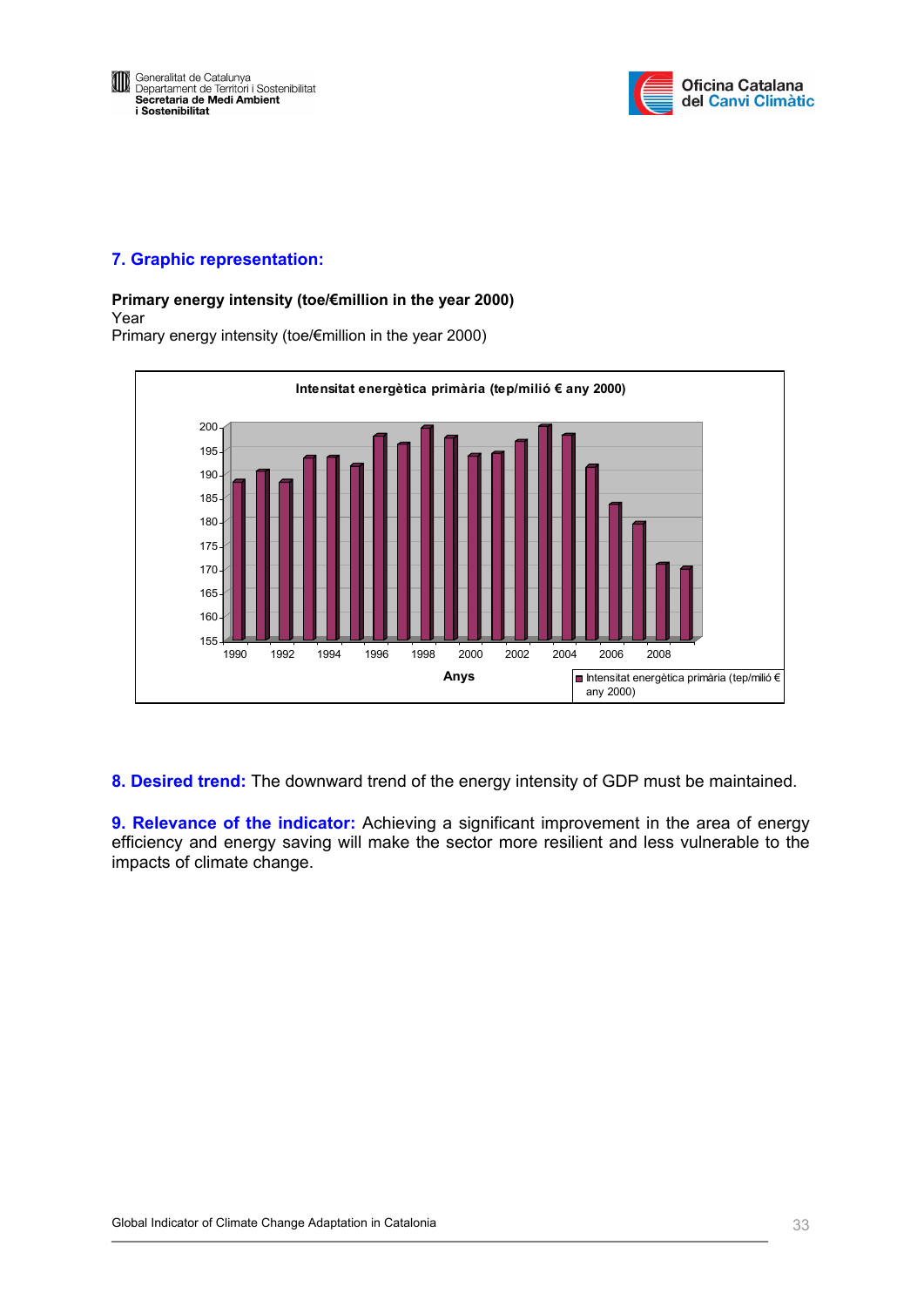## 7. Graphic representation:

**Primary energy intensity (toe/€million in the year 2000)**
Year
Primary energy intensity (toe/€million in the year 2000)

**8. Desired trend:** The downward trend of the energy intensity of GDP must be maintained.

**9. Relevance of the indicator:** Achieving a significant improvement in the area of energy efficiency and energy saving will make the sector more resilient and less vulnerable to the impacts of climate change.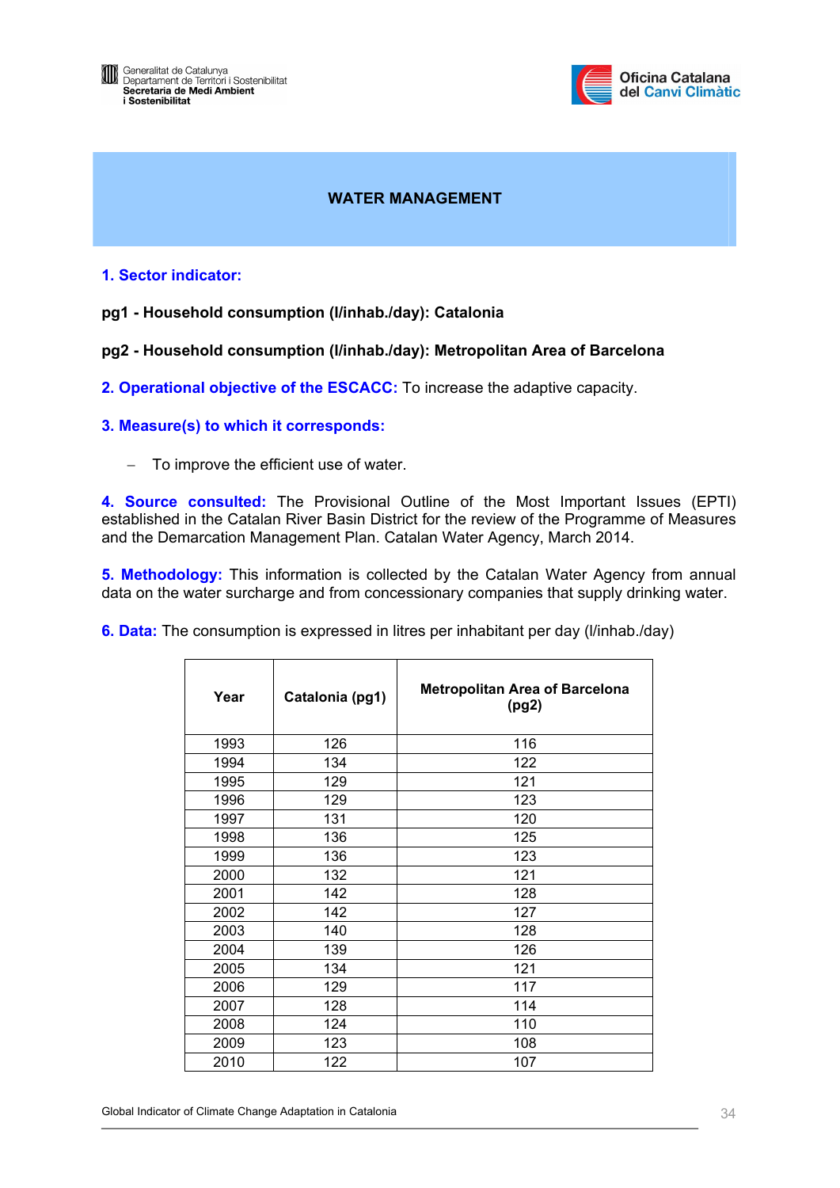# WATER MANAGEMENT

**1. Sector indicator:**

**pg1 - Household consumption (l/inhab./day): Catalonia**

**pg2 - Household consumption (l/inhab./day): Metropolitan Area of Barcelona**

**2. Operational objective of the ESCACC:** To increase the adaptive capacity.

**3. Measure(s) to which it corresponds:**

- To improve the efficient use of water.

**4. Source consulted:** The Provisional Outline of the Most Important Issues (EPTI) established in the Catalan River Basin District for the review of the Programme of Measures and the Demarcation Management Plan. Catalan Water Agency, March 2014.

**5. Methodology:** This information is collected by the Catalan Water Agency from annual data on the water surcharge and from concessionary companies that supply drinking water.

**6. Data:** The consumption is expressed in litres per inhabitant per day (l/inhab./day)

| Year | Catalonia (pg1) | Metropolitan Area of Barcelona (pg2) |
|---|---|---|
| 1993 | 126 | 116 |
| 1994 | 134 | 122 |
| 1995 | 129 | 121 |
| 1996 | 129 | 123 |
| 1997 | 131 | 120 |
| 1998 | 136 | 125 |
| 1999 | 136 | 123 |
| 2000 | 132 | 121 |
| 2001 | 142 | 128 |
| 2002 | 142 | 127 |
| 2003 | 140 | 128 |
| 2004 | 139 | 126 |
| 2005 | 134 | 121 |
| 2006 | 129 | 117 |
| 2007 | 128 | 114 |
| 2008 | 124 | 110 |
| 2009 | 123 | 108 |
| 2010 | 122 | 107 |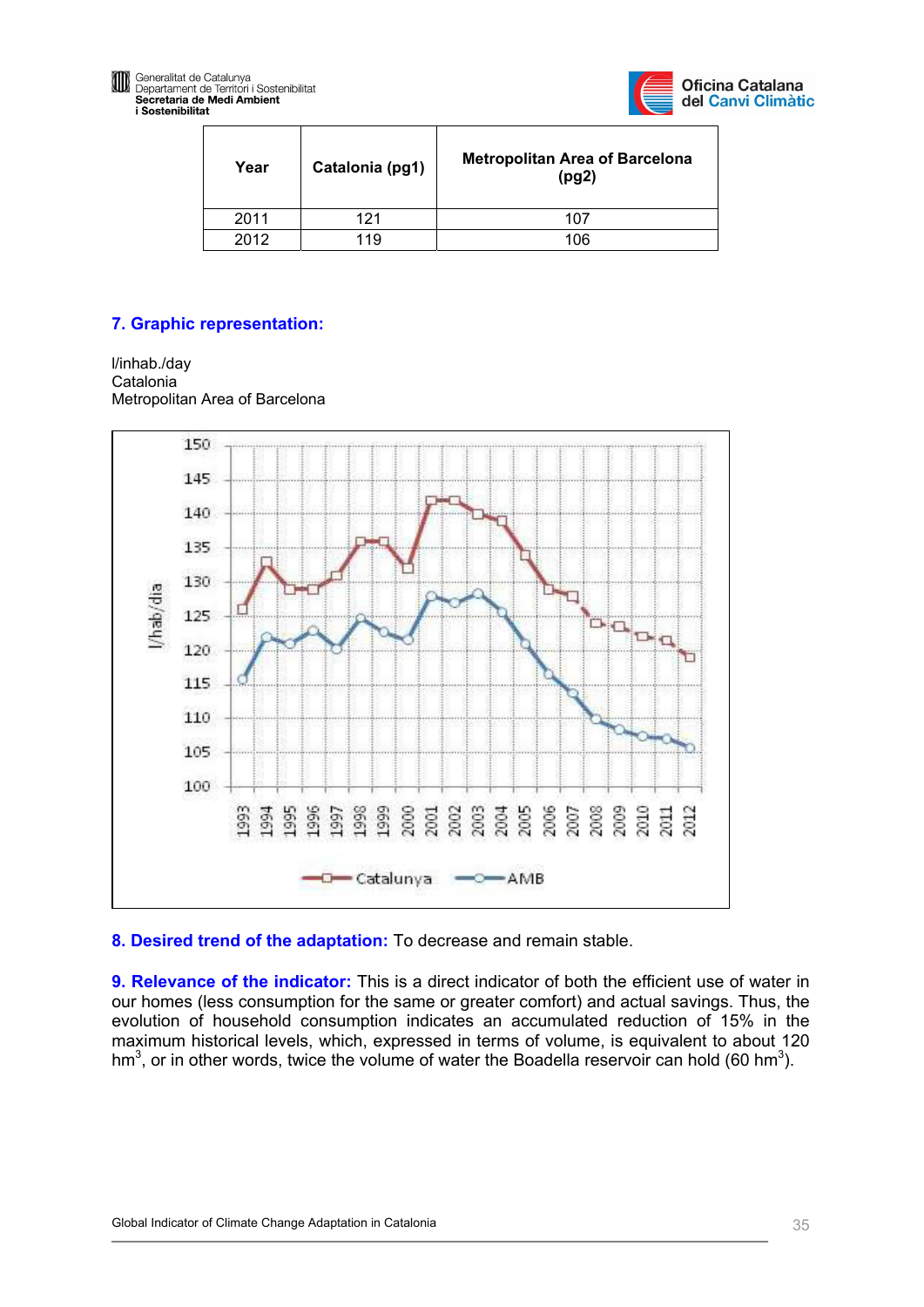| Year | Catalonia (pg1) | Metropolitan Area of Barcelona (pg2) |
|---|---|---|
| 2011 | 121 | 107 |
| 2012 | 119 | 106 |

## 7. Graphic representation:

l/inhab./day
Catalonia
Metropolitan Area of Barcelona

**8. Desired trend of the adaptation:** To decrease and remain stable.

**9. Relevance of the indicator:** This is a direct indicator of both the efficient use of water in our homes (less consumption for the same or greater comfort) and actual savings. Thus, the evolution of household consumption indicates an accumulated reduction of 15% in the maximum historical levels, which, expressed in terms of volume, is equivalent to about 120 $hm^3$, or in other words, twice the volume of water the Boadella reservoir can hold (60 $hm^3$).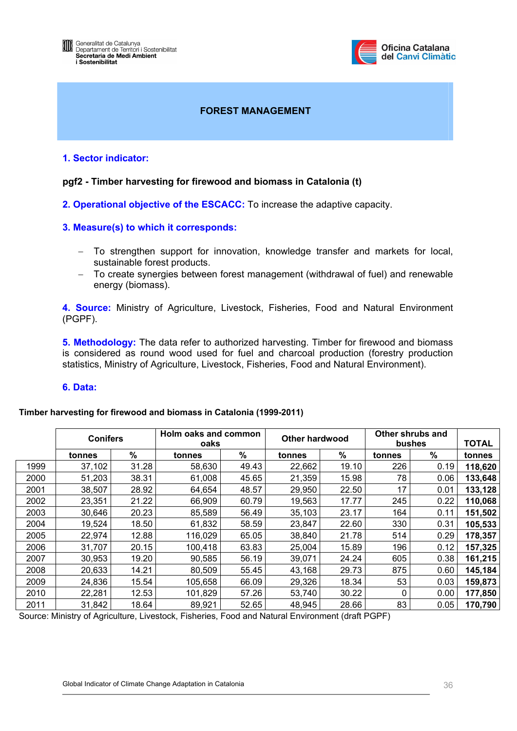# FOREST MANAGEMENT

## 1. Sector indicator:

**pgf2 - Timber harvesting for firewood and biomass in Catalonia (t)**

**2. Operational objective of the ESCACC:** To increase the adaptive capacity.

**3. Measure(s) to which it corresponds:**

- To strengthen support for innovation, knowledge transfer and markets for local, sustainable forest products.
- To create synergies between forest management (withdrawal of fuel) and renewable energy (biomass).

**4. Source:** Ministry of Agriculture, Livestock, Fisheries, Food and Natural Environment (PGPF).

**5. Methodology:** The data refer to authorized harvesting. Timber for firewood and biomass is considered as round wood used for fuel and charcoal production (forestry production statistics, Ministry of Agriculture, Livestock, Fisheries, Food and Natural Environment).

**6. Data:**

**Timber harvesting for firewood and biomass in Catalonia (1999-2011)**

| | Conifers | | Holm oaks and common oaks | | Other hardwood | | Other shrubs and bushes | | TOTAL |
|---|---|---|---|---|---|---|---|---|---|
| | tonnes | % | tonnes | % | tonnes | % | tonnes | % | tonnes |
| 1999 | 37,102 | 31.28 | 58,630 | 49.43 | 22,662 | 19.10 | 226 | 0.19 | **118,620** |
| 2000 | 51,203 | 38.31 | 61,008 | 45.65 | 21,359 | 15.98 | 78 | 0.06 | **133,648** |
| 2001 | 38,507 | 28.92 | 64,654 | 48.57 | 29,950 | 22.50 | 17 | 0.01 | **133,128** |
| 2002 | 23,351 | 21.22 | 66,909 | 60.79 | 19,563 | 17.77 | 245 | 0.22 | **110,068** |
| 2003 | 30,646 | 20.23 | 85,589 | 56.49 | 35,103 | 23.17 | 164 | 0.11 | **151,502** |
| 2004 | 19,524 | 18.50 | 61,832 | 58.59 | 23,847 | 22.60 | 330 | 0.31 | **105,533** |
| 2005 | 22,974 | 12.88 | 116,029 | 65.05 | 38,840 | 21.78 | 514 | 0.29 | **178,357** |
| 2006 | 31,707 | 20.15 | 100,418 | 63.83 | 25,004 | 15.89 | 196 | 0.12 | **157,325** |
| 2007 | 30,953 | 19.20 | 90,585 | 56.19 | 39,071 | 24.24 | 605 | 0.38 | **161,215** |
| 2008 | 20,633 | 14.21 | 80,509 | 55.45 | 43,168 | 29.73 | 875 | 0.60 | **145,184** |
| 2009 | 24,836 | 15.54 | 105,658 | 66.09 | 29,326 | 18.34 | 53 | 0.03 | **159,873** |
| 2010 | 22,281 | 12.53 | 101,829 | 57.26 | 53,740 | 30.22 | 0 | 0.00 | **177,850** |
| 2011 | 31,842 | 18.64 | 89,921 | 52.65 | 48,945 | 28.66 | 83 | 0.05 | **170,790** |

Source: Ministry of Agriculture, Livestock, Fisheries, Food and Natural Environment (draft PGPF)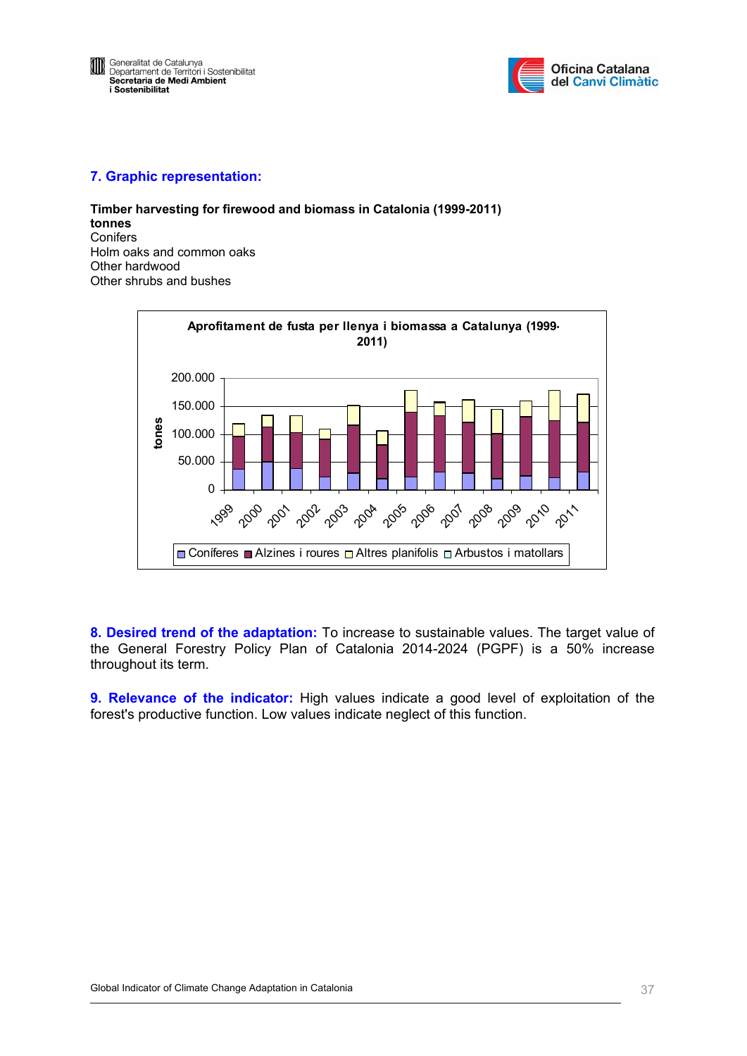## 7. Graphic representation:

**Timber harvesting for firewood and biomass in Catalonia (1999-2011)**
**tonnes**
Conifers
Holm oaks and common oaks
Other hardwood
Other shrubs and bushes

**Aprofitament de fusta per llenya i biomassa a Catalunya (1999-2011)**

tones

200.000
150.000
100.000
50.000
0

1999 2000 2001 2002 2003 2004 2005 2006 2007 2008 2009 2010 2011

Coníferes | Alzines i roures | Altres planifolis | Arbustos i matollars

**8. Desired trend of the adaptation:** To increase to sustainable values. The target value of the General Forestry Policy Plan of Catalonia 2014-2024 (PGPF) is a 50% increase throughout its term.

**9. Relevance of the indicator:** High values indicate a good level of exploitation of the forest's productive function. Low values indicate neglect of this function.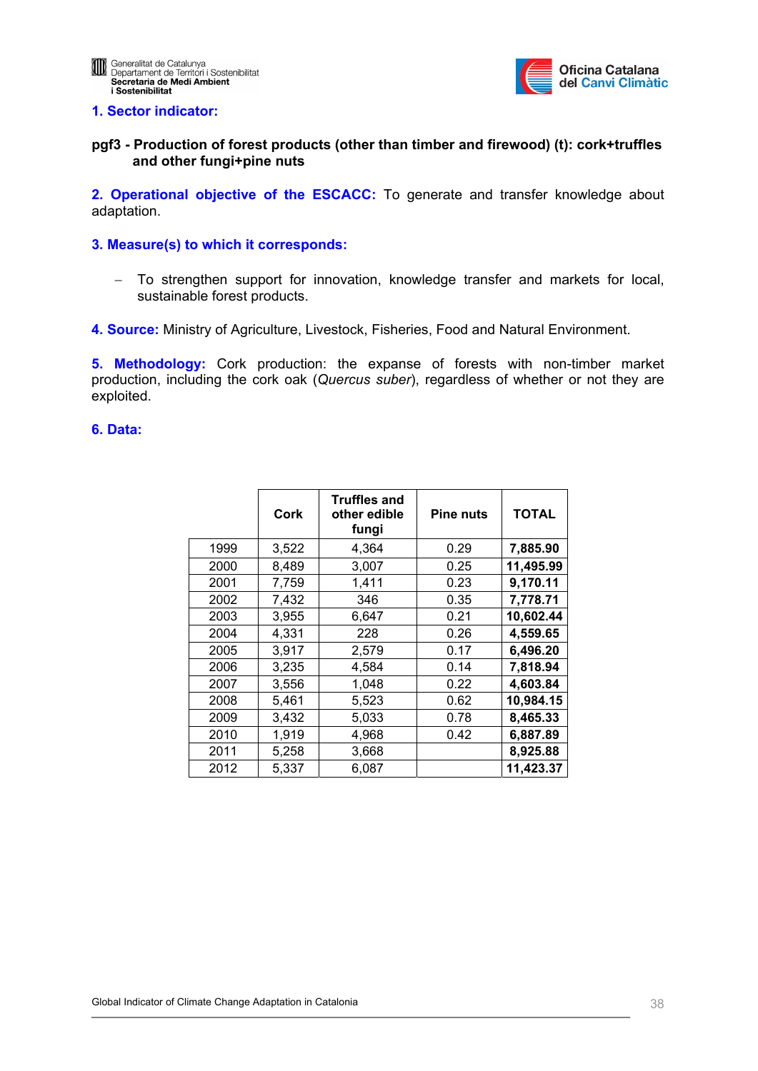**1. Sector indicator:**

**pgf3 - Production of forest products (other than timber and firewood) (t): cork+truffles and other fungi+pine nuts**

**2. Operational objective of the ESCACC:** To generate and transfer knowledge about adaptation.

**3. Measure(s) to which it corresponds:**

- To strengthen support for innovation, knowledge transfer and markets for local, sustainable forest products.

**4. Source:** Ministry of Agriculture, Livestock, Fisheries, Food and Natural Environment.

**5. Methodology:** Cork production: the expanse of forests with non-timber market production, including the cork oak (*Quercus suber*), regardless of whether or not they are exploited.

**6. Data:**

| | Cork | Truffles and other edible fungi | Pine nuts | TOTAL |
|---|---|---|---|---|
| 1999 | 3,522 | 4,364 | 0.29 | **7,885.90** |
| 2000 | 8,489 | 3,007 | 0.25 | **11,495.99** |
| 2001 | 7,759 | 1,411 | 0.23 | **9,170.11** |
| 2002 | 7,432 | 346 | 0.35 | **7,778.71** |
| 2003 | 3,955 | 6,647 | 0.21 | **10,602.44** |
| 2004 | 4,331 | 228 | 0.26 | **4,559.65** |
| 2005 | 3,917 | 2,579 | 0.17 | **6,496.20** |
| 2006 | 3,235 | 4,584 | 0.14 | **7,818.94** |
| 2007 | 3,556 | 1,048 | 0.22 | **4,603.84** |
| 2008 | 5,461 | 5,523 | 0.62 | **10,984.15** |
| 2009 | 3,432 | 5,033 | 0.78 | **8,465.33** |
| 2010 | 1,919 | 4,968 | 0.42 | **6,887.89** |
| 2011 | 5,258 | 3,668 | | **8,925.88** |
| 2012 | 5,337 | 6,087 | | **11,423.37** |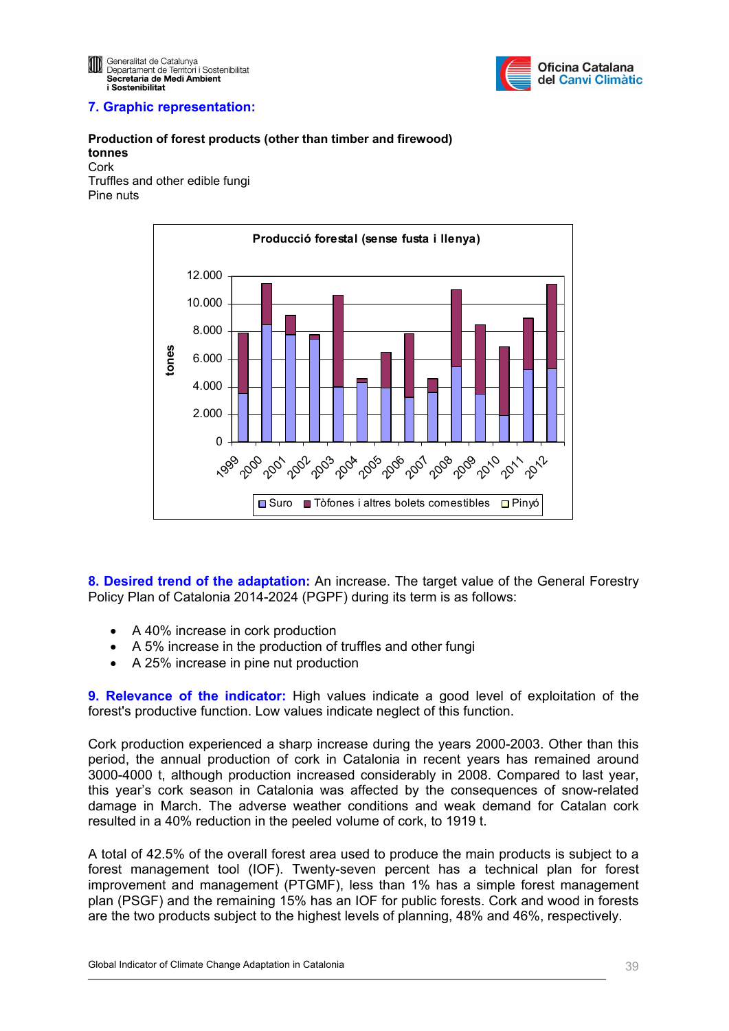## 7. Graphic representation:

**Production of forest products (other than timber and firewood)**
**tonnes**
Cork
Truffles and other edible fungi
Pine nuts

## 8. Desired trend of the adaptation:

An increase. The target value of the General Forestry Policy Plan of Catalonia 2014-2024 (PGPF) during its term is as follows:

- A 40% increase in cork production
- A 5% increase in the production of truffles and other fungi
- A 25% increase in pine nut production

## 9. Relevance of the indicator:

High values indicate a good level of exploitation of the forest's productive function. Low values indicate neglect of this function.

Cork production experienced a sharp increase during the years 2000-2003. Other than this period, the annual production of cork in Catalonia in recent years has remained around 3000-4000 t, although production increased considerably in 2008. Compared to last year, this year's cork season in Catalonia was affected by the consequences of snow-related damage in March. The adverse weather conditions and weak demand for Catalan cork resulted in a 40% reduction in the peeled volume of cork, to 1919 t.

A total of 42.5% of the overall forest area used to produce the main products is subject to a forest management tool (IOF). Twenty-seven percent has a technical plan for forest improvement and management (PTGMF), less than 1% has a simple forest management plan (PSGF) and the remaining 15% has an IOF for public forests. Cork and wood in forests are the two products subject to the highest levels of planning, 48% and 46%, respectively.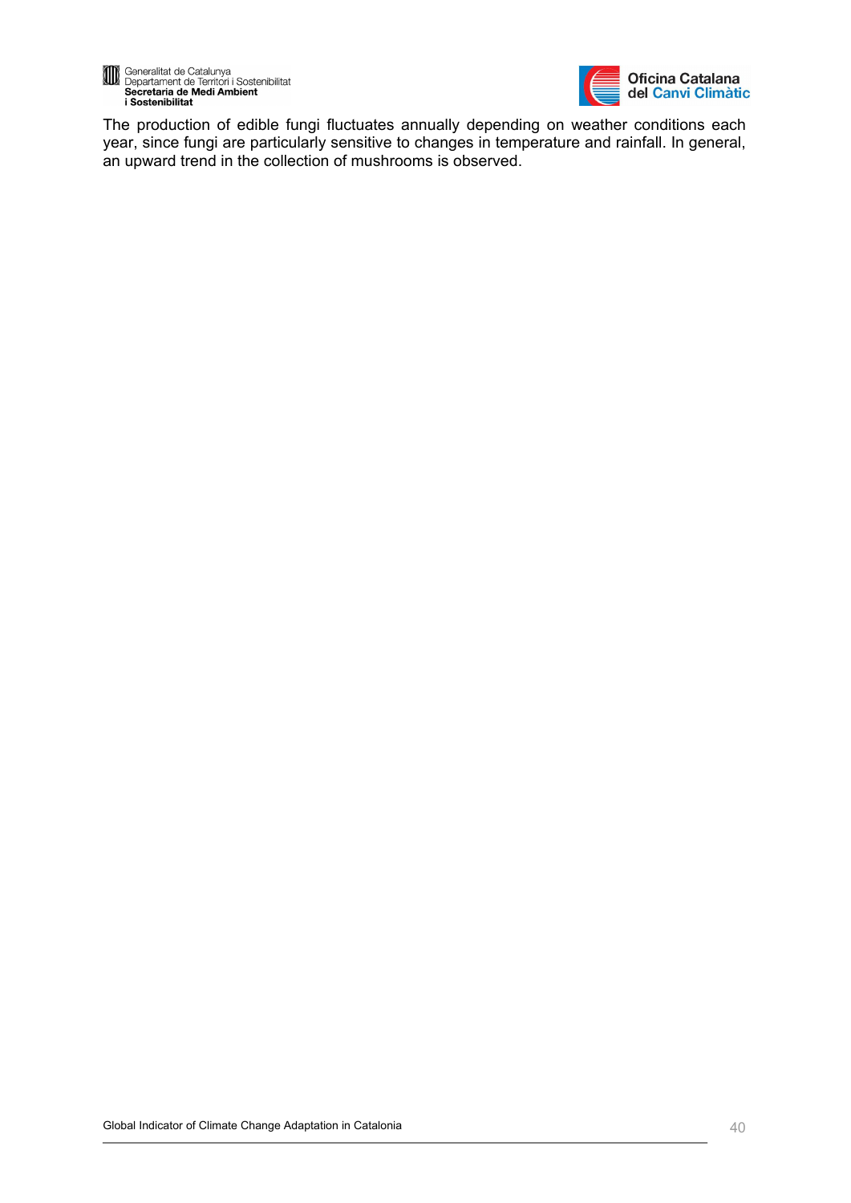The production of edible fungi fluctuates annually depending on weather conditions each year, since fungi are particularly sensitive to changes in temperature and rainfall. In general, an upward trend in the collection of mushrooms is observed.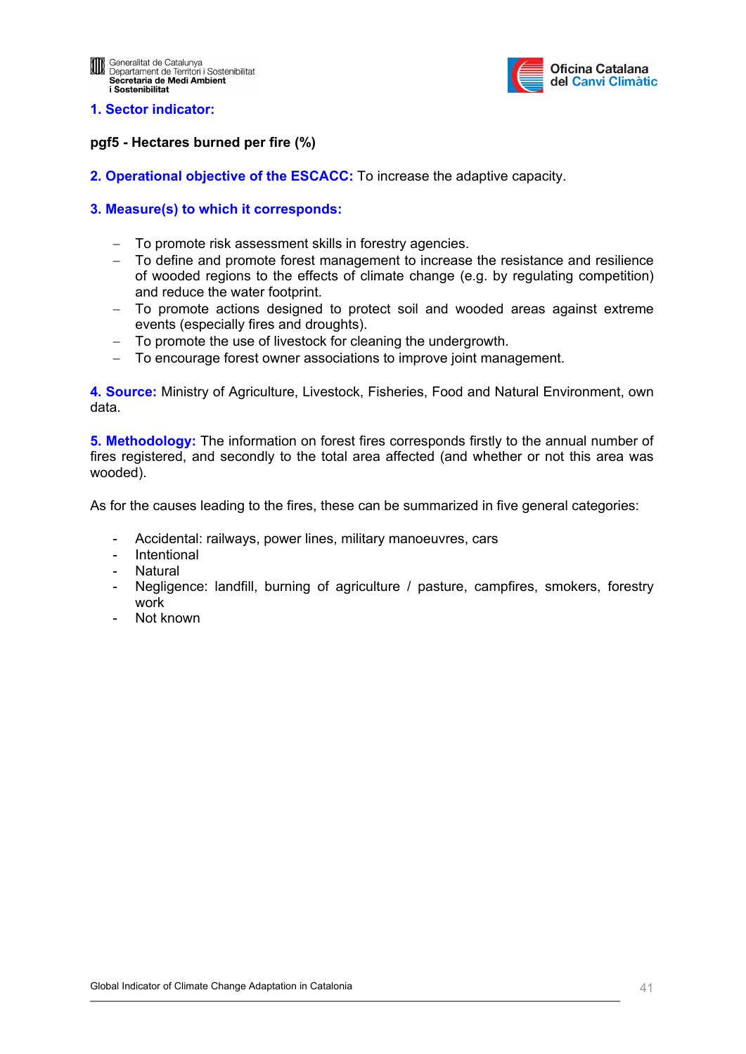## 1. Sector indicator:

**pgf5 - Hectares burned per fire (%)**

**2. Operational objective of the ESCACC:** To increase the adaptive capacity.

**3. Measure(s) to which it corresponds:**

- To promote risk assessment skills in forestry agencies.
- To define and promote forest management to increase the resistance and resilience of wooded regions to the effects of climate change (e.g. by regulating competition) and reduce the water footprint.
- To promote actions designed to protect soil and wooded areas against extreme events (especially fires and droughts).
- To promote the use of livestock for cleaning the undergrowth.
- To encourage forest owner associations to improve joint management.

**4. Source:** Ministry of Agriculture, Livestock, Fisheries, Food and Natural Environment, own data.

**5. Methodology:** The information on forest fires corresponds firstly to the annual number of fires registered, and secondly to the total area affected (and whether or not this area was wooded).

As for the causes leading to the fires, these can be summarized in five general categories:

- Accidental: railways, power lines, military manoeuvres, cars
- Intentional
- Natural
- Negligence: landfill, burning of agriculture / pasture, campfires, smokers, forestry work
- Not known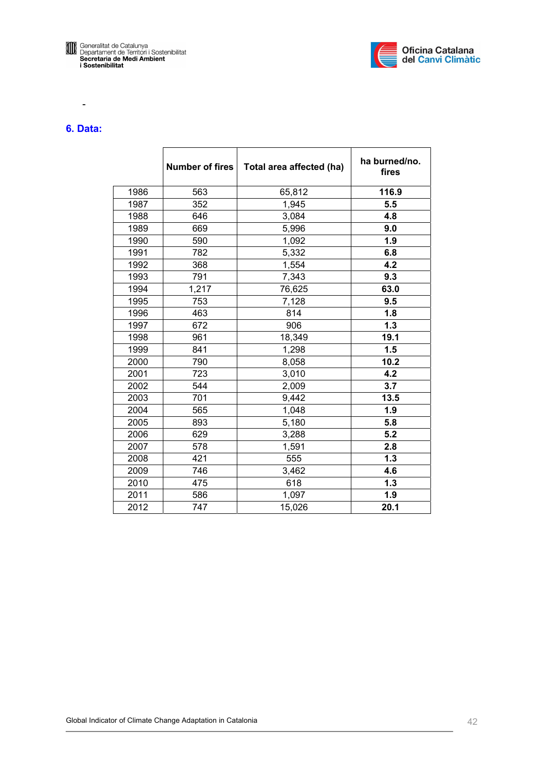-

## 6. Data:

| | Number of fires | Total area affected (ha) | ha burned/no. fires |
|---|---|---|---|
| 1986 | 563 | 65,812 | **116.9** |
| 1987 | 352 | 1,945 | **5.5** |
| 1988 | 646 | 3,084 | **4.8** |
| 1989 | 669 | 5,996 | **9.0** |
| 1990 | 590 | 1,092 | **1.9** |
| 1991 | 782 | 5,332 | **6.8** |
| 1992 | 368 | 1,554 | **4.2** |
| 1993 | 791 | 7,343 | **9.3** |
| 1994 | 1,217 | 76,625 | **63.0** |
| 1995 | 753 | 7,128 | **9.5** |
| 1996 | 463 | 814 | **1.8** |
| 1997 | 672 | 906 | **1.3** |
| 1998 | 961 | 18,349 | **19.1** |
| 1999 | 841 | 1,298 | **1.5** |
| 2000 | 790 | 8,058 | **10.2** |
| 2001 | 723 | 3,010 | **4.2** |
| 2002 | 544 | 2,009 | **3.7** |
| 2003 | 701 | 9,442 | **13.5** |
| 2004 | 565 | 1,048 | **1.9** |
| 2005 | 893 | 5,180 | **5.8** |
| 2006 | 629 | 3,288 | **5.2** |
| 2007 | 578 | 1,591 | **2.8** |
| 2008 | 421 | 555 | **1.3** |
| 2009 | 746 | 3,462 | **4.6** |
| 2010 | 475 | 618 | **1.3** |
| 2011 | 586 | 1,097 | **1.9** |
| 2012 | 747 | 15,026 | **20.1** |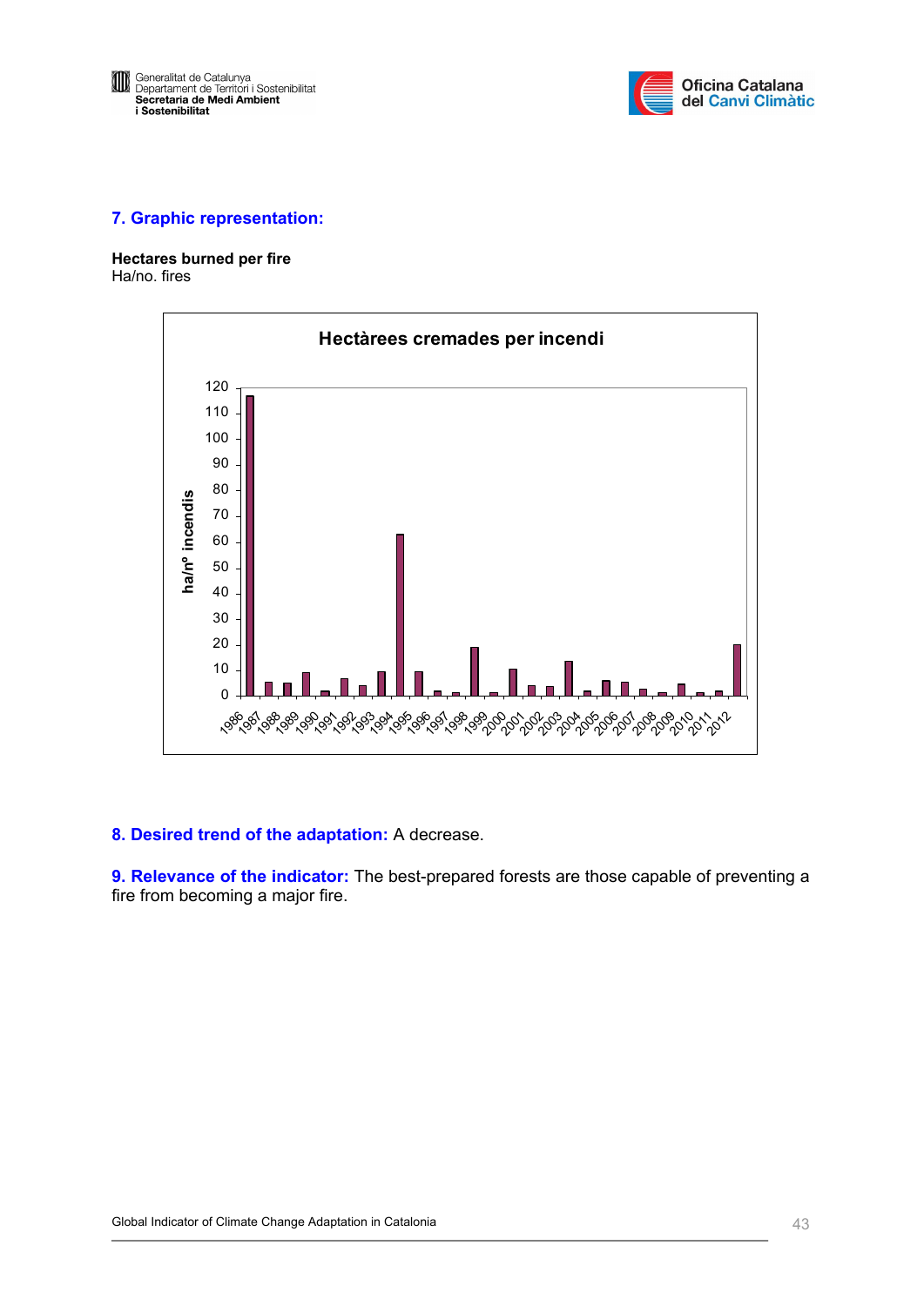## 7. Graphic representation:

**Hectares burned per fire**
Ha/no. fires

**8. Desired trend of the adaptation:** A decrease.

**9. Relevance of the indicator:** The best-prepared forests are those capable of preventing a fire from becoming a major fire.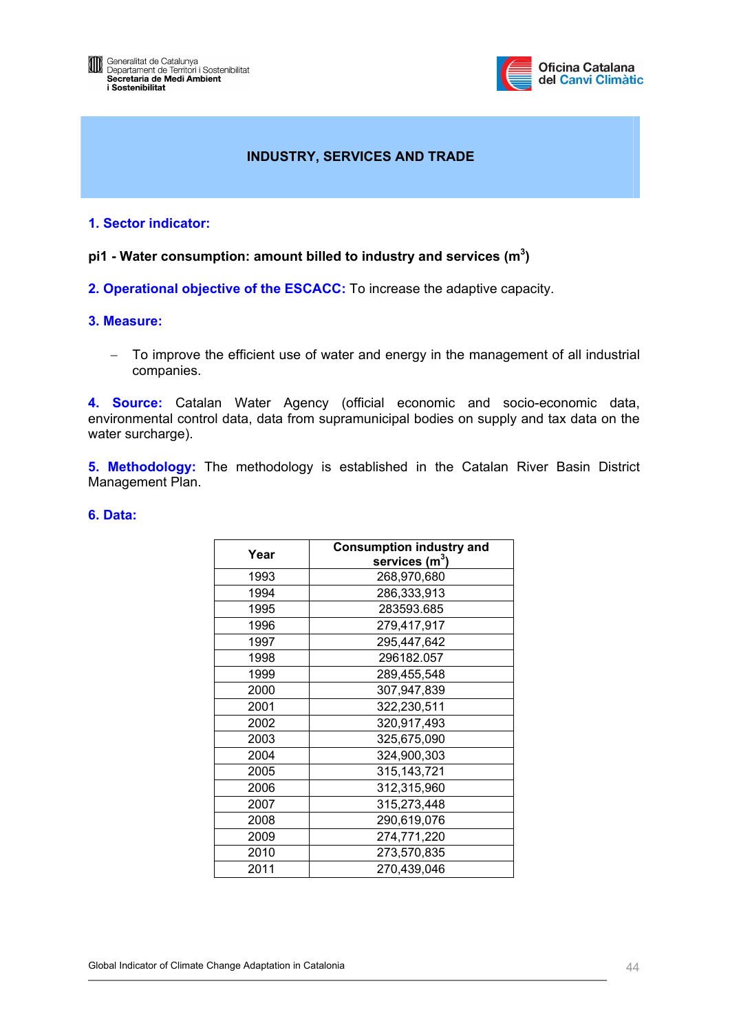# INDUSTRY, SERVICES AND TRADE

## 1. Sector indicator:

**pi1 - Water consumption: amount billed to industry and services ($m^3$)**

## 2. Operational objective of the ESCACC: 

To increase the adaptive capacity.

## 3. Measure:

- To improve the efficient use of water and energy in the management of all industrial companies.

**4. Source:** Catalan Water Agency (official economic and socio-economic data, environmental control data, data from supramunicipal bodies on supply and tax data on the water surcharge).

**5. Methodology:** The methodology is established in the Catalan River Basin District Management Plan.

## 6. Data:

| Year | Consumption industry and services ($m^3$) |
|---|---|
| 1993 | 268,970,680 |
| 1994 | 286,333,913 |
| 1995 | 283593.685 |
| 1996 | 279,417,917 |
| 1997 | 295,447,642 |
| 1998 | 296182.057 |
| 1999 | 289,455,548 |
| 2000 | 307,947,839 |
| 2001 | 322,230,511 |
| 2002 | 320,917,493 |
| 2003 | 325,675,090 |
| 2004 | 324,900,303 |
| 2005 | 315,143,721 |
| 2006 | 312,315,960 |
| 2007 | 315,273,448 |
| 2008 | 290,619,076 |
| 2009 | 274,771,220 |
| 2010 | 273,570,835 |
| 2011 | 270,439,046 |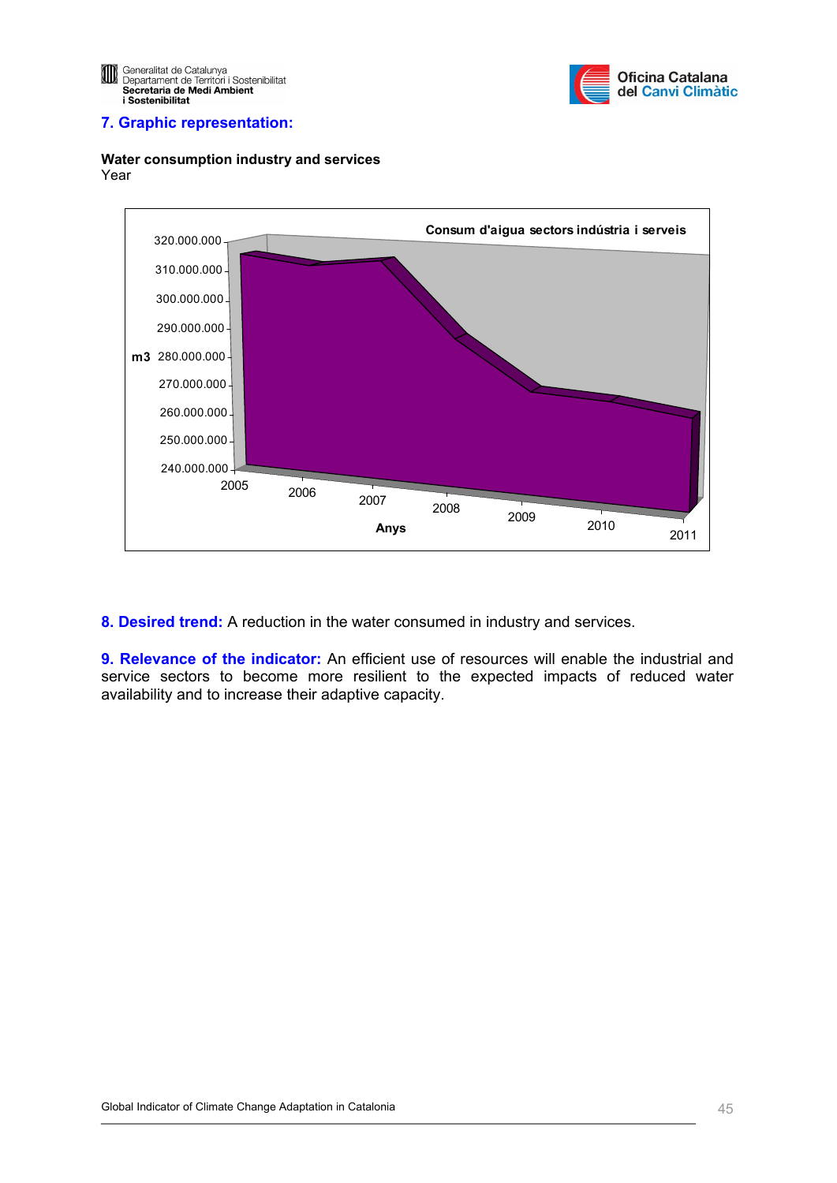## 7. Graphic representation:

**Water consumption industry and services**
Year

**8. Desired trend:** A reduction in the water consumed in industry and services.

**9. Relevance of the indicator:** An efficient use of resources will enable the industrial and service sectors to become more resilient to the expected impacts of reduced water availability and to increase their adaptive capacity.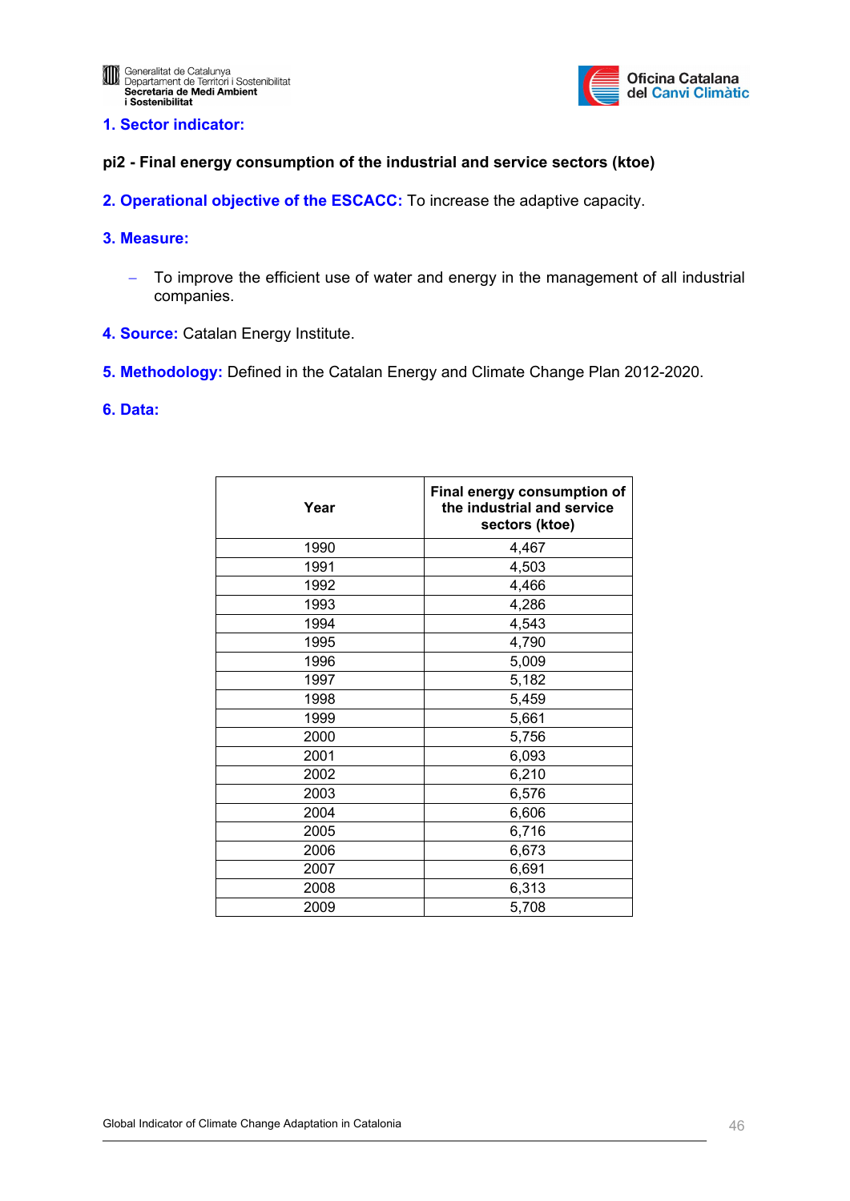**1. Sector indicator:**

**pi2 - Final energy consumption of the industrial and service sectors (ktoe)**

**2. Operational objective of the ESCACC:** To increase the adaptive capacity.

**3. Measure:**

- To improve the efficient use of water and energy in the management of all industrial companies.

**4. Source:** Catalan Energy Institute.

**5. Methodology:** Defined in the Catalan Energy and Climate Change Plan 2012-2020.

**6. Data:**

| Year | Final energy consumption of the industrial and service sectors (ktoe) |
|---|---|
| 1990 | 4,467 |
| 1991 | 4,503 |
| 1992 | 4,466 |
| 1993 | 4,286 |
| 1994 | 4,543 |
| 1995 | 4,790 |
| 1996 | 5,009 |
| 1997 | 5,182 |
| 1998 | 5,459 |
| 1999 | 5,661 |
| 2000 | 5,756 |
| 2001 | 6,093 |
| 2002 | 6,210 |
| 2003 | 6,576 |
| 2004 | 6,606 |
| 2005 | 6,716 |
| 2006 | 6,673 |
| 2007 | 6,691 |
| 2008 | 6,313 |
| 2009 | 5,708 |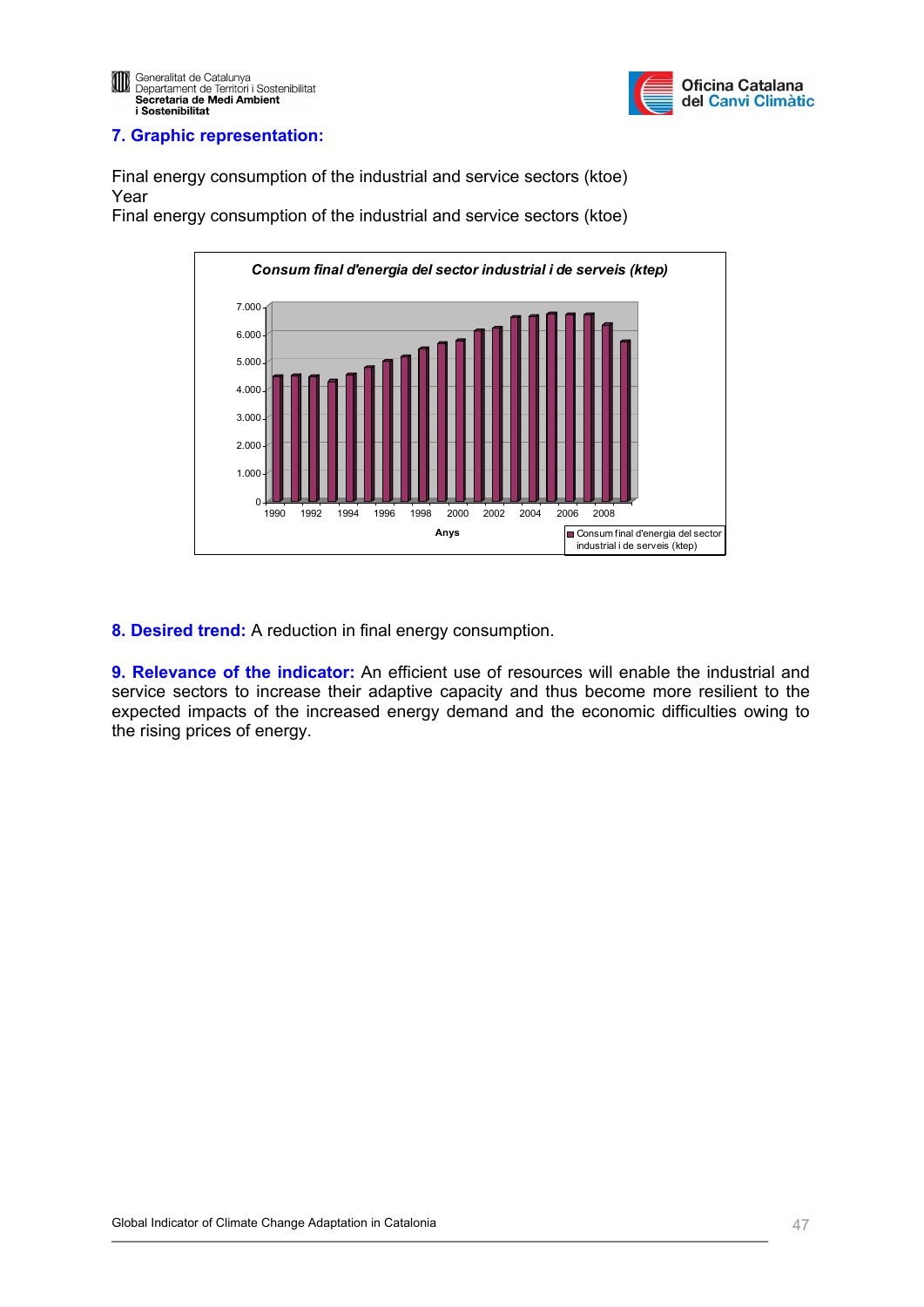## 7. Graphic representation:

Final energy consumption of the industrial and service sectors (ktoe)
Year
Final energy consumption of the industrial and service sectors (ktoe)

**8. Desired trend:** A reduction in final energy consumption.

**9. Relevance of the indicator:** An efficient use of resources will enable the industrial and service sectors to increase their adaptive capacity and thus become more resilient to the expected impacts of the increased energy demand and the economic difficulties owing to the rising prices of energy.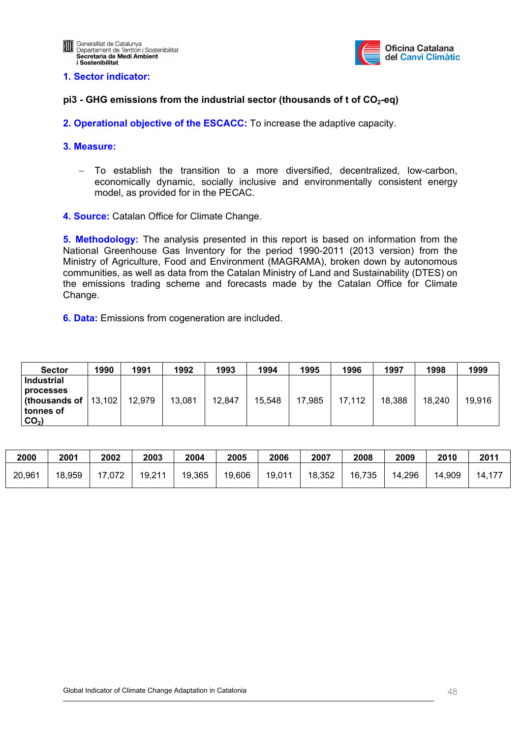## 1. Sector indicator:

**pi3 - GHG emissions from the industrial sector (thousands of t of $CO_2$-eq)**

**2. Operational objective of the ESCACC:** To increase the adaptive capacity.

**3. Measure:**

- To establish the transition to a more diversified, decentralized, low-carbon, economically dynamic, socially inclusive and environmentally consistent energy model, as provided for in the PECAC.

**4. Source:** Catalan Office for Climate Change.

**5. Methodology:** The analysis presented in this report is based on information from the National Greenhouse Gas Inventory for the period 1990-2011 (2013 version) from the Ministry of Agriculture, Food and Environment (MAGRAMA), broken down by autonomous communities, as well as data from the Catalan Ministry of Land and Sustainability (DTES) on the emissions trading scheme and forecasts made by the Catalan Office for Climate Change.

**6. Data:** Emissions from cogeneration are included.

| Sector | 1990 | 1991 | 1992 | 1993 | 1994 | 1995 | 1996 | 1997 | 1998 | 1999 |
|---|---|---|---|---|---|---|---|---|---|---|
| **Industrial processes (thousands of tonnes of $CO_2$)** | 13,102 | 12,979 | 13,081 | 12,847 | 15,548 | 17,985 | 17,112 | 18,388 | 18,240 | 19,916 |

| 2000 | 2001 | 2002 | 2003 | 2004 | 2005 | 2006 | 2007 | 2008 | 2009 | 2010 | 2011 |
|---|---|---|---|---|---|---|---|---|---|---|---|
| 20,961 | 18,959 | 17,072 | 19,211 | 19,365 | 19,606 | 19,011 | 18,352 | 16,735 | 14,296 | 14,909 | 14,177 |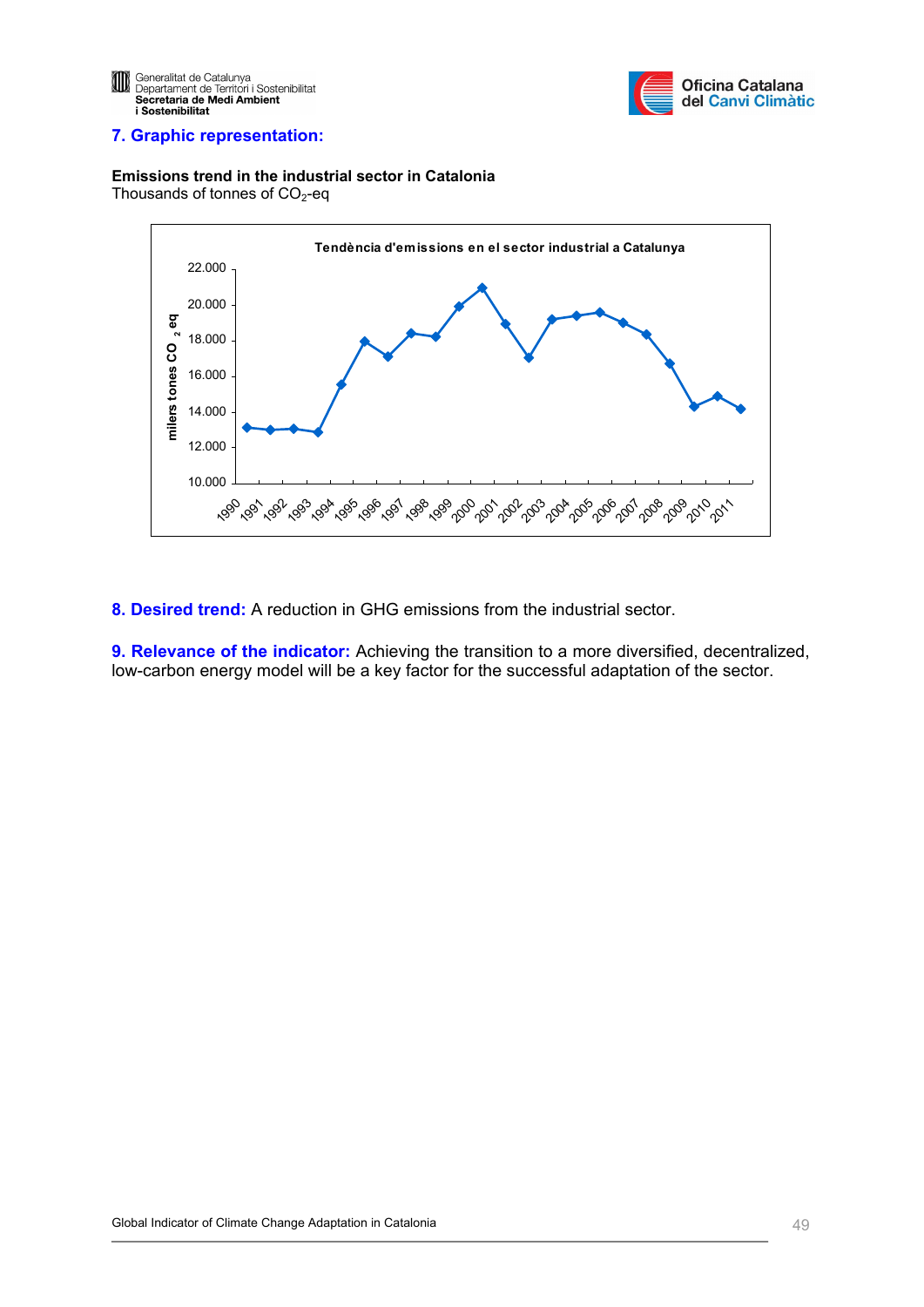## 7. Graphic representation:

**Emissions trend in the industrial sector in Catalonia**
Thousands of tonnes of $CO_2$-eq

**Tendència d'emissions en el sector industrial a Catalunya**

milers tones $CO_2$ eq

**8. Desired trend:** A reduction in GHG emissions from the industrial sector.

**9. Relevance of the indicator:** Achieving the transition to a more diversified, decentralized, low-carbon energy model will be a key factor for the successful adaptation of the sector.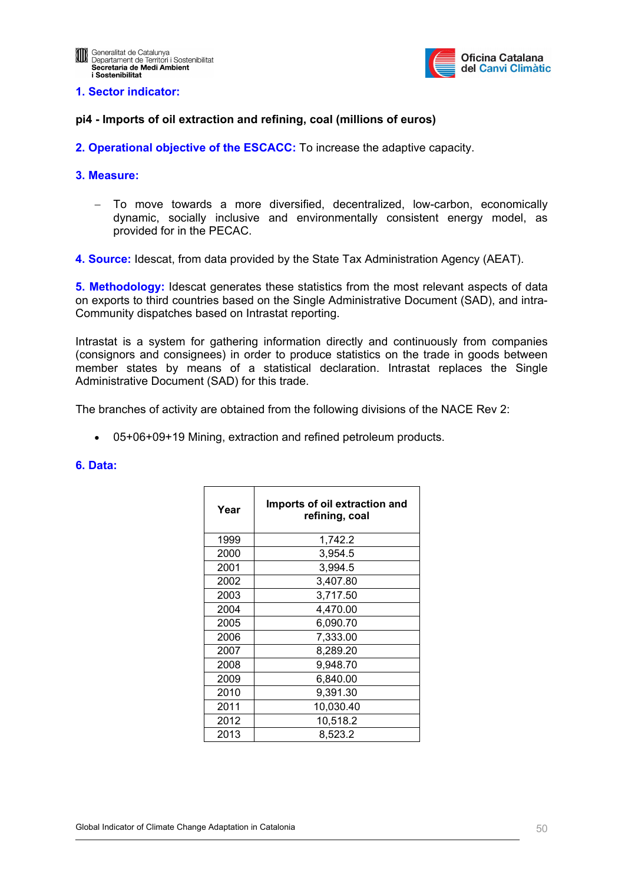### 1. Sector indicator:

**pi4 - Imports of oil extraction and refining, coal (millions of euros)**

**2. Operational objective of the ESCACC:** To increase the adaptive capacity.

**3. Measure:**

- To move towards a more diversified, decentralized, low-carbon, economically dynamic, socially inclusive and environmentally consistent energy model, as provided for in the PECAC.

**4. Source:** Idescat, from data provided by the State Tax Administration Agency (AEAT).

**5. Methodology:** Idescat generates these statistics from the most relevant aspects of data on exports to third countries based on the Single Administrative Document (SAD), and intra-Community dispatches based on Intrastat reporting.

Intrastat is a system for gathering information directly and continuously from companies (consignors and consignees) in order to produce statistics on the trade in goods between member states by means of a statistical declaration. Intrastat replaces the Single Administrative Document (SAD) for this trade.

The branches of activity are obtained from the following divisions of the NACE Rev 2:

- 05+06+09+19 Mining, extraction and refined petroleum products.

**6. Data:**

| Year | Imports of oil extraction and refining, coal |
|---|---|
| 1999 | 1,742.2 |
| 2000 | 3,954.5 |
| 2001 | 3,994.5 |
| 2002 | 3,407.80 |
| 2003 | 3,717.50 |
| 2004 | 4,470.00 |
| 2005 | 6,090.70 |
| 2006 | 7,333.00 |
| 2007 | 8,289.20 |
| 2008 | 9,948.70 |
| 2009 | 6,840.00 |
| 2010 | 9,391.30 |
| 2011 | 10,030.40 |
| 2012 | 10,518.2 |
| 2013 | 8,523.2 |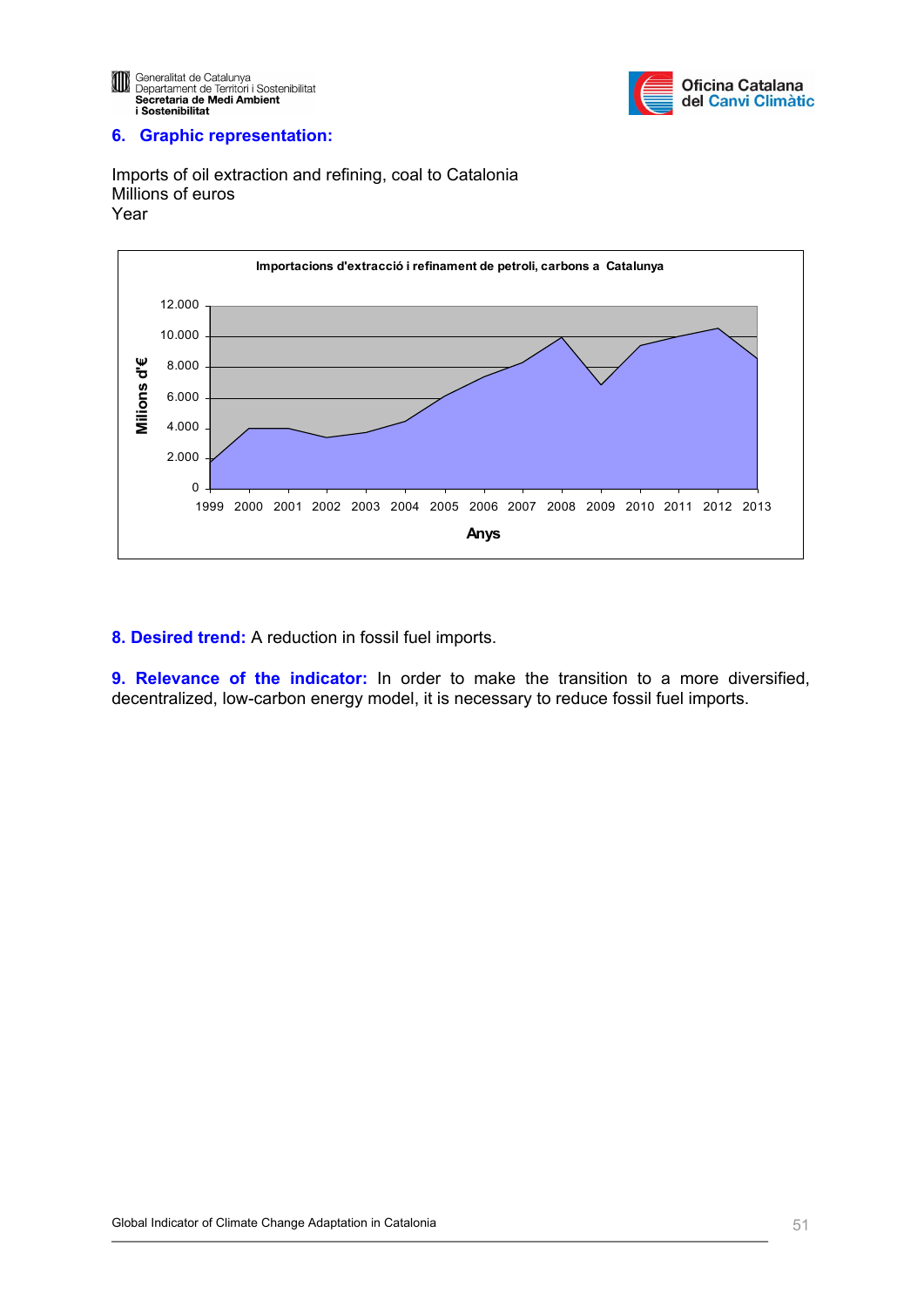## 6. Graphic representation:

Imports of oil extraction and refining, coal to Catalonia
Millions of euros
Year

**8. Desired trend:** A reduction in fossil fuel imports.

**9. Relevance of the indicator:** In order to make the transition to a more diversified, decentralized, low-carbon energy model, it is necessary to reduce fossil fuel imports.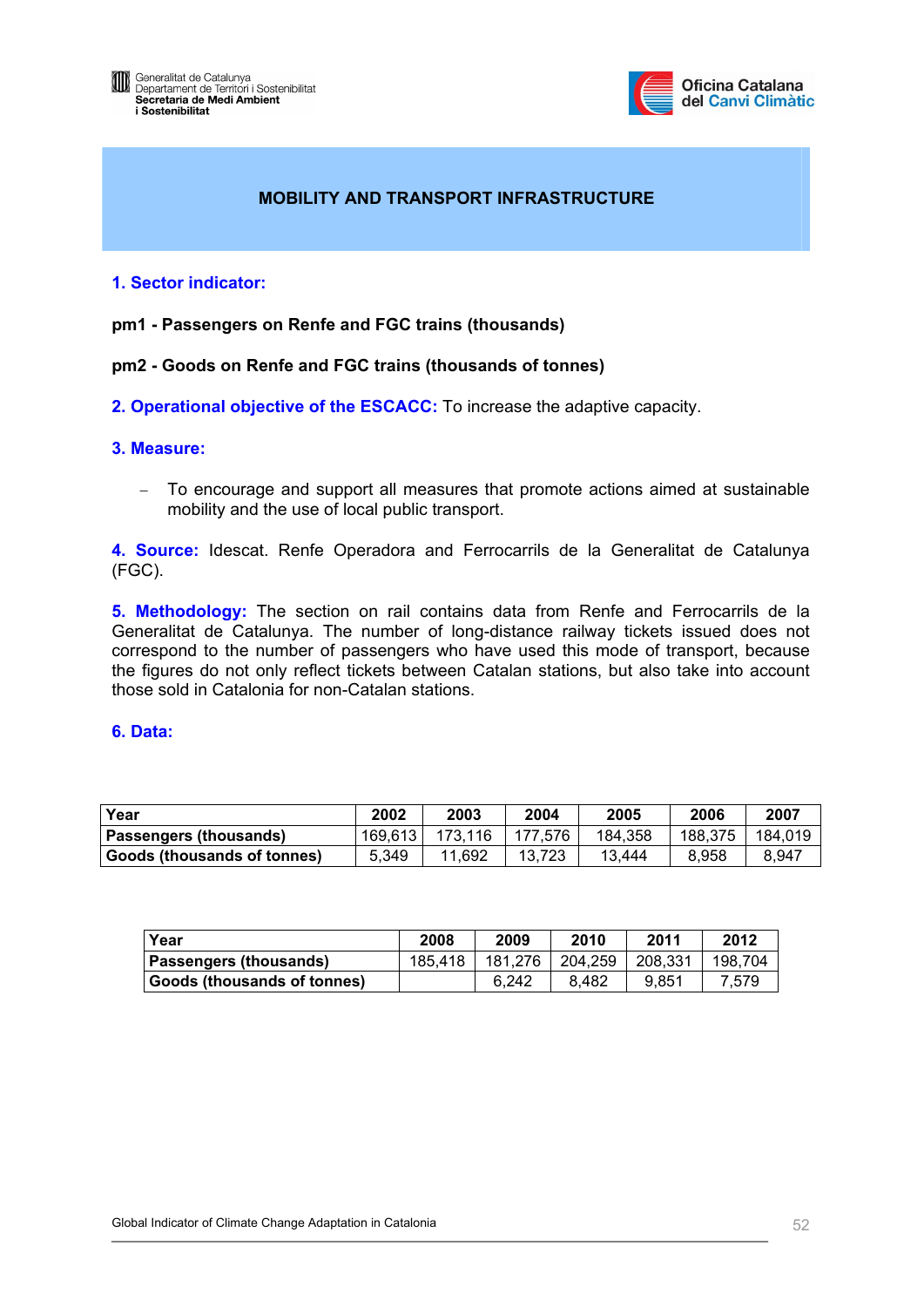# MOBILITY AND TRANSPORT INFRASTRUCTURE

## 1. Sector indicator:

**pm1 - Passengers on Renfe and FGC trains (thousands)**

**pm2 - Goods on Renfe and FGC trains (thousands of tonnes)**

**2. Operational objective of the ESCACC:** To increase the adaptive capacity.

## 3. Measure:

- To encourage and support all measures that promote actions aimed at sustainable mobility and the use of local public transport.

**4. Source:** Idescat. Renfe Operadora and Ferrocarrils de la Generalitat de Catalunya (FGC).

**5. Methodology:** The section on rail contains data from Renfe and Ferrocarrils de la Generalitat de Catalunya. The number of long-distance railway tickets issued does not correspond to the number of passengers who have used this mode of transport, because the figures do not only reflect tickets between Catalan stations, but also take into account those sold in Catalonia for non-Catalan stations.

## 6. Data:

| Year | 2002 | 2003 | 2004 | 2005 | 2006 | 2007 |
|---|---|---|---|---|---|---|
| Passengers (thousands) | 169,613 | 173,116 | 177,576 | 184,358 | 188,375 | 184,019 |
| Goods (thousands of tonnes) | 5,349 | 11,692 | 13,723 | 13,444 | 8,958 | 8,947 |

| Year | 2008 | 2009 | 2010 | 2011 | 2012 |
|---|---|---|---|---|---|
| Passengers (thousands) | 185,418 | 181,276 | 204,259 | 208,331 | 198,704 |
| Goods (thousands of tonnes) | | 6,242 | 8,482 | 9,851 | 7,579 |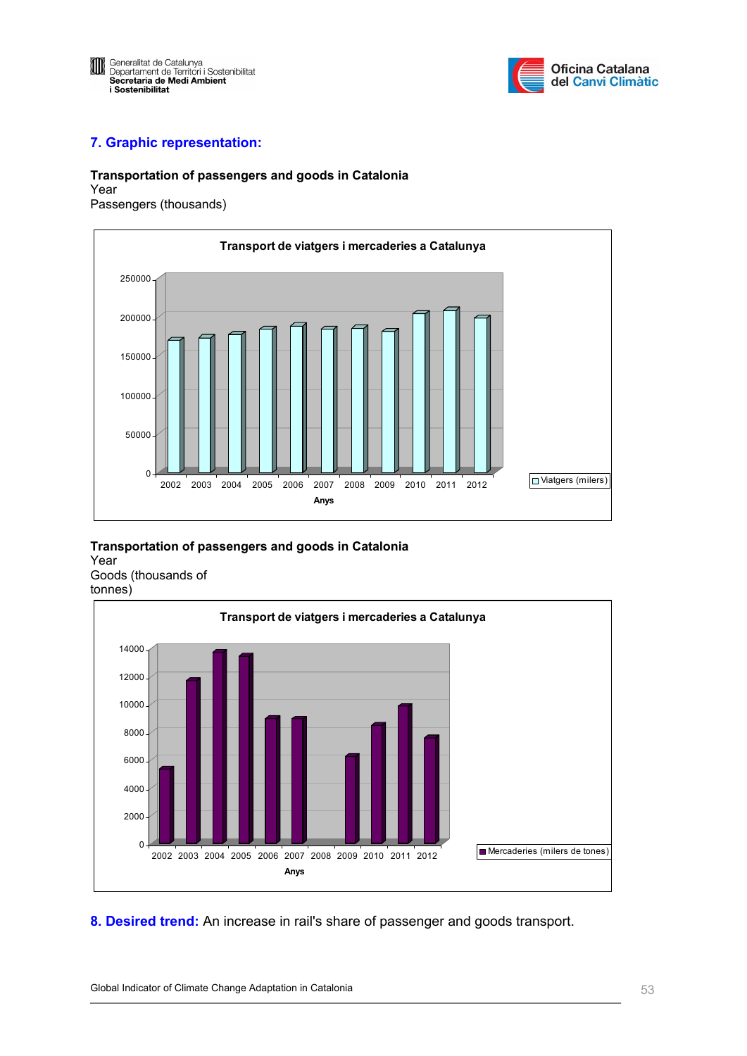## 7. Graphic representation:

**Transportation of passengers and goods in Catalonia**
Year
Passengers (thousands)

Transport de viatgers i mercaderies a Catalunya

**Transportation of passengers and goods in Catalonia**
Year
Goods (thousands of tonnes)

Transport de viatgers i mercaderies a Catalunya

**8. Desired trend:** An increase in rail's share of passenger and goods transport.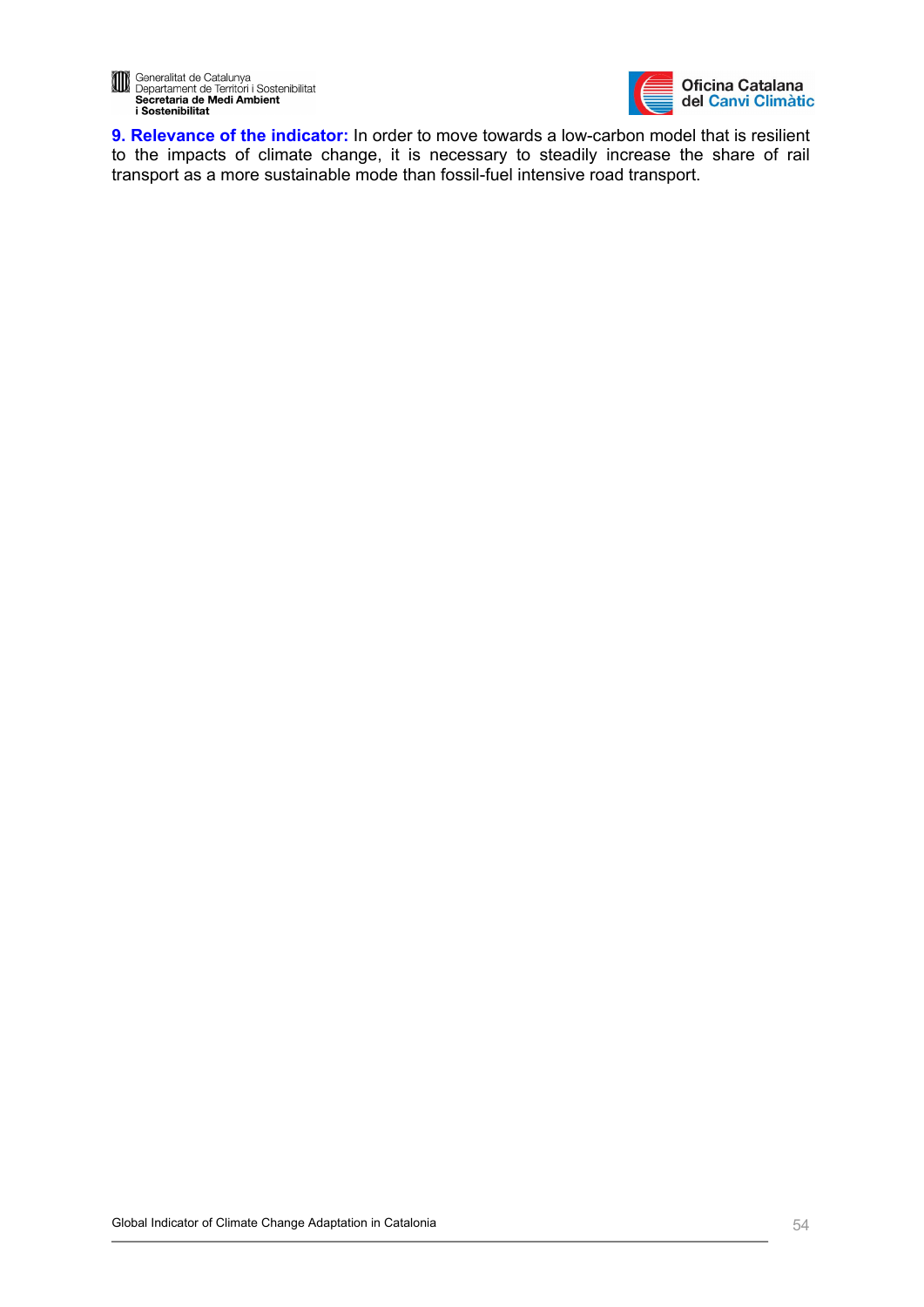**9. Relevance of the indicator:** In order to move towards a low-carbon model that is resilient to the impacts of climate change, it is necessary to steadily increase the share of rail transport as a more sustainable mode than fossil-fuel intensive road transport.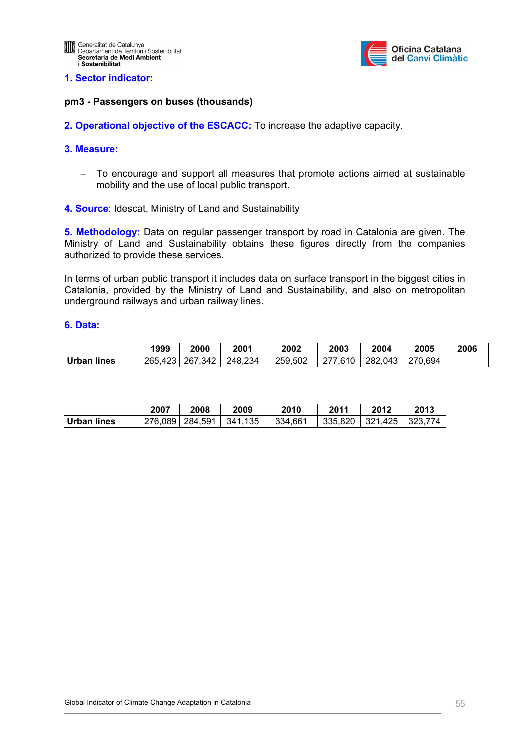## 1. Sector indicator:

**pm3 - Passengers on buses (thousands)**

**2. Operational objective of the ESCACC:** To increase the adaptive capacity.

**3. Measure:**

- To encourage and support all measures that promote actions aimed at sustainable mobility and the use of local public transport.

**4. Source**: Idescat. Ministry of Land and Sustainability

**5. Methodology:** Data on regular passenger transport by road in Catalonia are given. The Ministry of Land and Sustainability obtains these figures directly from the companies authorized to provide these services.

In terms of urban public transport it includes data on surface transport in the biggest cities in Catalonia, provided by the Ministry of Land and Sustainability, and also on metropolitan underground railways and urban railway lines.

**6. Data:**

| | 1999 | 2000 | 2001 | 2002 | 2003 | 2004 | 2005 | 2006 |
|---|---|---|---|---|---|---|---|---|
| **Urban lines** | 265,423 | 267,342 | 248,234 | 259,502 | 277,610 | 282,043 | 270,694 | |

| | 2007 | 2008 | 2009 | 2010 | 2011 | 2012 | 2013 |
|---|---|---|---|---|---|---|---|
| **Urban lines** | 276,089 | 284,591 | 341,135 | 334,661 | 335,820 | 321,425 | 323,774 |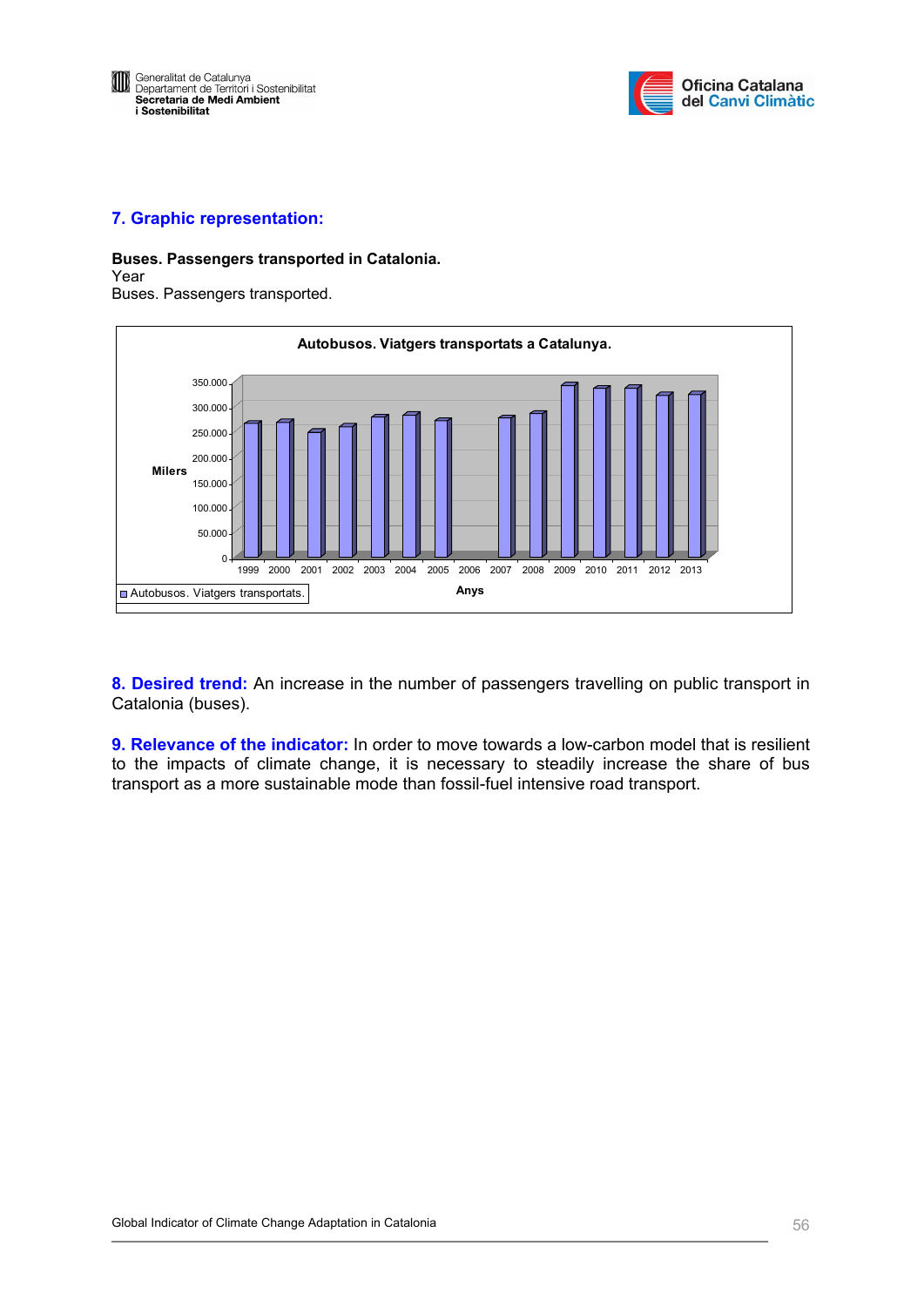## 7. Graphic representation:

**Buses. Passengers transported in Catalonia.**
Year
Buses. Passengers transported.

**Autobusos. Viatgers transportats a Catalunya.**

Milers

Anys

Autobusos. Viatgers transportats.

**8. Desired trend:** An increase in the number of passengers travelling on public transport in Catalonia (buses).

**9. Relevance of the indicator:** In order to move towards a low-carbon model that is resilient to the impacts of climate change, it is necessary to steadily increase the share of bus transport as a more sustainable mode than fossil-fuel intensive road transport.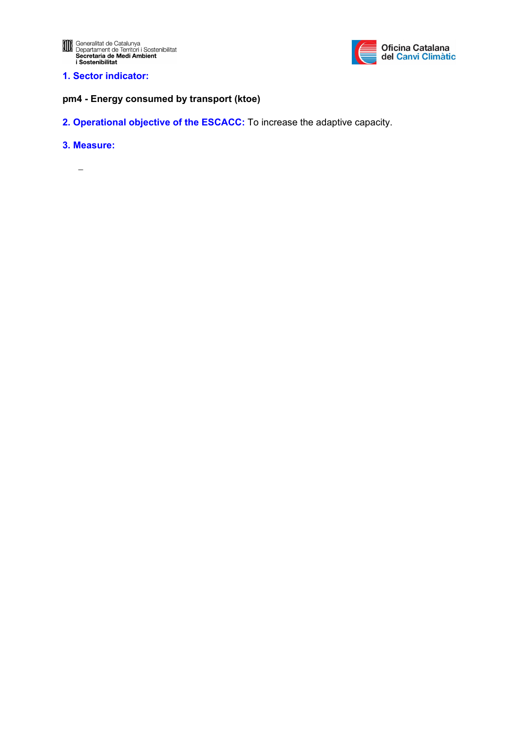## 1. Sector indicator:

**pm4 - Energy consumed by transport (ktoe)**

## 2. Operational objective of the ESCACC: To increase the adaptive capacity.

## 3. Measure:

–